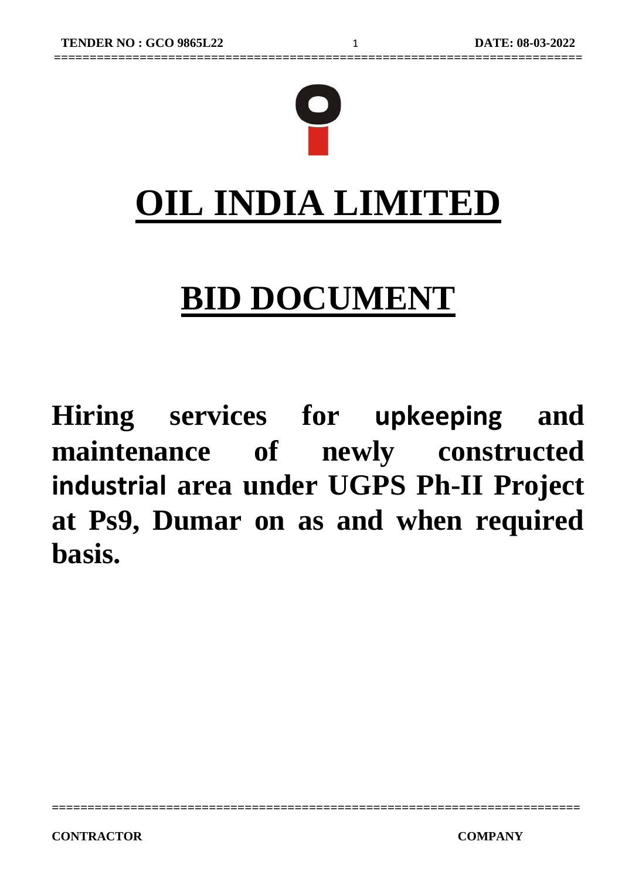# OIL INDIA LIMITED

# BID DOCUMENT

**Hiring services for upkeeping and maintenance of newly constructed industrial area under UGPS Ph-II Project at Ps9, Dumar on as and when required basis.**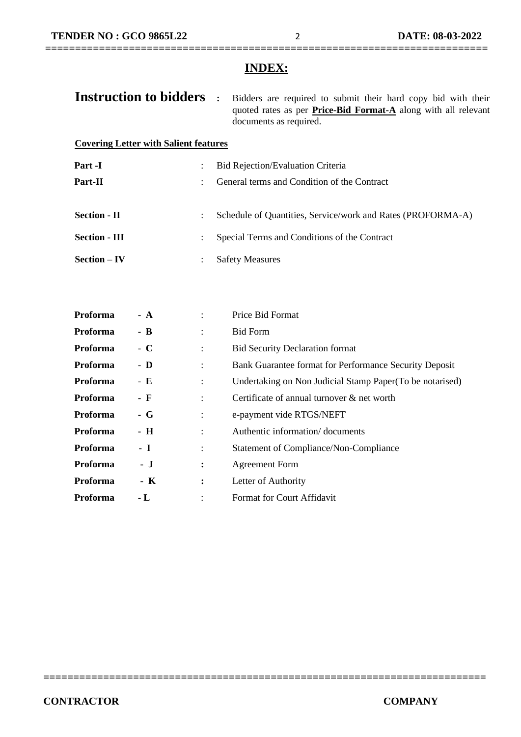# INDEX:

**Instruction to bidders** : Bidders are required to submit their hard copy bid with their quoted rates as per **Price-Bid Format-A** along with all relevant documents as required.

**Covering Letter with Salient features**

| | | |
|---|---|---|
| **Part -I** | : | Bid Rejection/Evaluation Criteria |
| **Part-II** | : | General terms and Condition of the Contract |
| **Section - II** | : | Schedule of Quantities, Service/work and Rates (PROFORMA-A) |
| **Section - III** | : | Special Terms and Conditions of the Contract |
| **Section – IV** | : | Safety Measures |

| | | | |
|---|---|---|---|
| **Proforma** | **- A** | : | Price Bid Format |
| **Proforma** | **- B** | : | Bid Form |
| **Proforma** | **- C** | : | Bid Security Declaration format |
| **Proforma** | **- D** | : | Bank Guarantee format for Performance Security Deposit |
| **Proforma** | **- E** | : | Undertaking on Non Judicial Stamp Paper(To be notarised) |
| **Proforma** | **- F** | : | Certificate of annual turnover & net worth |
| **Proforma** | **- G** | : | e-payment vide RTGS/NEFT |
| **Proforma** | **- H** | : | Authentic information/ documents |
| **Proforma** | **- I** | : | Statement of Compliance/Non-Compliance |
| **Proforma** | **- J** | : | Agreement Form |
| **Proforma** | **- K** | : | Letter of Authority |
| **Proforma** | **- L** | : | Format for Court Affidavit |

**CONTRACTOR** **COMPANY**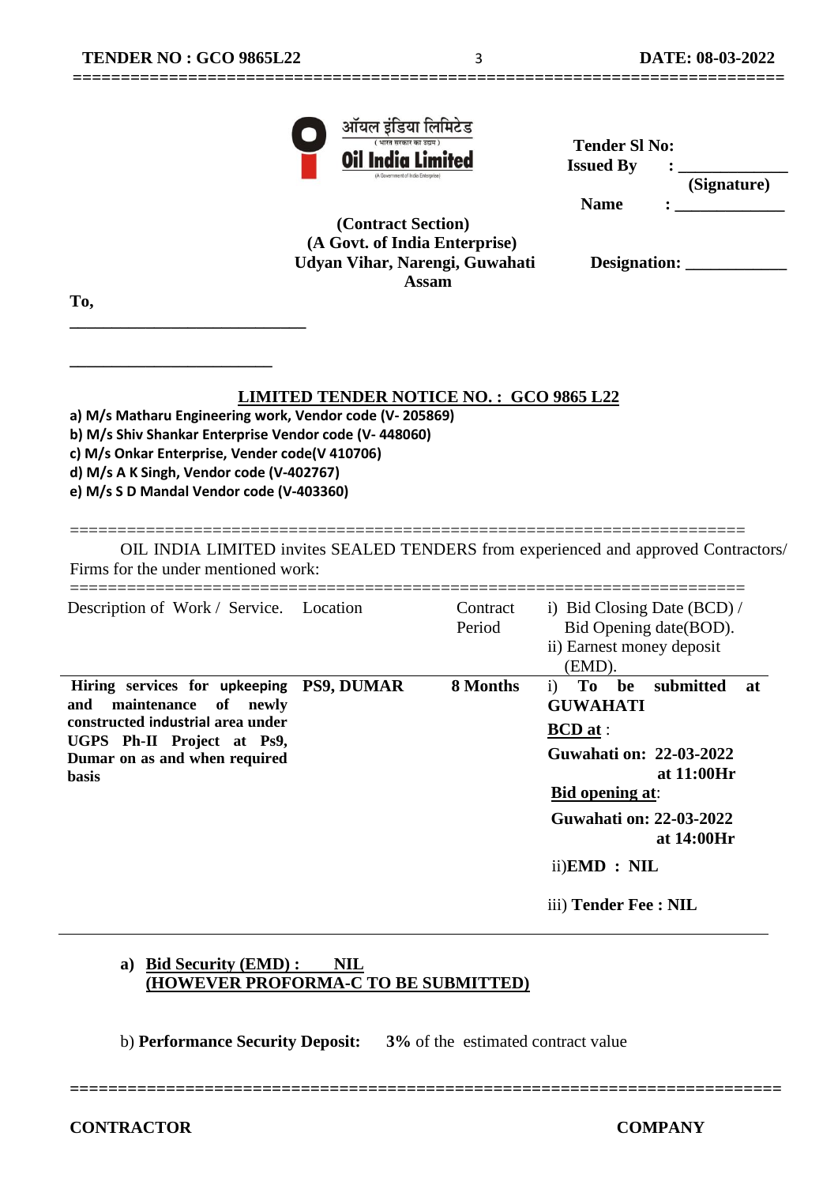ऑयल इंडिया लिमिटेड
( भारत सरकार का उद्यम )
**Oil India Limited**
(A Government of India Enterprise)

**(Contract Section)**
**(A Govt. of India Enterprise)**
**Udyan Vihar, Narengi, Guwahati**
**Assam**

**Tender Sl No:**
**Issued By :** ____________
**(Signature)**
**Name :** ____________
**Designation:** ____________

**To,**

____________________________

________________________

## LIMITED TENDER NOTICE NO. : GCO 9865 L22

**a) M/s Matharu Engineering work, Vendor code (V- 205869)**
**b) M/s Shiv Shankar Enterprise Vendor code (V- 448060)**
**c) M/s Onkar Enterprise, Vender code(V 410706)**
**d) M/s A K Singh, Vendor code (V-402767)**
**e) M/s S D Mandal Vendor code (V-403360)**

OIL INDIA LIMITED invites SEALED TENDERS from experienced and approved Contractors/ Firms for the under mentioned work:

| Description of Work / Service. | Location | Contract Period | i) Bid Closing Date (BCD) / Bid Opening date(BOD). ii) Earnest money deposit (EMD). |
|---|---|---|---|
| **Hiring services for upkeeping and maintenance of newly constructed industrial area under UGPS Ph-II Project at Ps9, Dumar on as and when required basis** | **PS9, DUMAR** | **8 Months** | i) **To be submitted at GUWAHATI**<br>**BCD at** :<br>**Guwahati on: 22-03-2022 at 11:00Hr**<br>**Bid opening at**:<br>**Guwahati on: 22-03-2022 at 14:00Hr**<br>ii)**EMD : NIL**<br>iii) **Tender Fee : NIL** |

a) **Bid Security (EMD) : NIL**
**(HOWEVER PROFORMA-C TO BE SUBMITTED)**

b) **Performance Security Deposit: 3%** of the estimated contract value

**CONTRACTOR** **COMPANY**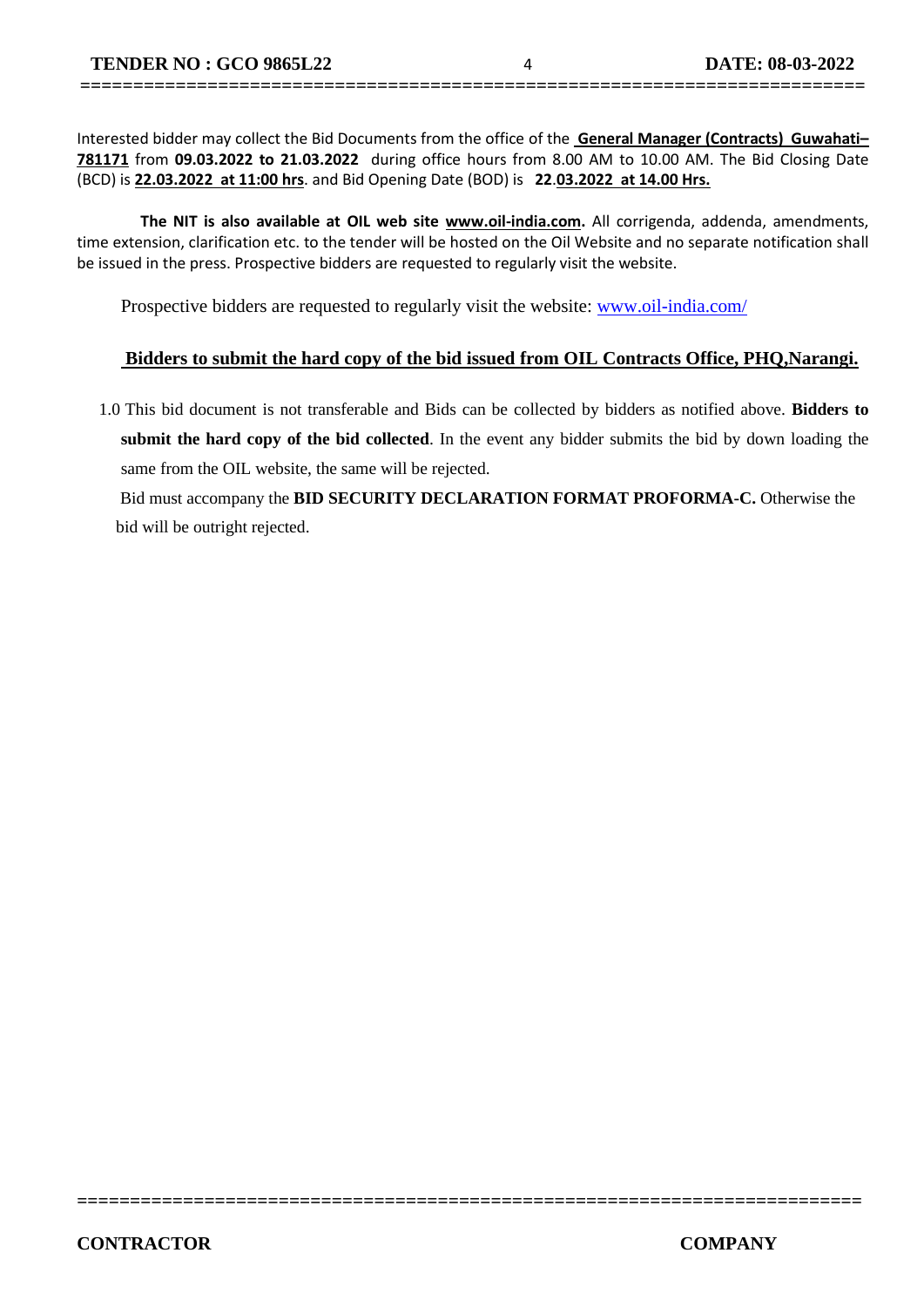Interested bidder may collect the Bid Documents from the office of the **General Manager (Contracts) Guwahati–781171** from **09.03.2022 to 21.03.2022** during office hours from 8.00 AM to 10.00 AM. The Bid Closing Date (BCD) is **22.03.2022 at 11:00 hrs**. and Bid Opening Date (BOD) is **22.03.2022 at 14.00 Hrs.**

**The NIT is also available at OIL web site www.oil-india.com.** All corrigenda, addenda, amendments, time extension, clarification etc. to the tender will be hosted on the Oil Website and no separate notification shall be issued in the press. Prospective bidders are requested to regularly visit the website.

Prospective bidders are requested to regularly visit the website: www.oil-india.com/

**Bidders to submit the hard copy of the bid issued from OIL Contracts Office, PHQ,Narangi.**

1.0 This bid document is not transferable and Bids can be collected by bidders as notified above. **Bidders to submit the hard copy of the bid collected**. In the event any bidder submits the bid by down loading the same from the OIL website, the same will be rejected.

Bid must accompany the **BID SECURITY DECLARATION FORMAT PROFORMA-C.** Otherwise the bid will be outright rejected.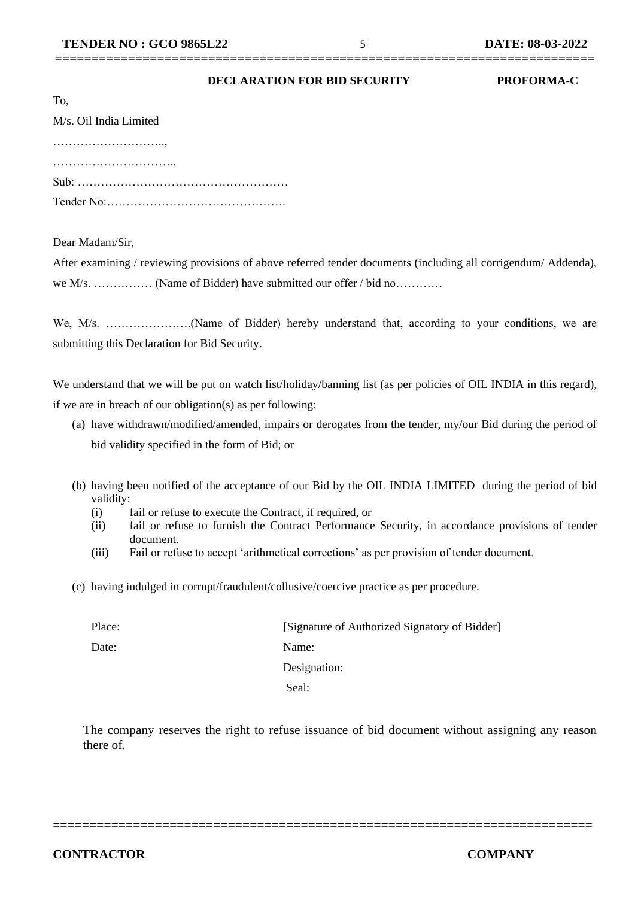**DECLARATION FOR BID SECURITY** **PROFORMA-C**

To,

M/s. Oil India Limited

………………………..,

…………………………..

Sub: ………………………………………………

Tender No:……………………………………….

Dear Madam/Sir,

After examining / reviewing provisions of above referred tender documents (including all corrigendum/ Addenda), we M/s. …………… (Name of Bidder) have submitted our offer / bid no…………

We, M/s. ………………….(Name of Bidder) hereby understand that, according to your conditions, we are submitting this Declaration for Bid Security.

We understand that we will be put on watch list/holiday/banning list (as per policies of OIL INDIA in this regard), if we are in breach of our obligation(s) as per following:

(a) have withdrawn/modified/amended, impairs or derogates from the tender, my/our Bid during the period of bid validity specified in the form of Bid; or

(b) having been notified of the acceptance of our Bid by the OIL INDIA LIMITED during the period of bid validity:
  - (i) fail or refuse to execute the Contract, if required, or
  - (ii) fail or refuse to furnish the Contract Performance Security, in accordance provisions of tender document.
  - (iii) Fail or refuse to accept 'arithmetical corrections' as per provision of tender document.

(c) having indulged in corrupt/fraudulent/collusive/coercive practice as per procedure.

Place: [Signature of Authorized Signatory of Bidder]

Date: Name:

Designation:

Seal:

The company reserves the right to refuse issuance of bid document without assigning any reason there of.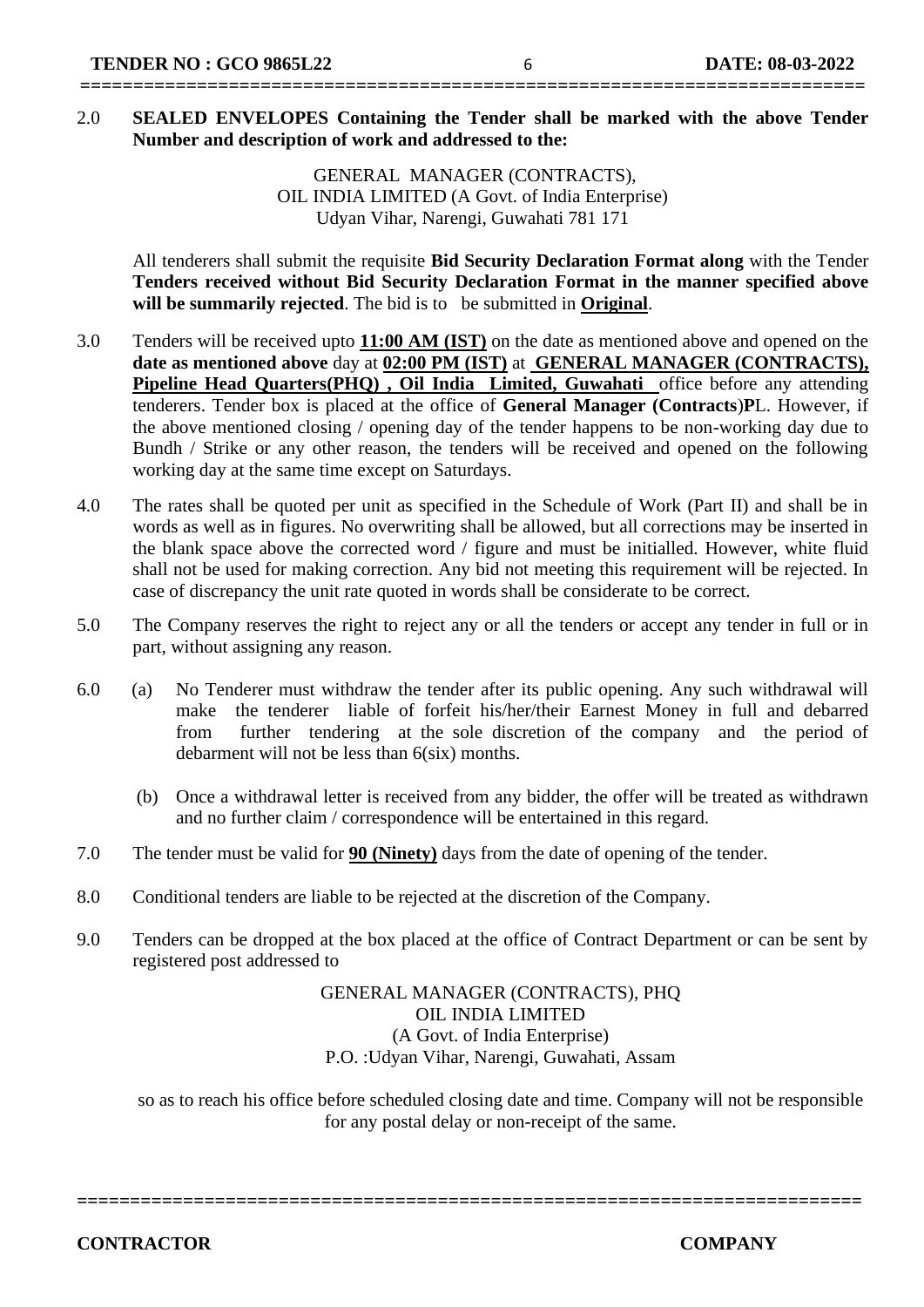2.0 **SEALED ENVELOPES Containing the Tender shall be marked with the above Tender Number and description of work and addressed to the:**

GENERAL MANAGER (CONTRACTS),
OIL INDIA LIMITED (A Govt. of India Enterprise)
Udyan Vihar, Narengi, Guwahati 781 171

All tenderers shall submit the requisite **Bid Security Declaration Format along** with the Tender **Tenders received without Bid Security Declaration Format in the manner specified above will be summarily rejected**. The bid is to be submitted in **Original**.

3.0 Tenders will be received upto **11:00 AM (IST)** on the date as mentioned above and opened on the **date as mentioned above** day at **02:00 PM (IST)** at **GENERAL MANAGER (CONTRACTS), Pipeline Head Quarters(PHQ) , Oil India Limited, Guwahati** office before any attending tenderers. Tender box is placed at the office of **General Manager (Contracts**)**P**L. However, if the above mentioned closing / opening day of the tender happens to be non-working day due to Bundh / Strike or any other reason, the tenders will be received and opened on the following working day at the same time except on Saturdays.

4.0 The rates shall be quoted per unit as specified in the Schedule of Work (Part II) and shall be in words as well as in figures. No overwriting shall be allowed, but all corrections may be inserted in the blank space above the corrected word / figure and must be initialled. However, white fluid shall not be used for making correction. Any bid not meeting this requirement will be rejected. In case of discrepancy the unit rate quoted in words shall be considerate to be correct.

5.0 The Company reserves the right to reject any or all the tenders or accept any tender in full or in part, without assigning any reason.

6.0 (a) No Tenderer must withdraw the tender after its public opening. Any such withdrawal will make the tenderer liable of forfeit his/her/their Earnest Money in full and debarred from further tendering at the sole discretion of the company and the period of debarment will not be less than 6(six) months.

(b) Once a withdrawal letter is received from any bidder, the offer will be treated as withdrawn and no further claim / correspondence will be entertained in this regard.

7.0 The tender must be valid for **90 (Ninety)** days from the date of opening of the tender.

8.0 Conditional tenders are liable to be rejected at the discretion of the Company.

9.0 Tenders can be dropped at the box placed at the office of Contract Department or can be sent by registered post addressed to

GENERAL MANAGER (CONTRACTS), PHQ
OIL INDIA LIMITED
(A Govt. of India Enterprise)
P.O. :Udyan Vihar, Narengi, Guwahati, Assam

so as to reach his office before scheduled closing date and time. Company will not be responsible for any postal delay or non-receipt of the same.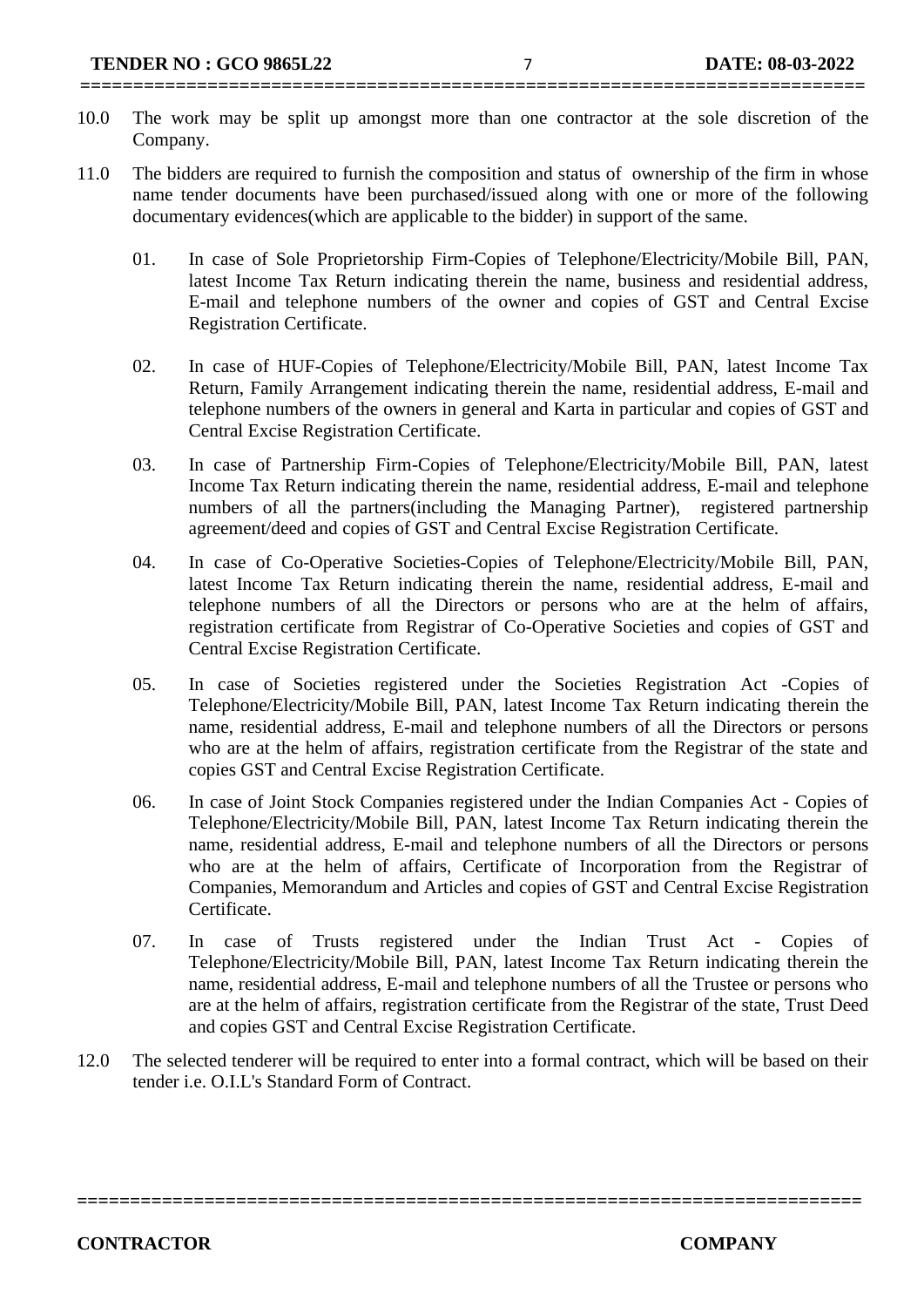10.0 The work may be split up amongst more than one contractor at the sole discretion of the Company.

11.0 The bidders are required to furnish the composition and status of ownership of the firm in whose name tender documents have been purchased/issued along with one or more of the following documentary evidences(which are applicable to the bidder) in support of the same.

01. In case of Sole Proprietorship Firm-Copies of Telephone/Electricity/Mobile Bill, PAN, latest Income Tax Return indicating therein the name, business and residential address, E-mail and telephone numbers of the owner and copies of GST and Central Excise Registration Certificate.

02. In case of HUF-Copies of Telephone/Electricity/Mobile Bill, PAN, latest Income Tax Return, Family Arrangement indicating therein the name, residential address, E-mail and telephone numbers of the owners in general and Karta in particular and copies of GST and Central Excise Registration Certificate.

03. In case of Partnership Firm-Copies of Telephone/Electricity/Mobile Bill, PAN, latest Income Tax Return indicating therein the name, residential address, E-mail and telephone numbers of all the partners(including the Managing Partner), registered partnership agreement/deed and copies of GST and Central Excise Registration Certificate.

04. In case of Co-Operative Societies-Copies of Telephone/Electricity/Mobile Bill, PAN, latest Income Tax Return indicating therein the name, residential address, E-mail and telephone numbers of all the Directors or persons who are at the helm of affairs, registration certificate from Registrar of Co-Operative Societies and copies of GST and Central Excise Registration Certificate.

05. In case of Societies registered under the Societies Registration Act -Copies of Telephone/Electricity/Mobile Bill, PAN, latest Income Tax Return indicating therein the name, residential address, E-mail and telephone numbers of all the Directors or persons who are at the helm of affairs, registration certificate from the Registrar of the state and copies GST and Central Excise Registration Certificate.

06. In case of Joint Stock Companies registered under the Indian Companies Act - Copies of Telephone/Electricity/Mobile Bill, PAN, latest Income Tax Return indicating therein the name, residential address, E-mail and telephone numbers of all the Directors or persons who are at the helm of affairs, Certificate of Incorporation from the Registrar of Companies, Memorandum and Articles and copies of GST and Central Excise Registration Certificate.

07. In case of Trusts registered under the Indian Trust Act - Copies of Telephone/Electricity/Mobile Bill, PAN, latest Income Tax Return indicating therein the name, residential address, E-mail and telephone numbers of all the Trustee or persons who are at the helm of affairs, registration certificate from the Registrar of the state, Trust Deed and copies GST and Central Excise Registration Certificate.

12.0 The selected tenderer will be required to enter into a formal contract, which will be based on their tender i.e. O.I.L's Standard Form of Contract.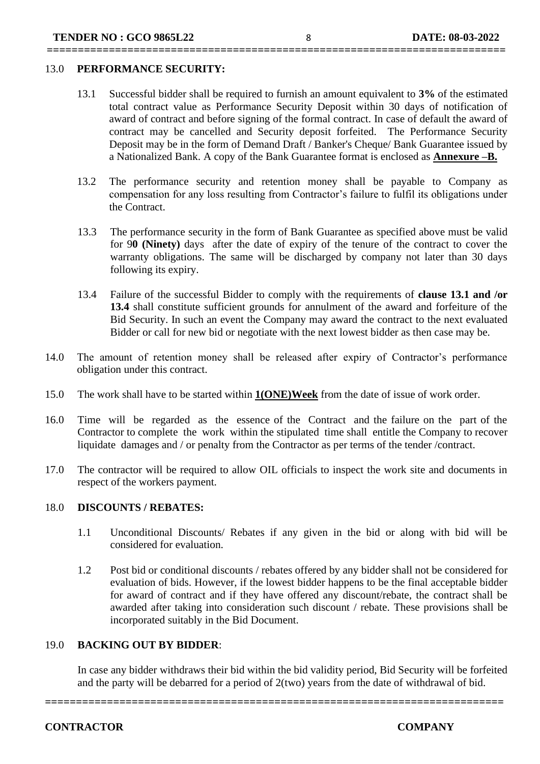13.0 **PERFORMANCE SECURITY:**

13.1 Successful bidder shall be required to furnish an amount equivalent to **3%** of the estimated total contract value as Performance Security Deposit within 30 days of notification of award of contract and before signing of the formal contract. In case of default the award of contract may be cancelled and Security deposit forfeited. The Performance Security Deposit may be in the form of Demand Draft / Banker's Cheque/ Bank Guarantee issued by a Nationalized Bank. A copy of the Bank Guarantee format is enclosed as **Annexure –B.**

13.2 The performance security and retention money shall be payable to Company as compensation for any loss resulting from Contractor's failure to fulfil its obligations under the Contract.

13.3 The performance security in the form of Bank Guarantee as specified above must be valid for 9**0 (Ninety)** days after the date of expiry of the tenure of the contract to cover the warranty obligations. The same will be discharged by company not later than 30 days following its expiry.

13.4 Failure of the successful Bidder to comply with the requirements of **clause 13.1 and /or 13.4** shall constitute sufficient grounds for annulment of the award and forfeiture of the Bid Security. In such an event the Company may award the contract to the next evaluated Bidder or call for new bid or negotiate with the next lowest bidder as then case may be.

14.0 The amount of retention money shall be released after expiry of Contractor's performance obligation under this contract.

15.0 The work shall have to be started within **1(ONE)Week** from the date of issue of work order.

16.0 Time will be regarded as the essence of the Contract and the failure on the part of the Contractor to complete the work within the stipulated time shall entitle the Company to recover liquidate damages and / or penalty from the Contractor as per terms of the tender /contract.

17.0 The contractor will be required to allow OIL officials to inspect the work site and documents in respect of the workers payment.

18.0 **DISCOUNTS / REBATES:**

1.1 Unconditional Discounts/ Rebates if any given in the bid or along with bid will be considered for evaluation.

1.2 Post bid or conditional discounts / rebates offered by any bidder shall not be considered for evaluation of bids. However, if the lowest bidder happens to be the final acceptable bidder for award of contract and if they have offered any discount/rebate, the contract shall be awarded after taking into consideration such discount / rebate. These provisions shall be incorporated suitably in the Bid Document.

19.0 **BACKING OUT BY BIDDER**:

In case any bidder withdraws their bid within the bid validity period, Bid Security will be forfeited and the party will be debarred for a period of 2(two) years from the date of withdrawal of bid.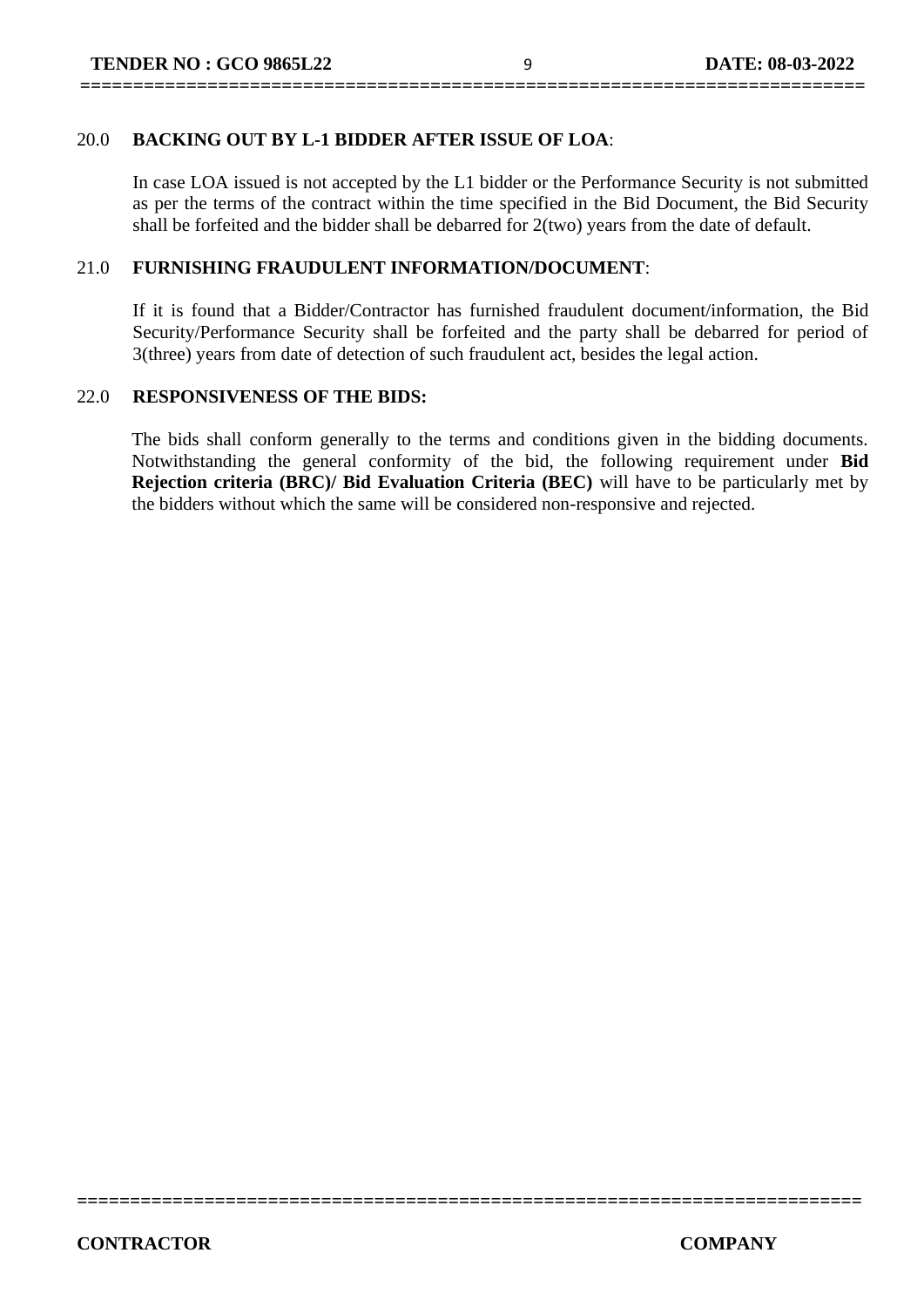## 20.0 BACKING OUT BY L-1 BIDDER AFTER ISSUE OF LOA:

In case LOA issued is not accepted by the L1 bidder or the Performance Security is not submitted as per the terms of the contract within the time specified in the Bid Document, the Bid Security shall be forfeited and the bidder shall be debarred for 2(two) years from the date of default.

## 21.0 FURNISHING FRAUDULENT INFORMATION/DOCUMENT:

If it is found that a Bidder/Contractor has furnished fraudulent document/information, the Bid Security/Performance Security shall be forfeited and the party shall be debarred for period of 3(three) years from date of detection of such fraudulent act, besides the legal action.

## 22.0 RESPONSIVENESS OF THE BIDS:

The bids shall conform generally to the terms and conditions given in the bidding documents. Notwithstanding the general conformity of the bid, the following requirement under **Bid Rejection criteria (BRC)/ Bid Evaluation Criteria (BEC)** will have to be particularly met by the bidders without which the same will be considered non-responsive and rejected.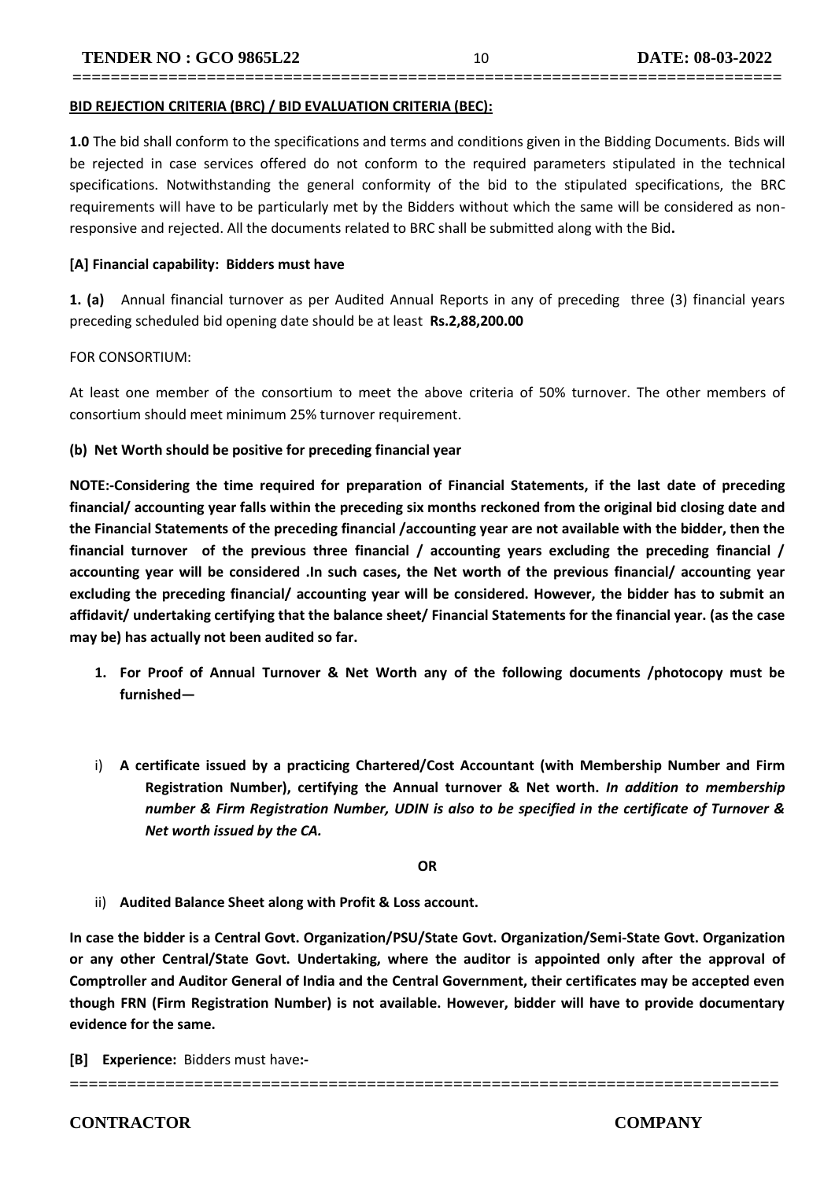**BID REJECTION CRITERIA (BRC) / BID EVALUATION CRITERIA (BEC):**

**1.0** The bid shall conform to the specifications and terms and conditions given in the Bidding Documents. Bids will be rejected in case services offered do not conform to the required parameters stipulated in the technical specifications. Notwithstanding the general conformity of the bid to the stipulated specifications, the BRC requirements will have to be particularly met by the Bidders without which the same will be considered as non-responsive and rejected. All the documents related to BRC shall be submitted along with the Bid**.**

**[A] Financial capability: Bidders must have**

**1. (a)** Annual financial turnover as per Audited Annual Reports in any of preceding three (3) financial years preceding scheduled bid opening date should be at least **Rs.2,88,200.00**

FOR CONSORTIUM:

At least one member of the consortium to meet the above criteria of 50% turnover. The other members of consortium should meet minimum 25% turnover requirement.

**(b) Net Worth should be positive for preceding financial year**

**NOTE:-Considering the time required for preparation of Financial Statements, if the last date of preceding financial/ accounting year falls within the preceding six months reckoned from the original bid closing date and the Financial Statements of the preceding financial /accounting year are not available with the bidder, then the financial turnover of the previous three financial / accounting years excluding the preceding financial / accounting year will be considered .In such cases, the Net worth of the previous financial/ accounting year excluding the preceding financial/ accounting year will be considered. However, the bidder has to submit an affidavit/ undertaking certifying that the balance sheet/ Financial Statements for the financial year. (as the case may be) has actually not been audited so far.**

1. **For Proof of Annual Turnover & Net Worth any of the following documents /photocopy must be furnished—**

i) **A certificate issued by a practicing Chartered/Cost Accountant (with Membership Number and Firm Registration Number), certifying the Annual turnover & Net worth.** ***In addition to membership number & Firm Registration Number, UDIN is also to be specified in the certificate of Turnover & Net worth issued by the CA.***

**OR**

ii) **Audited Balance Sheet along with Profit & Loss account.**

**In case the bidder is a Central Govt. Organization/PSU/State Govt. Organization/Semi-State Govt. Organization or any other Central/State Govt. Undertaking, where the auditor is appointed only after the approval of Comptroller and Auditor General of India and the Central Government, their certificates may be accepted even though FRN (Firm Registration Number) is not available. However, bidder will have to provide documentary evidence for the same.**

**[B] Experience:** Bidders must have**:-**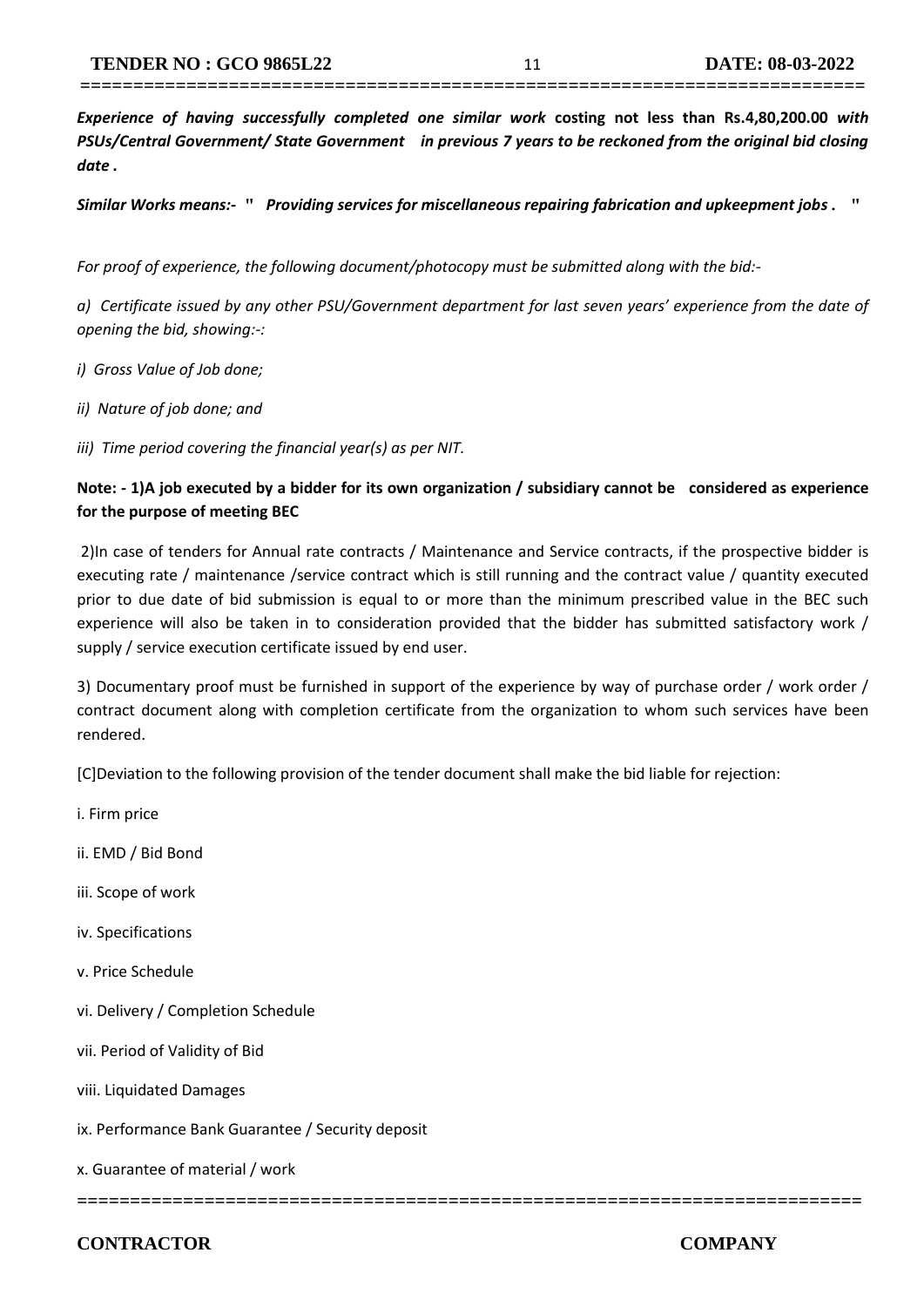***Experience of having successfully completed one similar work*** **costing not less than Rs.4,80,200.00** ***with PSUs/Central Government/ State Government in previous 7 years to be reckoned from the original bid closing date .***

***Similar Works means:- " Providing services for miscellaneous repairing fabrication and upkeepment jobs . "***

*For proof of experience, the following document/photocopy must be submitted along with the bid:-*

*a) Certificate issued by any other PSU/Government department for last seven years' experience from the date of opening the bid, showing:-:*

*i) Gross Value of Job done;*

*ii) Nature of job done; and*

*iii) Time period covering the financial year(s) as per NIT.*

**Note: - 1)A job executed by a bidder for its own organization / subsidiary cannot be considered as experience for the purpose of meeting BEC**

2)In case of tenders for Annual rate contracts / Maintenance and Service contracts, if the prospective bidder is executing rate / maintenance /service contract which is still running and the contract value / quantity executed prior to due date of bid submission is equal to or more than the minimum prescribed value in the BEC such experience will also be taken in to consideration provided that the bidder has submitted satisfactory work / supply / service execution certificate issued by end user.

3) Documentary proof must be furnished in support of the experience by way of purchase order / work order / contract document along with completion certificate from the organization to whom such services have been rendered.

[C]Deviation to the following provision of the tender document shall make the bid liable for rejection:

i. Firm price

ii. EMD / Bid Bond

iii. Scope of work

iv. Specifications

v. Price Schedule

vi. Delivery / Completion Schedule

vii. Period of Validity of Bid

viii. Liquidated Damages

ix. Performance Bank Guarantee / Security deposit

x. Guarantee of material / work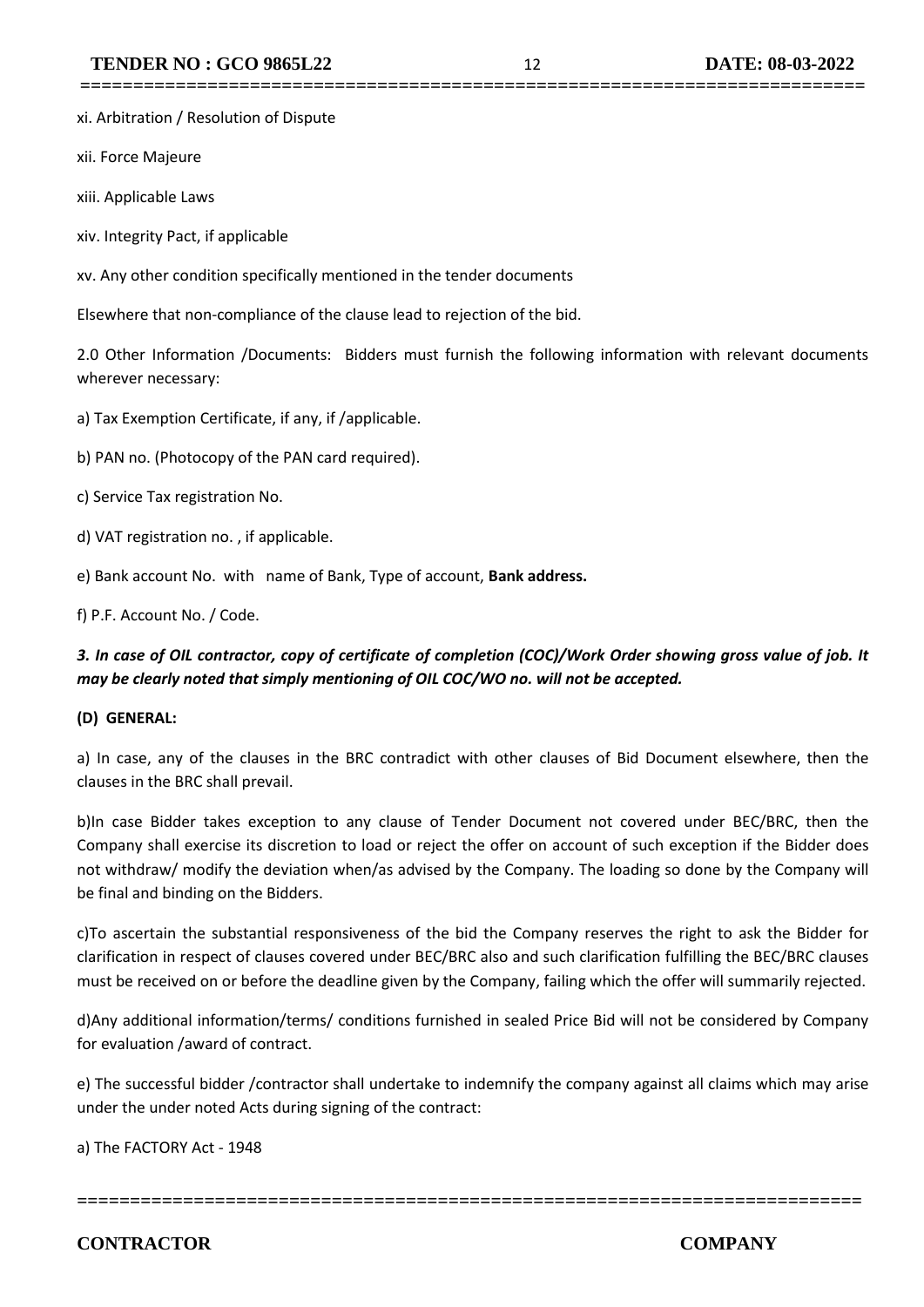xi. Arbitration / Resolution of Dispute

xii. Force Majeure

xiii. Applicable Laws

xiv. Integrity Pact, if applicable

xv. Any other condition specifically mentioned in the tender documents

Elsewhere that non-compliance of the clause lead to rejection of the bid.

2.0 Other Information /Documents: Bidders must furnish the following information with relevant documents wherever necessary:

a) Tax Exemption Certificate, if any, if /applicable.

b) PAN no. (Photocopy of the PAN card required).

c) Service Tax registration No.

d) VAT registration no. , if applicable.

e) Bank account No. with name of Bank, Type of account, **Bank address.**

f) P.F. Account No. / Code.

***3. In case of OIL contractor, copy of certificate of completion (COC)/Work Order showing gross value of job. It may be clearly noted that simply mentioning of OIL COC/WO no. will not be accepted.***

**(D) GENERAL:**

a) In case, any of the clauses in the BRC contradict with other clauses of Bid Document elsewhere, then the clauses in the BRC shall prevail.

b)In case Bidder takes exception to any clause of Tender Document not covered under BEC/BRC, then the Company shall exercise its discretion to load or reject the offer on account of such exception if the Bidder does not withdraw/ modify the deviation when/as advised by the Company. The loading so done by the Company will be final and binding on the Bidders.

c)To ascertain the substantial responsiveness of the bid the Company reserves the right to ask the Bidder for clarification in respect of clauses covered under BEC/BRC also and such clarification fulfilling the BEC/BRC clauses must be received on or before the deadline given by the Company, failing which the offer will summarily rejected.

d)Any additional information/terms/ conditions furnished in sealed Price Bid will not be considered by Company for evaluation /award of contract.

e) The successful bidder /contractor shall undertake to indemnify the company against all claims which may arise under the under noted Acts during signing of the contract:

a) The FACTORY Act - 1948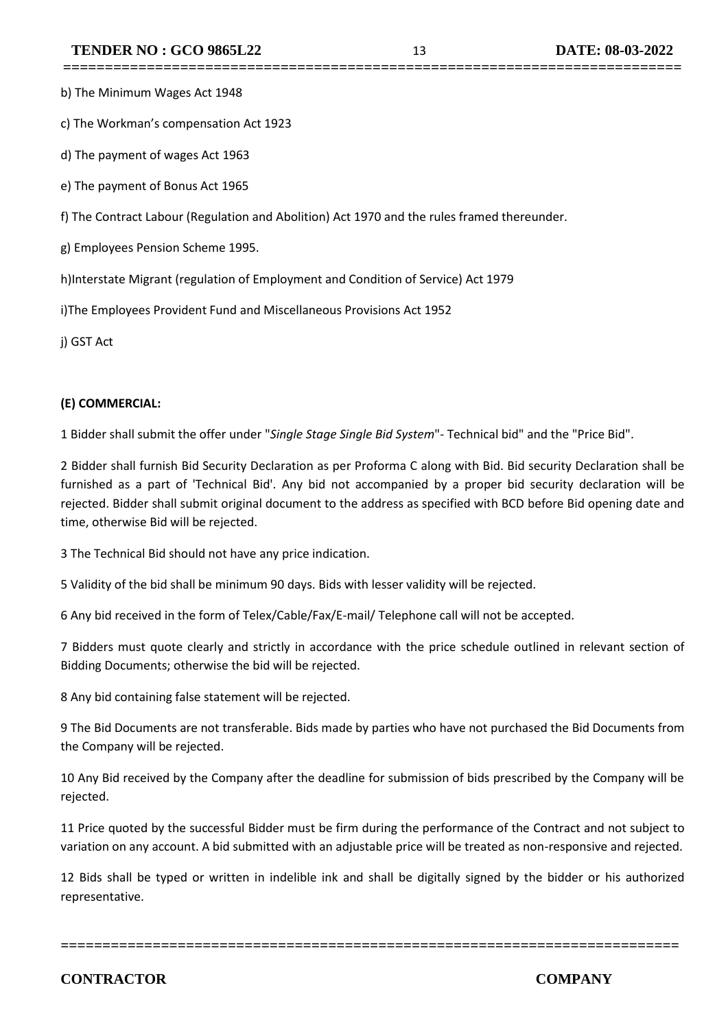b) The Minimum Wages Act 1948

c) The Workman's compensation Act 1923

d) The payment of wages Act 1963

e) The payment of Bonus Act 1965

f) The Contract Labour (Regulation and Abolition) Act 1970 and the rules framed thereunder.

g) Employees Pension Scheme 1995.

h)Interstate Migrant (regulation of Employment and Condition of Service) Act 1979

i)The Employees Provident Fund and Miscellaneous Provisions Act 1952

j) GST Act

**(E) COMMERCIAL:**

1 Bidder shall submit the offer under "*Single Stage Single Bid System*"- Technical bid" and the "Price Bid".

2 Bidder shall furnish Bid Security Declaration as per Proforma C along with Bid. Bid security Declaration shall be furnished as a part of 'Technical Bid'. Any bid not accompanied by a proper bid security declaration will be rejected. Bidder shall submit original document to the address as specified with BCD before Bid opening date and time, otherwise Bid will be rejected.

3 The Technical Bid should not have any price indication.

5 Validity of the bid shall be minimum 90 days. Bids with lesser validity will be rejected.

6 Any bid received in the form of Telex/Cable/Fax/E-mail/ Telephone call will not be accepted.

7 Bidders must quote clearly and strictly in accordance with the price schedule outlined in relevant section of Bidding Documents; otherwise the bid will be rejected.

8 Any bid containing false statement will be rejected.

9 The Bid Documents are not transferable. Bids made by parties who have not purchased the Bid Documents from the Company will be rejected.

10 Any Bid received by the Company after the deadline for submission of bids prescribed by the Company will be rejected.

11 Price quoted by the successful Bidder must be firm during the performance of the Contract and not subject to variation on any account. A bid submitted with an adjustable price will be treated as non-responsive and rejected.

12 Bids shall be typed or written in indelible ink and shall be digitally signed by the bidder or his authorized representative.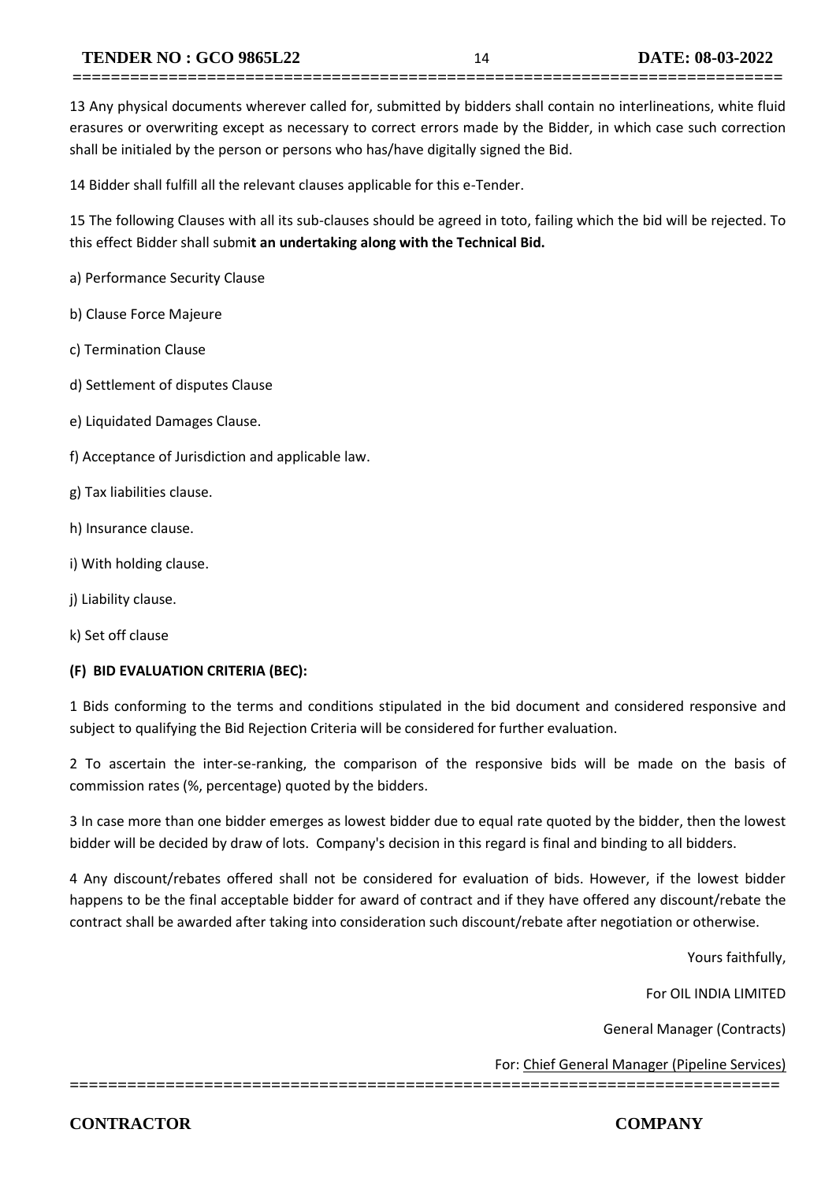13 Any physical documents wherever called for, submitted by bidders shall contain no interlineations, white fluid erasures or overwriting except as necessary to correct errors made by the Bidder, in which case such correction shall be initialed by the person or persons who has/have digitally signed the Bid.

14 Bidder shall fulfill all the relevant clauses applicable for this e-Tender.

15 The following Clauses with all its sub-clauses should be agreed in toto, failing which the bid will be rejected. To this effect Bidder shall submi**t an undertaking along with the Technical Bid.**

a) Performance Security Clause

b) Clause Force Majeure

c) Termination Clause

d) Settlement of disputes Clause

e) Liquidated Damages Clause.

f) Acceptance of Jurisdiction and applicable law.

g) Tax liabilities clause.

h) Insurance clause.

i) With holding clause.

j) Liability clause.

k) Set off clause

**(F) BID EVALUATION CRITERIA (BEC):**

1 Bids conforming to the terms and conditions stipulated in the bid document and considered responsive and subject to qualifying the Bid Rejection Criteria will be considered for further evaluation.

2 To ascertain the inter-se-ranking, the comparison of the responsive bids will be made on the basis of commission rates (%, percentage) quoted by the bidders.

3 In case more than one bidder emerges as lowest bidder due to equal rate quoted by the bidder, then the lowest bidder will be decided by draw of lots. Company's decision in this regard is final and binding to all bidders.

4 Any discount/rebates offered shall not be considered for evaluation of bids. However, if the lowest bidder happens to be the final acceptable bidder for award of contract and if they have offered any discount/rebate the contract shall be awarded after taking into consideration such discount/rebate after negotiation or otherwise.

Yours faithfully,

For OIL INDIA LIMITED

General Manager (Contracts)

For: Chief General Manager (Pipeline Services)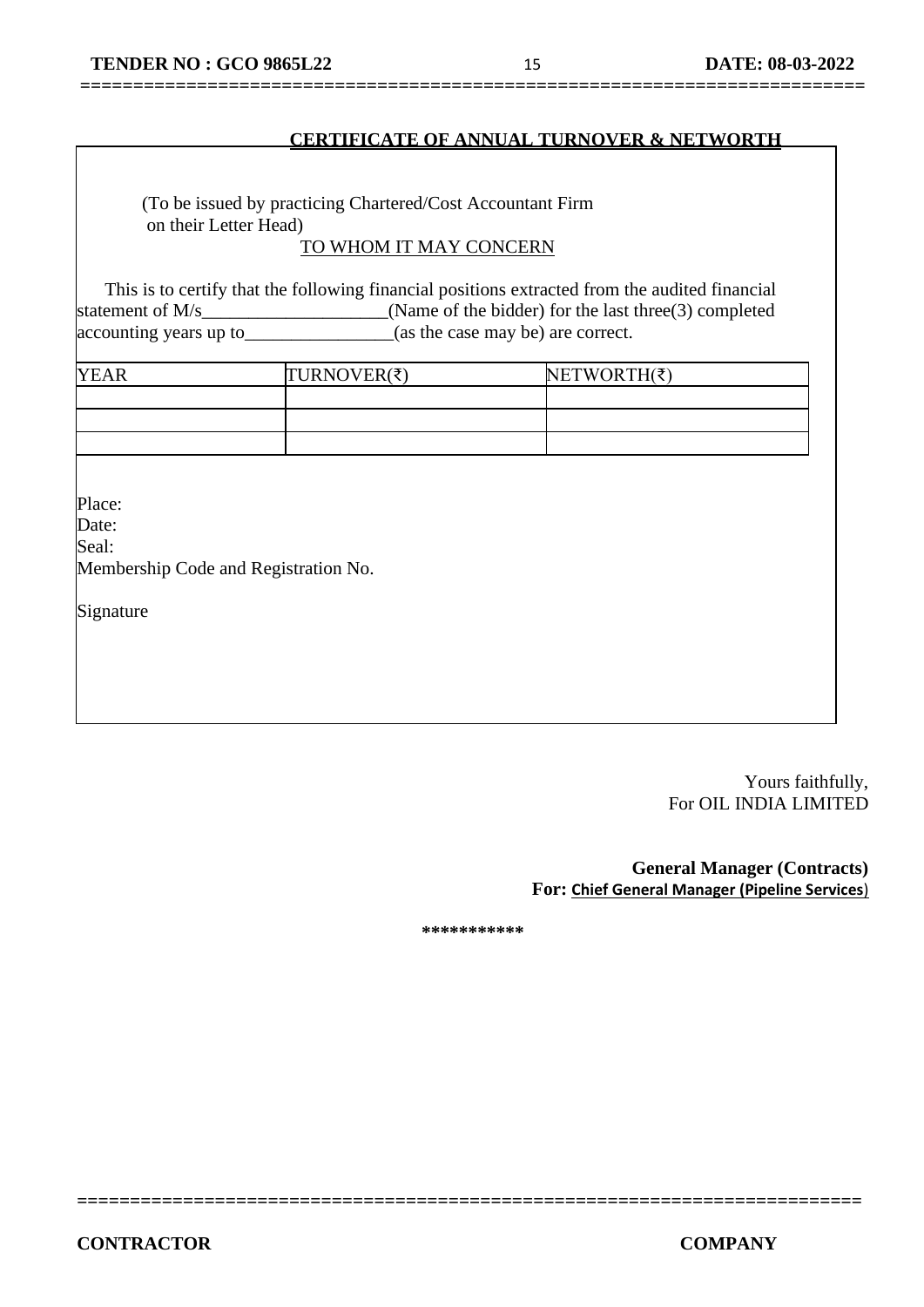## CERTIFICATE OF ANNUAL TURNOVER & NETWORTH

(To be issued by practicing Chartered/Cost Accountant Firm on their Letter Head)

TO WHOM IT MAY CONCERN

This is to certify that the following financial positions extracted from the audited financial statement of M/s____________________(Name of the bidder) for the last three(3) completed accounting years up to________________(as the case may be) are correct.

| YEAR | TURNOVER(₹) | NETWORTH(₹) |
|---|---|---|
| | | |
| | | |
| | | |

Place:
Date:
Seal:
Membership Code and Registration No.

Signature

Yours faithfully,
For OIL INDIA LIMITED

**General Manager (Contracts)**
**For: Chief General Manager (Pipeline Services)**

**\*\*\*\*\*\*\*\*\*\*\***

**CONTRACTOR** **COMPANY**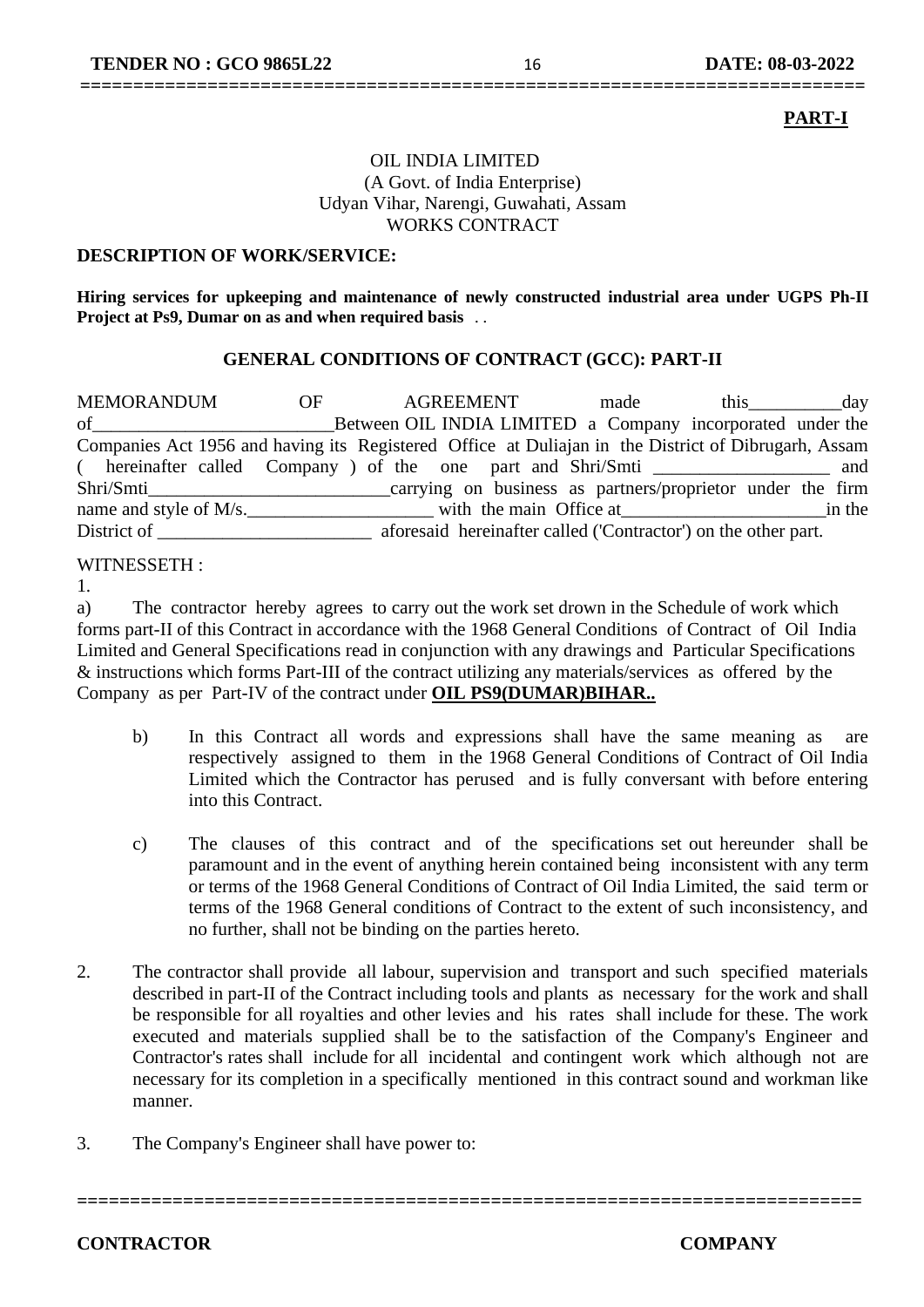**PART-I**

OIL INDIA LIMITED
(A Govt. of India Enterprise)
Udyan Vihar, Narengi, Guwahati, Assam
WORKS CONTRACT

**DESCRIPTION OF WORK/SERVICE:**

**Hiring services for upkeeping and maintenance of newly constructed industrial area under UGPS Ph-II Project at Ps9, Dumar on as and when required basis** . .

**GENERAL CONDITIONS OF CONTRACT (GCC): PART-II**

MEMORANDUM OF AGREEMENT made this__________day of__________________________Between OIL INDIA LIMITED a Company incorporated under the Companies Act 1956 and having its Registered Office at Duliajan in the District of Dibrugarh, Assam ( hereinafter called Company ) of the one part and Shri/Smti ___________________ and Shri/Smti__________________________carrying on business as partners/proprietor under the firm name and style of M/s.____________________ with the main Office at______________________in the District of _______________________ aforesaid hereinafter called ('Contractor') on the other part.

WITNESSETH :

1.

a) The contractor hereby agrees to carry out the work set drown in the Schedule of work which forms part-II of this Contract in accordance with the 1968 General Conditions of Contract of Oil India Limited and General Specifications read in conjunction with any drawings and Particular Specifications & instructions which forms Part-III of the contract utilizing any materials/services as offered by the Company as per Part-IV of the contract under **OIL PS9(DUMAR)BIHAR..**

b) In this Contract all words and expressions shall have the same meaning as are respectively assigned to them in the 1968 General Conditions of Contract of Oil India Limited which the Contractor has perused and is fully conversant with before entering into this Contract.

c) The clauses of this contract and of the specifications set out hereunder shall be paramount and in the event of anything herein contained being inconsistent with any term or terms of the 1968 General Conditions of Contract of Oil India Limited, the said term or terms of the 1968 General conditions of Contract to the extent of such inconsistency, and no further, shall not be binding on the parties hereto.

2. The contractor shall provide all labour, supervision and transport and such specified materials described in part-II of the Contract including tools and plants as necessary for the work and shall be responsible for all royalties and other levies and his rates shall include for these. The work executed and materials supplied shall be to the satisfaction of the Company's Engineer and Contractor's rates shall include for all incidental and contingent work which although not are necessary for its completion in a specifically mentioned in this contract sound and workman like manner.

3. The Company's Engineer shall have power to:

**CONTRACTOR** **COMPANY**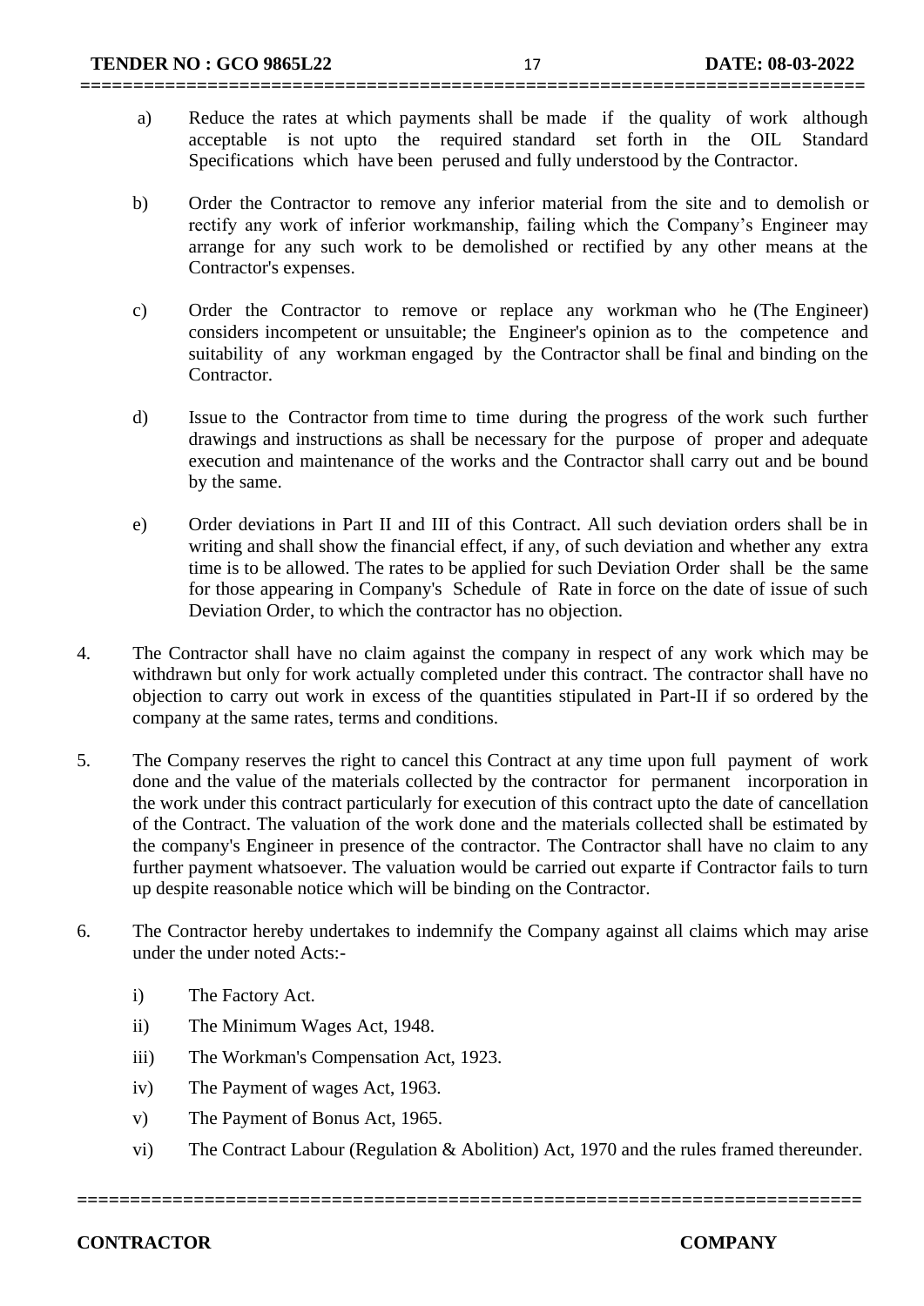a) Reduce the rates at which payments shall be made if the quality of work although acceptable is not upto the required standard set forth in the OIL Standard Specifications which have been perused and fully understood by the Contractor.

b) Order the Contractor to remove any inferior material from the site and to demolish or rectify any work of inferior workmanship, failing which the Company's Engineer may arrange for any such work to be demolished or rectified by any other means at the Contractor's expenses.

c) Order the Contractor to remove or replace any workman who he (The Engineer) considers incompetent or unsuitable; the Engineer's opinion as to the competence and suitability of any workman engaged by the Contractor shall be final and binding on the Contractor.

d) Issue to the Contractor from time to time during the progress of the work such further drawings and instructions as shall be necessary for the purpose of proper and adequate execution and maintenance of the works and the Contractor shall carry out and be bound by the same.

e) Order deviations in Part II and III of this Contract. All such deviation orders shall be in writing and shall show the financial effect, if any, of such deviation and whether any extra time is to be allowed. The rates to be applied for such Deviation Order shall be the same for those appearing in Company's Schedule of Rate in force on the date of issue of such Deviation Order, to which the contractor has no objection.

4. The Contractor shall have no claim against the company in respect of any work which may be withdrawn but only for work actually completed under this contract. The contractor shall have no objection to carry out work in excess of the quantities stipulated in Part-II if so ordered by the company at the same rates, terms and conditions.

5. The Company reserves the right to cancel this Contract at any time upon full payment of work done and the value of the materials collected by the contractor for permanent incorporation in the work under this contract particularly for execution of this contract upto the date of cancellation of the Contract. The valuation of the work done and the materials collected shall be estimated by the company's Engineer in presence of the contractor. The Contractor shall have no claim to any further payment whatsoever. The valuation would be carried out exparte if Contractor fails to turn up despite reasonable notice which will be binding on the Contractor.

6. The Contractor hereby undertakes to indemnify the Company against all claims which may arise under the under noted Acts:-

i) The Factory Act.

ii) The Minimum Wages Act, 1948.

iii) The Workman's Compensation Act, 1923.

iv) The Payment of wages Act, 1963.

v) The Payment of Bonus Act, 1965.

vi) The Contract Labour (Regulation & Abolition) Act, 1970 and the rules framed thereunder.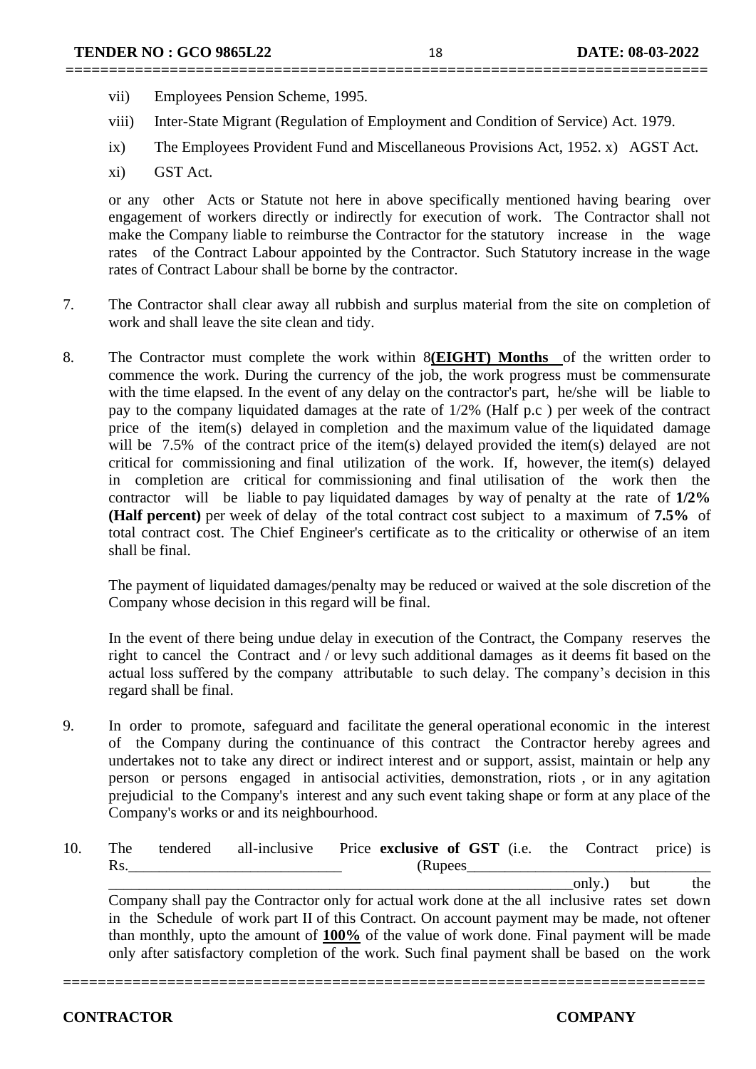vii) Employees Pension Scheme, 1995.

viii) Inter-State Migrant (Regulation of Employment and Condition of Service) Act. 1979.

ix) The Employees Provident Fund and Miscellaneous Provisions Act, 1952. x) AGST Act.

xi) GST Act.

or any other Acts or Statute not here in above specifically mentioned having bearing over engagement of workers directly or indirectly for execution of work. The Contractor shall not make the Company liable to reimburse the Contractor for the statutory increase in the wage rates of the Contract Labour appointed by the Contractor. Such Statutory increase in the wage rates of Contract Labour shall be borne by the contractor.

7. The Contractor shall clear away all rubbish and surplus material from the site on completion of work and shall leave the site clean and tidy.

8. The Contractor must complete the work within 8**(EIGHT) Months** of the written order to commence the work. During the currency of the job, the work progress must be commensurate with the time elapsed. In the event of any delay on the contractor's part, he/she will be liable to pay to the company liquidated damages at the rate of 1/2% (Half p.c ) per week of the contract price of the item(s) delayed in completion and the maximum value of the liquidated damage will be 7.5% of the contract price of the item(s) delayed provided the item(s) delayed are not critical for commissioning and final utilization of the work. If, however, the item(s) delayed in completion are critical for commissioning and final utilisation of the work then the contractor will be liable to pay liquidated damages by way of penalty at the rate of **1/2% (Half percent)** per week of delay of the total contract cost subject to a maximum of **7.5%** of total contract cost. The Chief Engineer's certificate as to the criticality or otherwise of an item shall be final.

   The payment of liquidated damages/penalty may be reduced or waived at the sole discretion of the Company whose decision in this regard will be final.

   In the event of there being undue delay in execution of the Contract, the Company reserves the right to cancel the Contract and / or levy such additional damages as it deems fit based on the actual loss suffered by the company attributable to such delay. The company's decision in this regard shall be final.

9. In order to promote, safeguard and facilitate the general operational economic in the interest of the Company during the continuance of this contract the Contractor hereby agrees and undertakes not to take any direct or indirect interest and or support, assist, maintain or help any person or persons engaged in antisocial activities, demonstration, riots , or in any agitation prejudicial to the Company's interest and any such event taking shape or form at any place of the Company's works or and its neighbourhood.

10. The tendered all-inclusive Price **exclusive of GST** (i.e. the Contract price) is Rs.____________________________ (Rupees________________________________ ______________________________________________________________only.) but the Company shall pay the Contractor only for actual work done at the all inclusive rates set down in the Schedule of work part II of this Contract. On account payment may be made, not oftener than monthly, upto the amount of **100%** of the value of work done. Final payment will be made only after satisfactory completion of the work. Such final payment shall be based on the work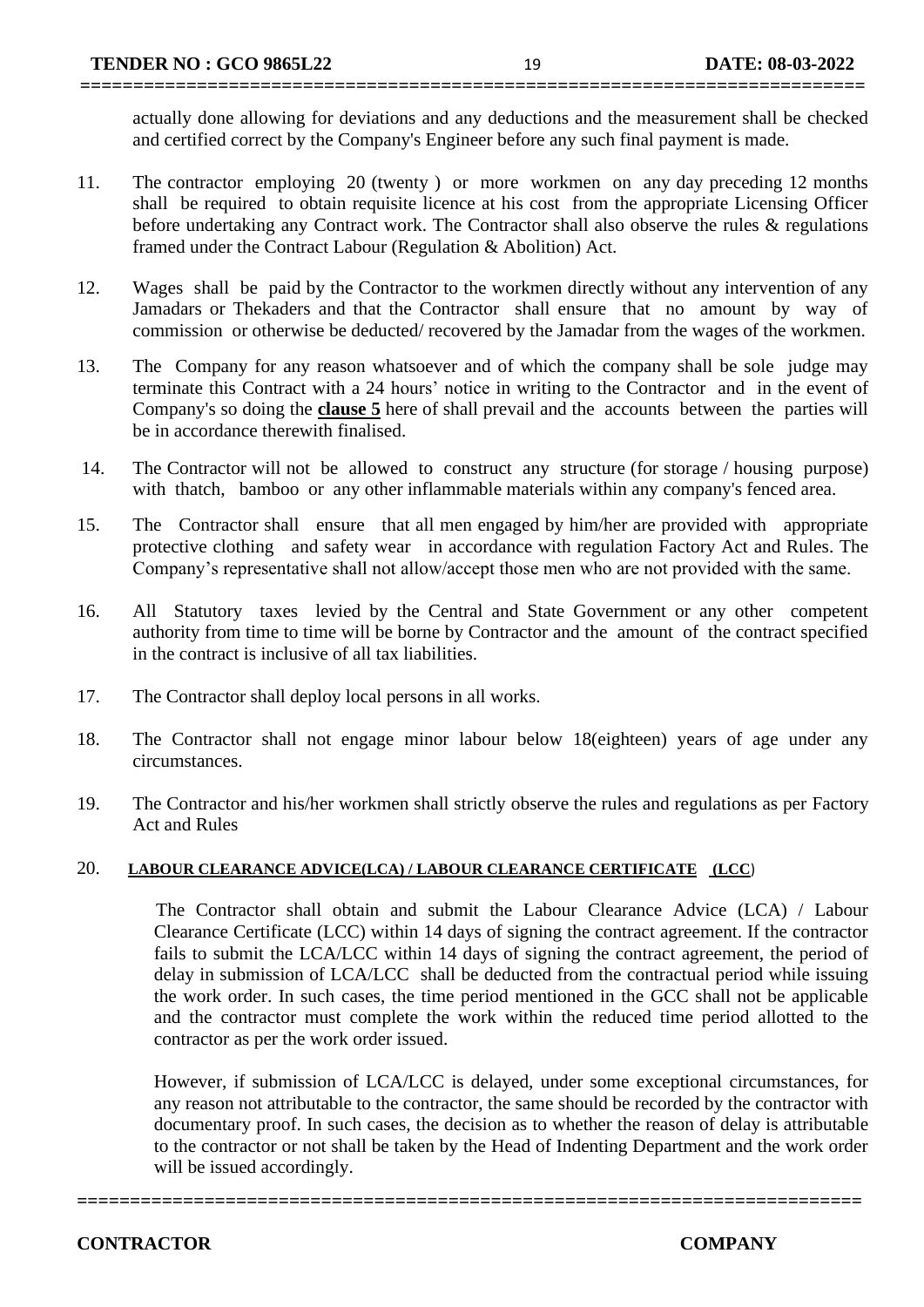actually done allowing for deviations and any deductions and the measurement shall be checked and certified correct by the Company's Engineer before any such final payment is made.

11. The contractor employing 20 (twenty ) or more workmen on any day preceding 12 months shall be required to obtain requisite licence at his cost from the appropriate Licensing Officer before undertaking any Contract work. The Contractor shall also observe the rules & regulations framed under the Contract Labour (Regulation & Abolition) Act.

12. Wages shall be paid by the Contractor to the workmen directly without any intervention of any Jamadars or Thekaders and that the Contractor shall ensure that no amount by way of commission or otherwise be deducted/ recovered by the Jamadar from the wages of the workmen.

13. The Company for any reason whatsoever and of which the company shall be sole judge may terminate this Contract with a 24 hours' notice in writing to the Contractor and in the event of Company's so doing the **clause 5** here of shall prevail and the accounts between the parties will be in accordance therewith finalised.

14. The Contractor will not be allowed to construct any structure (for storage / housing purpose) with thatch, bamboo or any other inflammable materials within any company's fenced area.

15. The Contractor shall ensure that all men engaged by him/her are provided with appropriate protective clothing and safety wear in accordance with regulation Factory Act and Rules. The Company's representative shall not allow/accept those men who are not provided with the same.

16. All Statutory taxes levied by the Central and State Government or any other competent authority from time to time will be borne by Contractor and the amount of the contract specified in the contract is inclusive of all tax liabilities.

17. The Contractor shall deploy local persons in all works.

18. The Contractor shall not engage minor labour below 18(eighteen) years of age under any circumstances.

19. The Contractor and his/her workmen shall strictly observe the rules and regulations as per Factory Act and Rules

20. **LABOUR CLEARANCE ADVICE(LCA) / LABOUR CLEARANCE CERTIFICATE (LCC)**

The Contractor shall obtain and submit the Labour Clearance Advice (LCA) / Labour Clearance Certificate (LCC) within 14 days of signing the contract agreement. If the contractor fails to submit the LCA/LCC within 14 days of signing the contract agreement, the period of delay in submission of LCA/LCC shall be deducted from the contractual period while issuing the work order. In such cases, the time period mentioned in the GCC shall not be applicable and the contractor must complete the work within the reduced time period allotted to the contractor as per the work order issued.

However, if submission of LCA/LCC is delayed, under some exceptional circumstances, for any reason not attributable to the contractor, the same should be recorded by the contractor with documentary proof. In such cases, the decision as to whether the reason of delay is attributable to the contractor or not shall be taken by the Head of Indenting Department and the work order will be issued accordingly.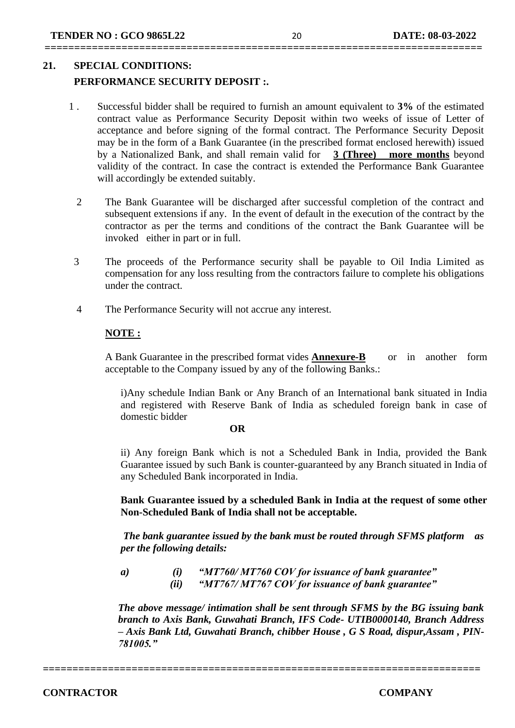## 21. SPECIAL CONDITIONS:

### PERFORMANCE SECURITY DEPOSIT :.

1. Successful bidder shall be required to furnish an amount equivalent to **3%** of the estimated contract value as Performance Security Deposit within two weeks of issue of Letter of acceptance and before signing of the formal contract. The Performance Security Deposit may be in the form of a Bank Guarantee (in the prescribed format enclosed herewith) issued by a Nationalized Bank, and shall remain valid for **<u>3 (Three) more months</u>** beyond validity of the contract. In case the contract is extended the Performance Bank Guarantee will accordingly be extended suitably.

2. The Bank Guarantee will be discharged after successful completion of the contract and subsequent extensions if any. In the event of default in the execution of the contract by the contractor as per the terms and conditions of the contract the Bank Guarantee will be invoked either in part or in full.

3. The proceeds of the Performance security shall be payable to Oil India Limited as compensation for any loss resulting from the contractors failure to complete his obligations under the contract.

4. The Performance Security will not accrue any interest.

**<u>NOTE :</u>**

A Bank Guarantee in the prescribed format vides **<u>Annexure-B</u>** or in another form acceptable to the Company issued by any of the following Banks.:

i)Any schedule Indian Bank or Any Branch of an International bank situated in India and registered with Reserve Bank of India as scheduled foreign bank in case of domestic bidder

**OR**

ii) Any foreign Bank which is not a Scheduled Bank in India, provided the Bank Guarantee issued by such Bank is counter-guaranteed by any Branch situated in India of any Scheduled Bank incorporated in India.

**Bank Guarantee issued by a scheduled Bank in India at the request of some other Non-Scheduled Bank of India shall not be acceptable.**

***The bank guarantee issued by the bank must be routed through SFMS platform as per the following details:***

***a) (i) "MT760/ MT760 COV for issuance of bank guarantee"***
***(ii) "MT767/ MT767 COV for issuance of bank guarantee"***

***The above message/ intimation shall be sent through SFMS by the BG issuing bank branch to Axis Bank, Guwahati Branch, IFS Code- UTIB0000140, Branch Address – Axis Bank Ltd, Guwahati Branch, chibber House , G S Road, dispur,Assam , PIN-781005."***

**CONTRACTOR** **COMPANY**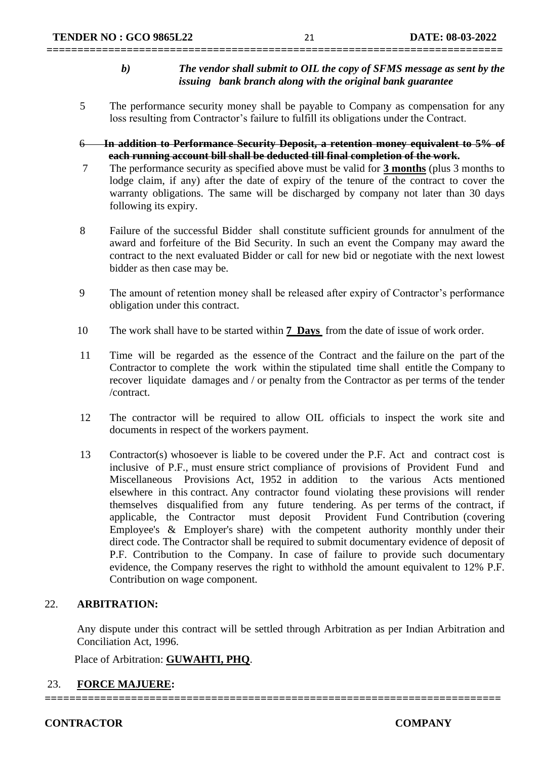***b) The vendor shall submit to OIL the copy of SFMS message as sent by the issuing bank branch along with the original bank guarantee***

5. The performance security money shall be payable to Company as compensation for any loss resulting from Contractor's failure to fulfill its obligations under the Contract.

6. ~~**In addition to Performance Security Deposit, a retention money equivalent to 5% of each running account bill shall be deducted till final completion of the work.**~~

7. The performance security as specified above must be valid for **3 months** (plus 3 months to lodge claim, if any) after the date of expiry of the tenure of the contract to cover the warranty obligations. The same will be discharged by company not later than 30 days following its expiry.

8. Failure of the successful Bidder shall constitute sufficient grounds for annulment of the award and forfeiture of the Bid Security. In such an event the Company may award the contract to the next evaluated Bidder or call for new bid or negotiate with the next lowest bidder as then case may be.

9. The amount of retention money shall be released after expiry of Contractor's performance obligation under this contract.

10. The work shall have to be started within **7 Days** from the date of issue of work order.

11. Time will be regarded as the essence of the Contract and the failure on the part of the Contractor to complete the work within the stipulated time shall entitle the Company to recover liquidate damages and / or penalty from the Contractor as per terms of the tender /contract.

12. The contractor will be required to allow OIL officials to inspect the work site and documents in respect of the workers payment.

13. Contractor(s) whosoever is liable to be covered under the P.F. Act and contract cost is inclusive of P.F., must ensure strict compliance of provisions of Provident Fund and Miscellaneous Provisions Act, 1952 in addition to the various Acts mentioned elsewhere in this contract. Any contractor found violating these provisions will render themselves disqualified from any future tendering. As per terms of the contract, if applicable, the Contractor must deposit Provident Fund Contribution (covering Employee's & Employer's share) with the competent authority monthly under their direct code. The Contractor shall be required to submit documentary evidence of deposit of P.F. Contribution to the Company. In case of failure to provide such documentary evidence, the Company reserves the right to withhold the amount equivalent to 12% P.F. Contribution on wage component.

## 22. ARBITRATION:

Any dispute under this contract will be settled through Arbitration as per Indian Arbitration and Conciliation Act, 1996.

Place of Arbitration: **GUWAHTI, PHQ**.

## 23. FORCE MAJUERE: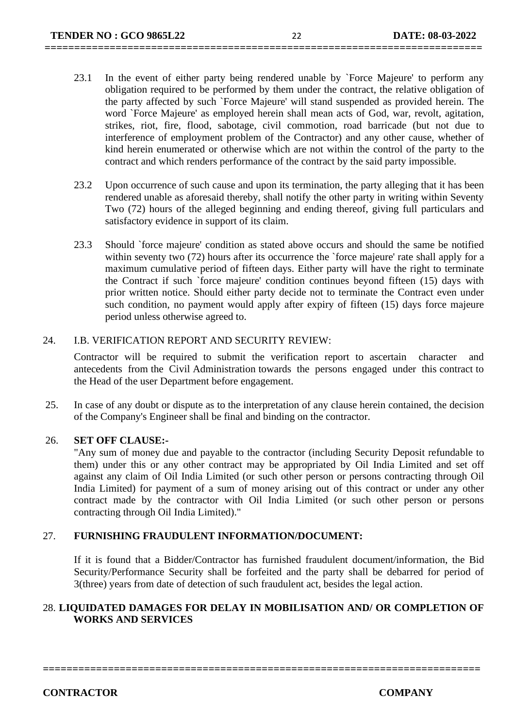23.1 In the event of either party being rendered unable by `Force Majeure' to perform any obligation required to be performed by them under the contract, the relative obligation of the party affected by such `Force Majeure' will stand suspended as provided herein. The word `Force Majeure' as employed herein shall mean acts of God, war, revolt, agitation, strikes, riot, fire, flood, sabotage, civil commotion, road barricade (but not due to interference of employment problem of the Contractor) and any other cause, whether of kind herein enumerated or otherwise which are not within the control of the party to the contract and which renders performance of the contract by the said party impossible.

23.2 Upon occurrence of such cause and upon its termination, the party alleging that it has been rendered unable as aforesaid thereby, shall notify the other party in writing within Seventy Two (72) hours of the alleged beginning and ending thereof, giving full particulars and satisfactory evidence in support of its claim.

23.3 Should `force majeure' condition as stated above occurs and should the same be notified within seventy two (72) hours after its occurrence the `force majeure' rate shall apply for a maximum cumulative period of fifteen days. Either party will have the right to terminate the Contract if such `force majeure' condition continues beyond fifteen (15) days with prior written notice. Should either party decide not to terminate the Contract even under such condition, no payment would apply after expiry of fifteen (15) days force majeure period unless otherwise agreed to.

24. I.B. VERIFICATION REPORT AND SECURITY REVIEW:

Contractor will be required to submit the verification report to ascertain character and antecedents from the Civil Administration towards the persons engaged under this contract to the Head of the user Department before engagement.

25. In case of any doubt or dispute as to the interpretation of any clause herein contained, the decision of the Company's Engineer shall be final and binding on the contractor.

26. **SET OFF CLAUSE:-**

"Any sum of money due and payable to the contractor (including Security Deposit refundable to them) under this or any other contract may be appropriated by Oil India Limited and set off against any claim of Oil India Limited (or such other person or persons contracting through Oil India Limited) for payment of a sum of money arising out of this contract or under any other contract made by the contractor with Oil India Limited (or such other person or persons contracting through Oil India Limited)."

27. **FURNISHING FRAUDULENT INFORMATION/DOCUMENT:**

If it is found that a Bidder/Contractor has furnished fraudulent document/information, the Bid Security/Performance Security shall be forfeited and the party shall be debarred for period of 3(three) years from date of detection of such fraudulent act, besides the legal action.

28. **LIQUIDATED DAMAGES FOR DELAY IN MOBILISATION AND/ OR COMPLETION OF WORKS AND SERVICES**

**CONTRACTOR** **COMPANY**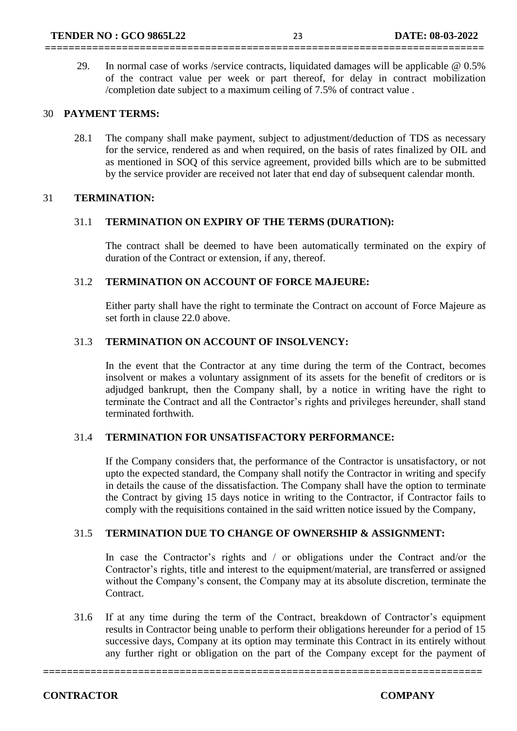29. In normal case of works /service contracts, liquidated damages will be applicable @ 0.5% of the contract value per week or part thereof, for delay in contract mobilization /completion date subject to a maximum ceiling of 7.5% of contract value .

30 **PAYMENT TERMS:**

28.1 The company shall make payment, subject to adjustment/deduction of TDS as necessary for the service, rendered as and when required, on the basis of rates finalized by OIL and as mentioned in SOQ of this service agreement, provided bills which are to be submitted by the service provider are received not later that end day of subsequent calendar month.

31 **TERMINATION:**

31.1 **TERMINATION ON EXPIRY OF THE TERMS (DURATION):**

The contract shall be deemed to have been automatically terminated on the expiry of duration of the Contract or extension, if any, thereof.

31.2 **TERMINATION ON ACCOUNT OF FORCE MAJEURE:**

Either party shall have the right to terminate the Contract on account of Force Majeure as set forth in clause 22.0 above.

31.3 **TERMINATION ON ACCOUNT OF INSOLVENCY:**

In the event that the Contractor at any time during the term of the Contract, becomes insolvent or makes a voluntary assignment of its assets for the benefit of creditors or is adjudged bankrupt, then the Company shall, by a notice in writing have the right to terminate the Contract and all the Contractor's rights and privileges hereunder, shall stand terminated forthwith.

31.4 **TERMINATION FOR UNSATISFACTORY PERFORMANCE:**

If the Company considers that, the performance of the Contractor is unsatisfactory, or not upto the expected standard, the Company shall notify the Contractor in writing and specify in details the cause of the dissatisfaction. The Company shall have the option to terminate the Contract by giving 15 days notice in writing to the Contractor, if Contractor fails to comply with the requisitions contained in the said written notice issued by the Company,

31.5 **TERMINATION DUE TO CHANGE OF OWNERSHIP & ASSIGNMENT:**

In case the Contractor's rights and / or obligations under the Contract and/or the Contractor's rights, title and interest to the equipment/material, are transferred or assigned without the Company's consent, the Company may at its absolute discretion, terminate the Contract.

31.6 If at any time during the term of the Contract, breakdown of Contractor's equipment results in Contractor being unable to perform their obligations hereunder for a period of 15 successive days, Company at its option may terminate this Contract in its entirely without any further right or obligation on the part of the Company except for the payment of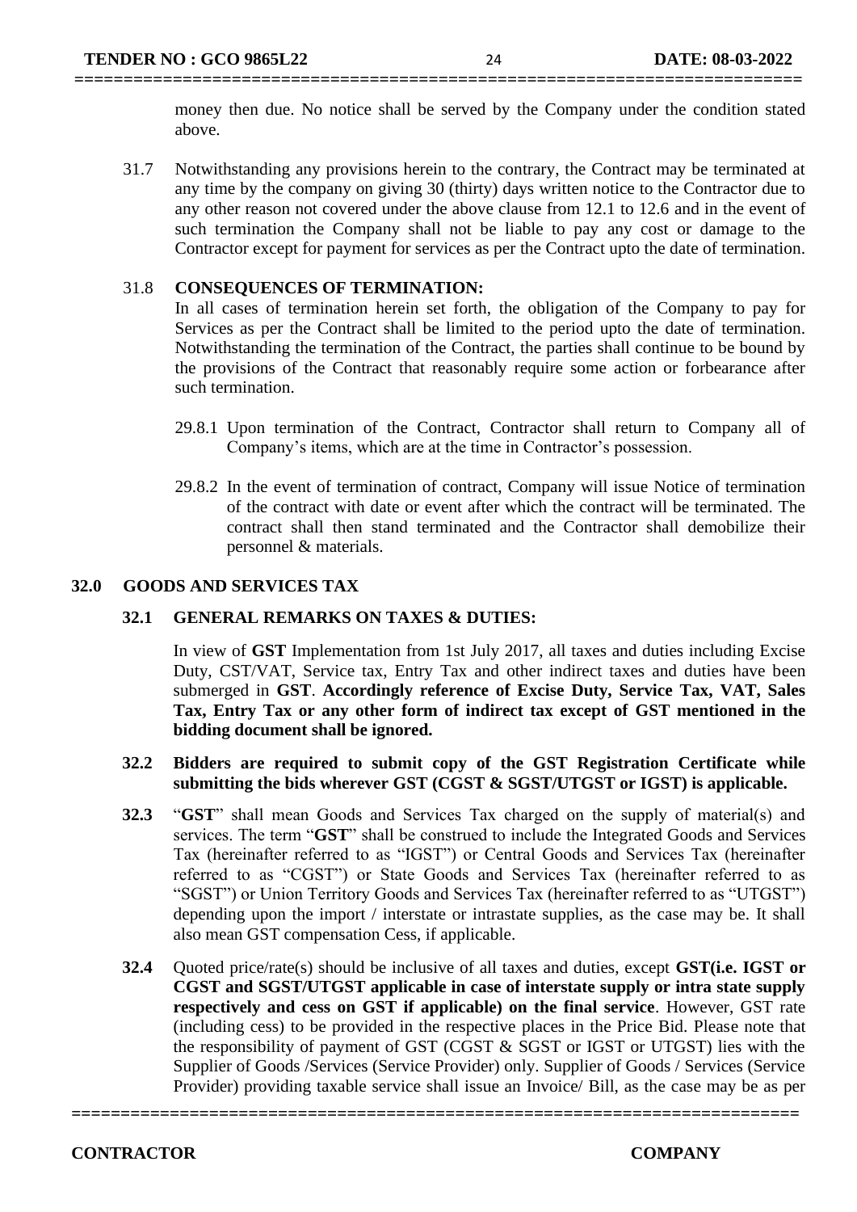money then due. No notice shall be served by the Company under the condition stated above.

31.7 Notwithstanding any provisions herein to the contrary, the Contract may be terminated at any time by the company on giving 30 (thirty) days written notice to the Contractor due to any other reason not covered under the above clause from 12.1 to 12.6 and in the event of such termination the Company shall not be liable to pay any cost or damage to the Contractor except for payment for services as per the Contract upto the date of termination.

31.8 **CONSEQUENCES OF TERMINATION:**

In all cases of termination herein set forth, the obligation of the Company to pay for Services as per the Contract shall be limited to the period upto the date of termination. Notwithstanding the termination of the Contract, the parties shall continue to be bound by the provisions of the Contract that reasonably require some action or forbearance after such termination.

29.8.1 Upon termination of the Contract, Contractor shall return to Company all of Company's items, which are at the time in Contractor's possession.

29.8.2 In the event of termination of contract, Company will issue Notice of termination of the contract with date or event after which the contract will be terminated. The contract shall then stand terminated and the Contractor shall demobilize their personnel & materials.

## 32.0 GOODS AND SERVICES TAX

### 32.1 GENERAL REMARKS ON TAXES & DUTIES:

In view of **GST** Implementation from 1st July 2017, all taxes and duties including Excise Duty, CST/VAT, Service tax, Entry Tax and other indirect taxes and duties have been submerged in **GST**. **Accordingly reference of Excise Duty, Service Tax, VAT, Sales Tax, Entry Tax or any other form of indirect tax except of GST mentioned in the bidding document shall be ignored.**

**32.2 Bidders are required to submit copy of the GST Registration Certificate while submitting the bids wherever GST (CGST & SGST/UTGST or IGST) is applicable.**

**32.3** "**GST**" shall mean Goods and Services Tax charged on the supply of material(s) and services. The term "**GST**" shall be construed to include the Integrated Goods and Services Tax (hereinafter referred to as "IGST") or Central Goods and Services Tax (hereinafter referred to as "CGST") or State Goods and Services Tax (hereinafter referred to as "SGST") or Union Territory Goods and Services Tax (hereinafter referred to as "UTGST") depending upon the import / interstate or intrastate supplies, as the case may be. It shall also mean GST compensation Cess, if applicable.

**32.4** Quoted price/rate(s) should be inclusive of all taxes and duties, except **GST(i.e. IGST or CGST and SGST/UTGST applicable in case of interstate supply or intra state supply respectively and cess on GST if applicable) on the final service**. However, GST rate (including cess) to be provided in the respective places in the Price Bid. Please note that the responsibility of payment of GST (CGST & SGST or IGST or UTGST) lies with the Supplier of Goods /Services (Service Provider) only. Supplier of Goods / Services (Service Provider) providing taxable service shall issue an Invoice/ Bill, as the case may be as per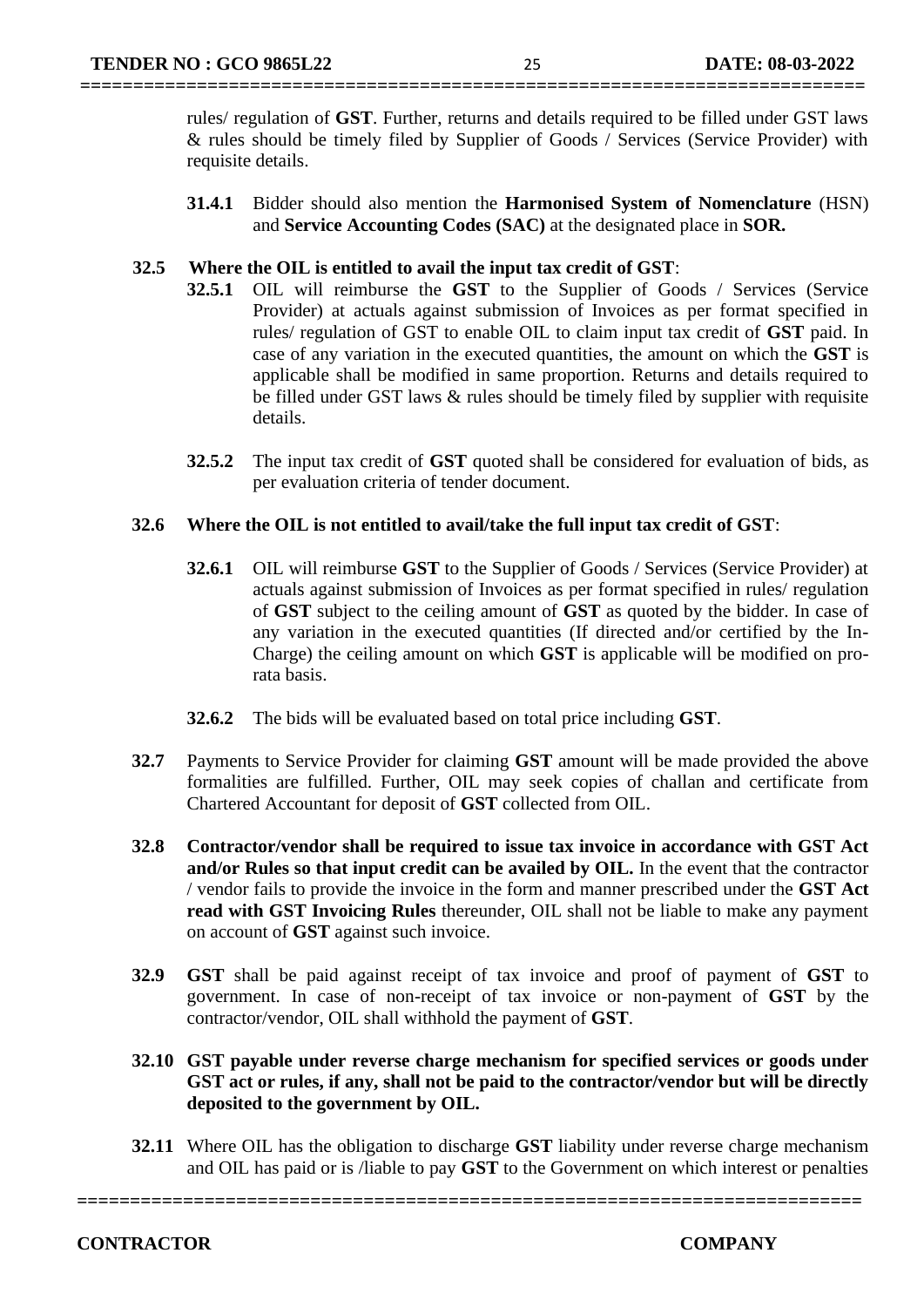rules/ regulation of **GST**. Further, returns and details required to be filled under GST laws & rules should be timely filed by Supplier of Goods / Services (Service Provider) with requisite details.

**31.4.1** Bidder should also mention the **Harmonised System of Nomenclature** (HSN) and **Service Accounting Codes (SAC)** at the designated place in **SOR.**

**32.5 Where the OIL is entitled to avail the input tax credit of GST**:

**32.5.1** OIL will reimburse the **GST** to the Supplier of Goods / Services (Service Provider) at actuals against submission of Invoices as per format specified in rules/ regulation of GST to enable OIL to claim input tax credit of **GST** paid. In case of any variation in the executed quantities, the amount on which the **GST** is applicable shall be modified in same proportion. Returns and details required to be filled under GST laws & rules should be timely filed by supplier with requisite details.

**32.5.2** The input tax credit of **GST** quoted shall be considered for evaluation of bids, as per evaluation criteria of tender document.

**32.6 Where the OIL is not entitled to avail/take the full input tax credit of GST**:

**32.6.1** OIL will reimburse **GST** to the Supplier of Goods / Services (Service Provider) at actuals against submission of Invoices as per format specified in rules/ regulation of **GST** subject to the ceiling amount of **GST** as quoted by the bidder. In case of any variation in the executed quantities (If directed and/or certified by the In-Charge) the ceiling amount on which **GST** is applicable will be modified on pro-rata basis.

**32.6.2** The bids will be evaluated based on total price including **GST**.

**32.7** Payments to Service Provider for claiming **GST** amount will be made provided the above formalities are fulfilled. Further, OIL may seek copies of challan and certificate from Chartered Accountant for deposit of **GST** collected from OIL.

**32.8 Contractor/vendor shall be required to issue tax invoice in accordance with GST Act and/or Rules so that input credit can be availed by OIL.** In the event that the contractor / vendor fails to provide the invoice in the form and manner prescribed under the **GST Act read with GST Invoicing Rules** thereunder, OIL shall not be liable to make any payment on account of **GST** against such invoice.

**32.9** **GST** shall be paid against receipt of tax invoice and proof of payment of **GST** to government. In case of non-receipt of tax invoice or non-payment of **GST** by the contractor/vendor, OIL shall withhold the payment of **GST**.

**32.10 GST payable under reverse charge mechanism for specified services or goods under GST act or rules, if any, shall not be paid to the contractor/vendor but will be directly deposited to the government by OIL.**

**32.11** Where OIL has the obligation to discharge **GST** liability under reverse charge mechanism and OIL has paid or is /liable to pay **GST** to the Government on which interest or penalties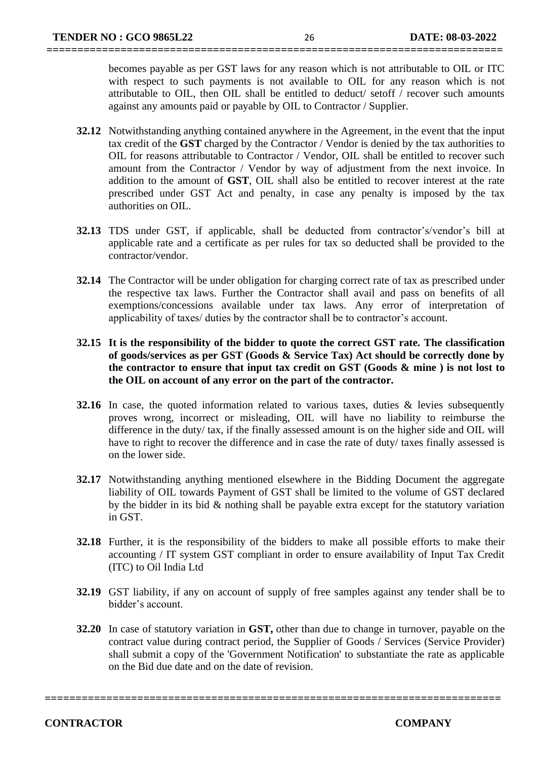becomes payable as per GST laws for any reason which is not attributable to OIL or ITC with respect to such payments is not available to OIL for any reason which is not attributable to OIL, then OIL shall be entitled to deduct/ setoff / recover such amounts against any amounts paid or payable by OIL to Contractor / Supplier.

**32.12** Notwithstanding anything contained anywhere in the Agreement, in the event that the input tax credit of the **GST** charged by the Contractor / Vendor is denied by the tax authorities to OIL for reasons attributable to Contractor / Vendor, OIL shall be entitled to recover such amount from the Contractor / Vendor by way of adjustment from the next invoice. In addition to the amount of **GST**, OIL shall also be entitled to recover interest at the rate prescribed under GST Act and penalty, in case any penalty is imposed by the tax authorities on OIL.

**32.13** TDS under GST, if applicable, shall be deducted from contractor's/vendor's bill at applicable rate and a certificate as per rules for tax so deducted shall be provided to the contractor/vendor.

**32.14** The Contractor will be under obligation for charging correct rate of tax as prescribed under the respective tax laws. Further the Contractor shall avail and pass on benefits of all exemptions/concessions available under tax laws. Any error of interpretation of applicability of taxes/ duties by the contractor shall be to contractor's account.

**32.15 It is the responsibility of the bidder to quote the correct GST rate. The classification of goods/services as per GST (Goods & Service Tax) Act should be correctly done by the contractor to ensure that input tax credit on GST (Goods & mine ) is not lost to the OIL on account of any error on the part of the contractor.**

**32.16** In case, the quoted information related to various taxes, duties & levies subsequently proves wrong, incorrect or misleading, OIL will have no liability to reimburse the difference in the duty/ tax, if the finally assessed amount is on the higher side and OIL will have to right to recover the difference and in case the rate of duty/ taxes finally assessed is on the lower side.

**32.17** Notwithstanding anything mentioned elsewhere in the Bidding Document the aggregate liability of OIL towards Payment of GST shall be limited to the volume of GST declared by the bidder in its bid & nothing shall be payable extra except for the statutory variation in GST.

**32.18** Further, it is the responsibility of the bidders to make all possible efforts to make their accounting / IT system GST compliant in order to ensure availability of Input Tax Credit (ITC) to Oil India Ltd

**32.19** GST liability, if any on account of supply of free samples against any tender shall be to bidder's account.

**32.20** In case of statutory variation in **GST,** other than due to change in turnover, payable on the contract value during contract period, the Supplier of Goods / Services (Service Provider) shall submit a copy of the 'Government Notification' to substantiate the rate as applicable on the Bid due date and on the date of revision.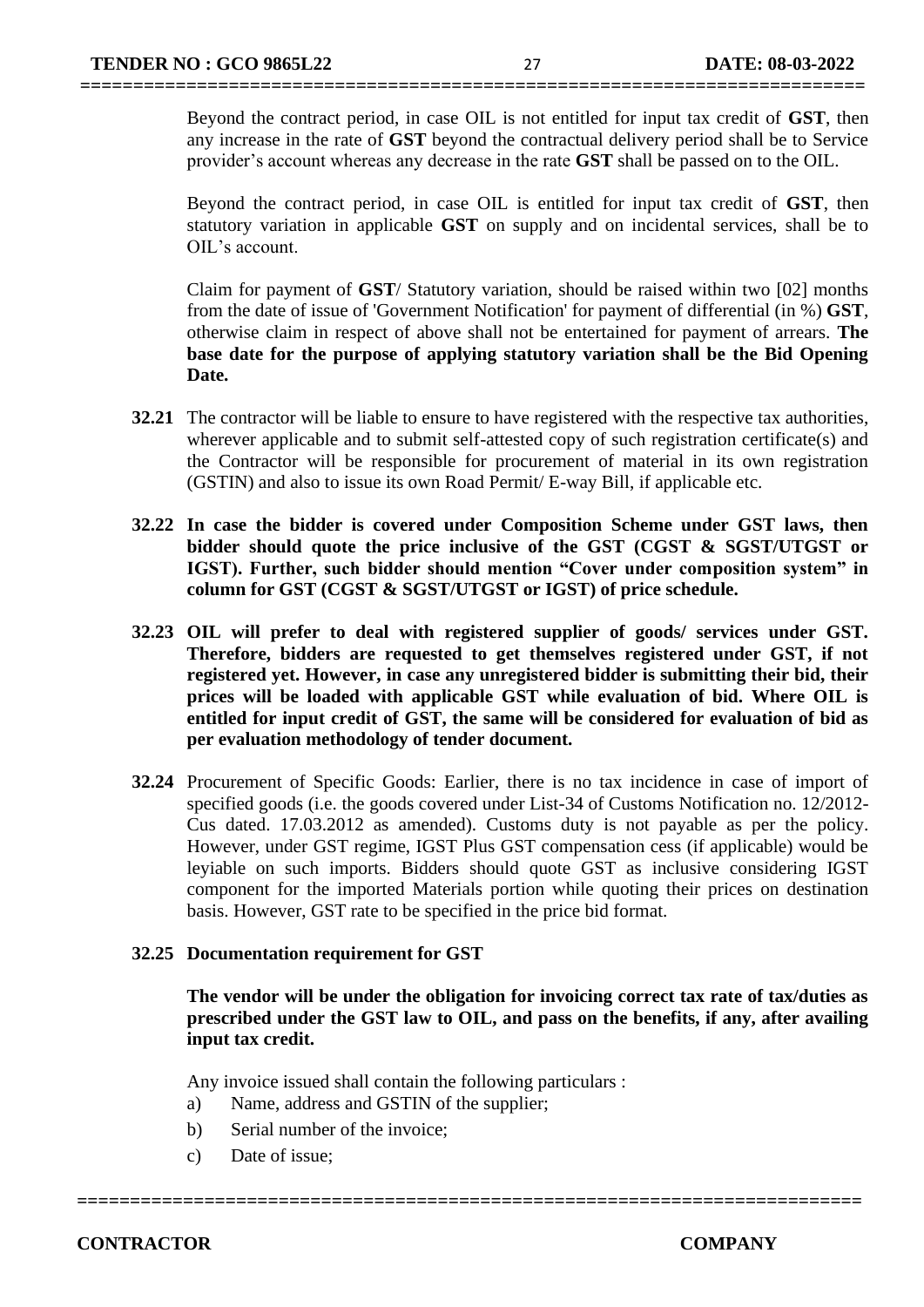Beyond the contract period, in case OIL is not entitled for input tax credit of **GST**, then any increase in the rate of **GST** beyond the contractual delivery period shall be to Service provider's account whereas any decrease in the rate **GST** shall be passed on to the OIL.

Beyond the contract period, in case OIL is entitled for input tax credit of **GST**, then statutory variation in applicable **GST** on supply and on incidental services, shall be to OIL's account.

Claim for payment of **GST**/ Statutory variation, should be raised within two [02] months from the date of issue of 'Government Notification' for payment of differential (in %) **GST**, otherwise claim in respect of above shall not be entertained for payment of arrears. **The base date for the purpose of applying statutory variation shall be the Bid Opening Date.**

**32.21** The contractor will be liable to ensure to have registered with the respective tax authorities, wherever applicable and to submit self-attested copy of such registration certificate(s) and the Contractor will be responsible for procurement of material in its own registration (GSTIN) and also to issue its own Road Permit/ E-way Bill, if applicable etc.

**32.22 In case the bidder is covered under Composition Scheme under GST laws, then bidder should quote the price inclusive of the GST (CGST & SGST/UTGST or IGST). Further, such bidder should mention "Cover under composition system" in column for GST (CGST & SGST/UTGST or IGST) of price schedule.**

**32.23 OIL will prefer to deal with registered supplier of goods/ services under GST. Therefore, bidders are requested to get themselves registered under GST, if not registered yet. However, in case any unregistered bidder is submitting their bid, their prices will be loaded with applicable GST while evaluation of bid. Where OIL is entitled for input credit of GST, the same will be considered for evaluation of bid as per evaluation methodology of tender document.**

**32.24** Procurement of Specific Goods: Earlier, there is no tax incidence in case of import of specified goods (i.e. the goods covered under List-34 of Customs Notification no. 12/2012-Cus dated. 17.03.2012 as amended). Customs duty is not payable as per the policy. However, under GST regime, IGST Plus GST compensation cess (if applicable) would be leyiable on such imports. Bidders should quote GST as inclusive considering IGST component for the imported Materials portion while quoting their prices on destination basis. However, GST rate to be specified in the price bid format.

**32.25 Documentation requirement for GST**

**The vendor will be under the obligation for invoicing correct tax rate of tax/duties as prescribed under the GST law to OIL, and pass on the benefits, if any, after availing input tax credit.**

Any invoice issued shall contain the following particulars :

a) Name, address and GSTIN of the supplier;
b) Serial number of the invoice;
c) Date of issue;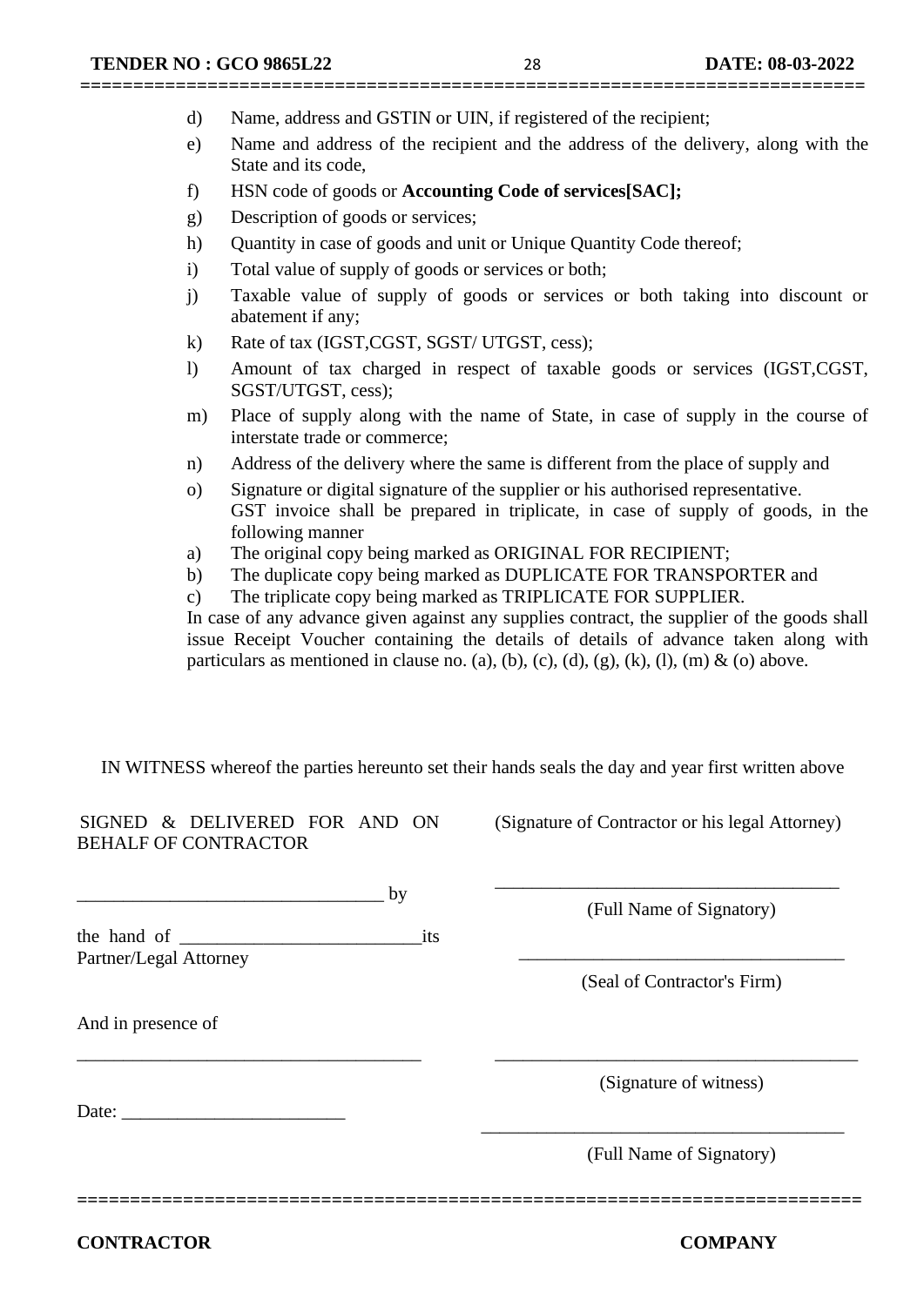d) Name, address and GSTIN or UIN, if registered of the recipient;

e) Name and address of the recipient and the address of the delivery, along with the State and its code,

f) HSN code of goods or **Accounting Code of services[SAC];**

g) Description of goods or services;

h) Quantity in case of goods and unit or Unique Quantity Code thereof;

i) Total value of supply of goods or services or both;

j) Taxable value of supply of goods or services or both taking into discount or abatement if any;

k) Rate of tax (IGST,CGST, SGST/ UTGST, cess);

l) Amount of tax charged in respect of taxable goods or services (IGST,CGST, SGST/UTGST, cess);

m) Place of supply along with the name of State, in case of supply in the course of interstate trade or commerce;

n) Address of the delivery where the same is different from the place of supply and

o) Signature or digital signature of the supplier or his authorised representative.
GST invoice shall be prepared in triplicate, in case of supply of goods, in the following manner

a) The original copy being marked as ORIGINAL FOR RECIPIENT;

b) The duplicate copy being marked as DUPLICATE FOR TRANSPORTER and

c) The triplicate copy being marked as TRIPLICATE FOR SUPPLIER.

In case of any advance given against any supplies contract, the supplier of the goods shall issue Receipt Voucher containing the details of details of advance taken along with particulars as mentioned in clause no. (a), (b), (c), (d), (g), (k), (l), (m) & (o) above.

IN WITNESS whereof the parties hereunto set their hands seals the day and year first written above

SIGNED & DELIVERED FOR AND ON BEHALF OF CONTRACTOR

________________________________ by

the hand of __________________________its Partner/Legal Attorney

And in presence of

_____________________________________

Date: ________________________

(Signature of Contractor or his legal Attorney)

_____________________________________

(Full Name of Signatory)

_____________________________________

(Seal of Contractor's Firm)

_____________________________________

(Signature of witness)

_____________________________________

(Full Name of Signatory)

**CONTRACTOR** **COMPANY**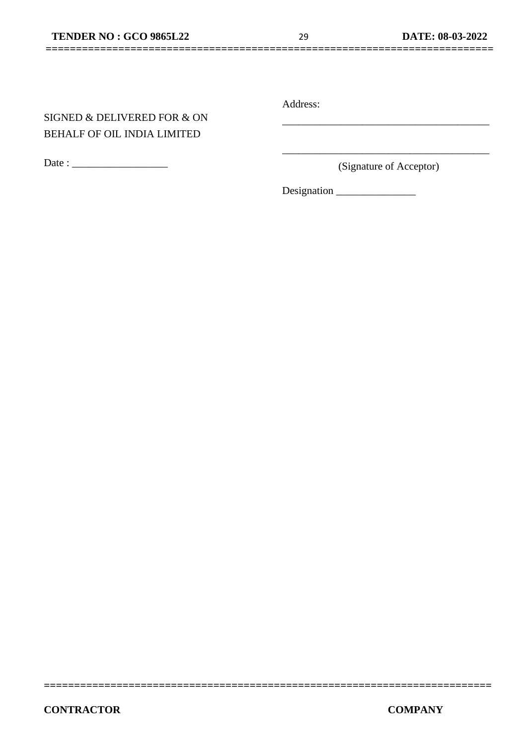SIGNED & DELIVERED FOR & ON BEHALF OF OIL INDIA LIMITED

Date : __________________

Address:

_______________________________________

_______________________________________

(Signature of Acceptor)

Designation _______________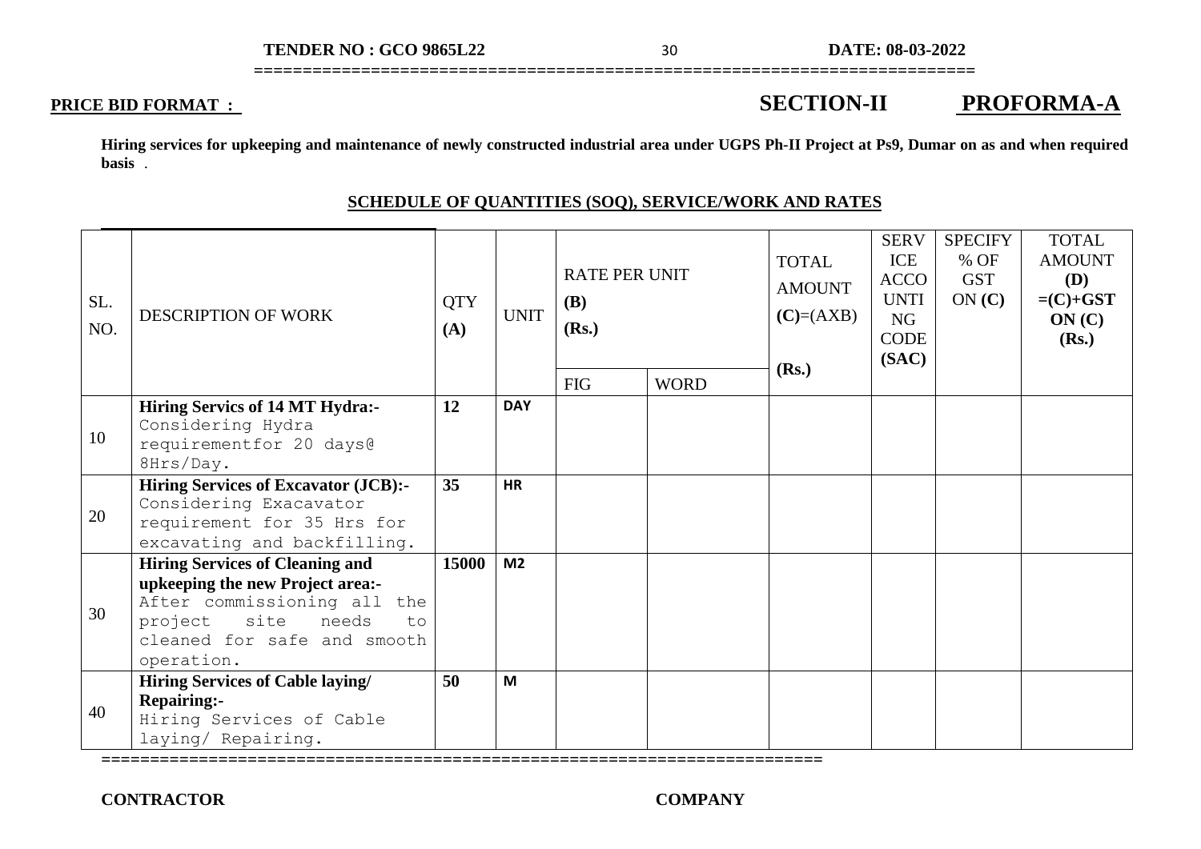**PRICE BID FORMAT :** **SECTION-II** **PROFORMA-A**

**Hiring services for upkeeping and maintenance of newly constructed industrial area under UGPS Ph-II Project at Ps9, Dumar on as and when required basis** .

## SCHEDULE OF QUANTITIES (SOQ), SERVICE/WORK AND RATES

| SL. NO. | DESCRIPTION OF WORK | QTY (A) | UNIT | RATE PER UNIT (B) (Rs.) | | TOTAL AMOUNT (C)=(AXB) (Rs.) | SERVICE ACCOUNTING CODE (SAC) | SPECIFY % OF GST ON (C) | TOTAL AMOUNT (D) =(C)+GST ON (C) (Rs.) |
|---|---|---|---|---|---|---|---|---|---|
| | | | | FIG | WORD | | | | |
| 10 | **Hiring Servics of 14 MT Hydra:-** Considering Hydra requirementfor 20 days@ 8Hrs/Day. | **12** | **DAY** | | | | | | |
| 20 | **Hiring Services of Excavator (JCB):-** Considering Exacavator requirement for 35 Hrs for excavating and backfilling. | **35** | **HR** | | | | | | |
| 30 | **Hiring Services of Cleaning and upkeeping the new Project area:-** After commissioning all the project site needs to cleaned for safe and smooth operation. | **15000** | **M2** | | | | | | |
| 40 | **Hiring Services of Cable laying/ Repairing:-** Hiring Services of Cable laying/ Repairing. | **50** | **M** | | | | | | |

**CONTRACTOR** **COMPANY**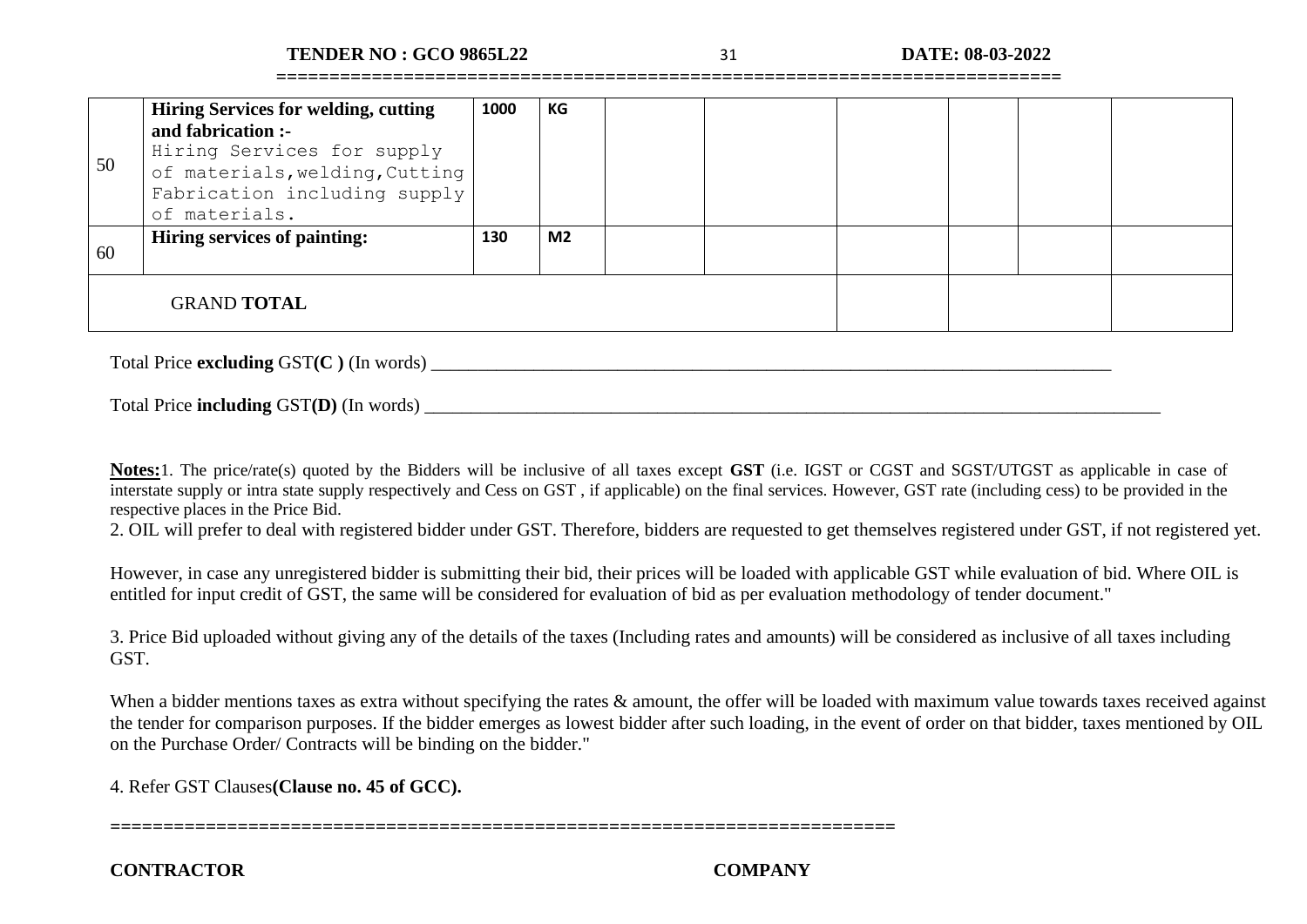| | | | | | | | | | |
|---|---|---|---|---|---|---|---|---|---|
| 50 | **Hiring Services for welding, cutting and fabrication :-** Hiring Services for supply of materials,welding,Cutting Fabrication including supply of materials. | **1000** | **KG** | | | | | | |
| 60 | **Hiring services of painting:** | **130** | **M2** | | | | | | |
| | GRAND **TOTAL** | | | | | | | | |

Total Price **excluding** GST**(C )** (In words) \_\_\_\_\_\_\_\_\_\_\_\_\_\_\_\_\_\_\_\_\_\_\_\_\_\_\_\_\_\_\_\_\_\_\_\_\_\_\_\_\_\_\_\_\_\_\_\_\_\_\_\_\_\_\_\_\_\_\_\_\_\_\_\_\_\_\_\_\_\_\_\_\_\_

Total Price **including** GST**(D)** (In words) \_\_\_\_\_\_\_\_\_\_\_\_\_\_\_\_\_\_\_\_\_\_\_\_\_\_\_\_\_\_\_\_\_\_\_\_\_\_\_\_\_\_\_\_\_\_\_\_\_\_\_\_\_\_\_\_\_\_\_\_\_\_\_\_\_\_\_\_\_\_\_\_\_\_\_\_\_\_

**Notes:**1. The price/rate(s) quoted by the Bidders will be inclusive of all taxes except **GST** (i.e. IGST or CGST and SGST/UTGST as applicable in case of interstate supply or intra state supply respectively and Cess on GST , if applicable) on the final services. However, GST rate (including cess) to be provided in the respective places in the Price Bid.

2. OIL will prefer to deal with registered bidder under GST. Therefore, bidders are requested to get themselves registered under GST, if not registered yet.

However, in case any unregistered bidder is submitting their bid, their prices will be loaded with applicable GST while evaluation of bid. Where OIL is entitled for input credit of GST, the same will be considered for evaluation of bid as per evaluation methodology of tender document."

3. Price Bid uploaded without giving any of the details of the taxes (Including rates and amounts) will be considered as inclusive of all taxes including GST.

When a bidder mentions taxes as extra without specifying the rates & amount, the offer will be loaded with maximum value towards taxes received against the tender for comparison purposes. If the bidder emerges as lowest bidder after such loading, in the event of order on that bidder, taxes mentioned by OIL on the Purchase Order/ Contracts will be binding on the bidder."

4. Refer GST Clauses**(Clause no. 45 of GCC).**

==========================================================================

**CONTRACTOR** **COMPANY**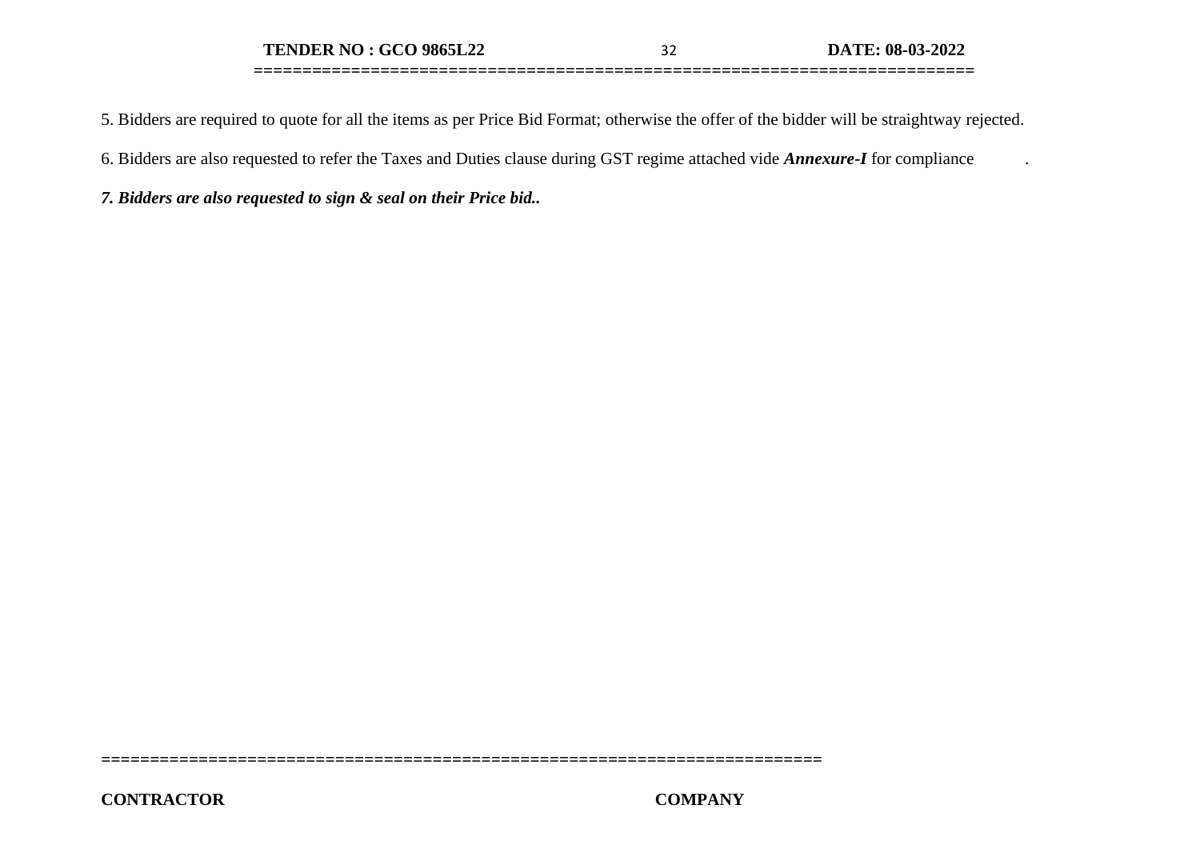5. Bidders are required to quote for all the items as per Price Bid Format; otherwise the offer of the bidder will be straightway rejected.

6. Bidders are also requested to refer the Taxes and Duties clause during GST regime attached vide ***Annexure-I*** for compliance .

***7. Bidders are also requested to sign & seal on their Price bid..***

==========================================================================

**CONTRACTOR** **COMPANY**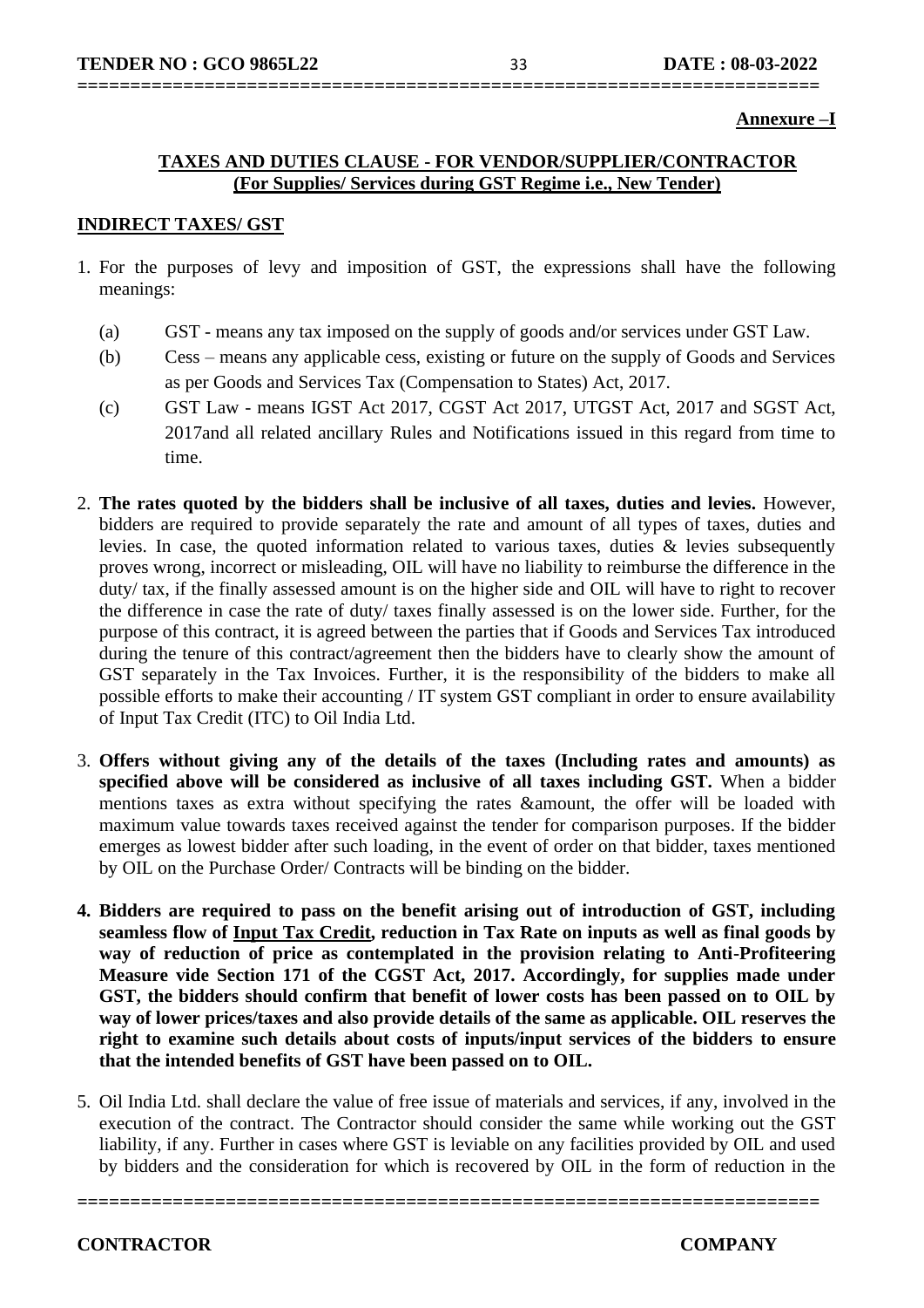**Annexure –I**

## TAXES AND DUTIES CLAUSE - FOR VENDOR/SUPPLIER/CONTRACTOR
## (For Supplies/ Services during GST Regime i.e., New Tender)

### INDIRECT TAXES/ GST

1. For the purposes of levy and imposition of GST, the expressions shall have the following meanings:

   (a) GST - means any tax imposed on the supply of goods and/or services under GST Law.

   (b) Cess – means any applicable cess, existing or future on the supply of Goods and Services as per Goods and Services Tax (Compensation to States) Act, 2017.

   (c) GST Law - means IGST Act 2017, CGST Act 2017, UTGST Act, 2017 and SGST Act, 2017and all related ancillary Rules and Notifications issued in this regard from time to time.

2. **The rates quoted by the bidders shall be inclusive of all taxes, duties and levies.** However, bidders are required to provide separately the rate and amount of all types of taxes, duties and levies. In case, the quoted information related to various taxes, duties & levies subsequently proves wrong, incorrect or misleading, OIL will have no liability to reimburse the difference in the duty/ tax, if the finally assessed amount is on the higher side and OIL will have to right to recover the difference in case the rate of duty/ taxes finally assessed is on the lower side. Further, for the purpose of this contract, it is agreed between the parties that if Goods and Services Tax introduced during the tenure of this contract/agreement then the bidders have to clearly show the amount of GST separately in the Tax Invoices. Further, it is the responsibility of the bidders to make all possible efforts to make their accounting / IT system GST compliant in order to ensure availability of Input Tax Credit (ITC) to Oil India Ltd.

3. **Offers without giving any of the details of the taxes (Including rates and amounts) as specified above will be considered as inclusive of all taxes including GST.** When a bidder mentions taxes as extra without specifying the rates &amount, the offer will be loaded with maximum value towards taxes received against the tender for comparison purposes. If the bidder emerges as lowest bidder after such loading, in the event of order on that bidder, taxes mentioned by OIL on the Purchase Order/ Contracts will be binding on the bidder.

4. **Bidders are required to pass on the benefit arising out of introduction of GST, including seamless flow of <u>Input Tax Credit</u>, reduction in Tax Rate on inputs as well as final goods by way of reduction of price as contemplated in the provision relating to Anti-Profiteering Measure vide Section 171 of the CGST Act, 2017. Accordingly, for supplies made under GST, the bidders should confirm that benefit of lower costs has been passed on to OIL by way of lower prices/taxes and also provide details of the same as applicable. OIL reserves the right to examine such details about costs of inputs/input services of the bidders to ensure that the intended benefits of GST have been passed on to OIL.**

5. Oil India Ltd. shall declare the value of free issue of materials and services, if any, involved in the execution of the contract. The Contractor should consider the same while working out the GST liability, if any. Further in cases where GST is leviable on any facilities provided by OIL and used by bidders and the consideration for which is recovered by OIL in the form of reduction in the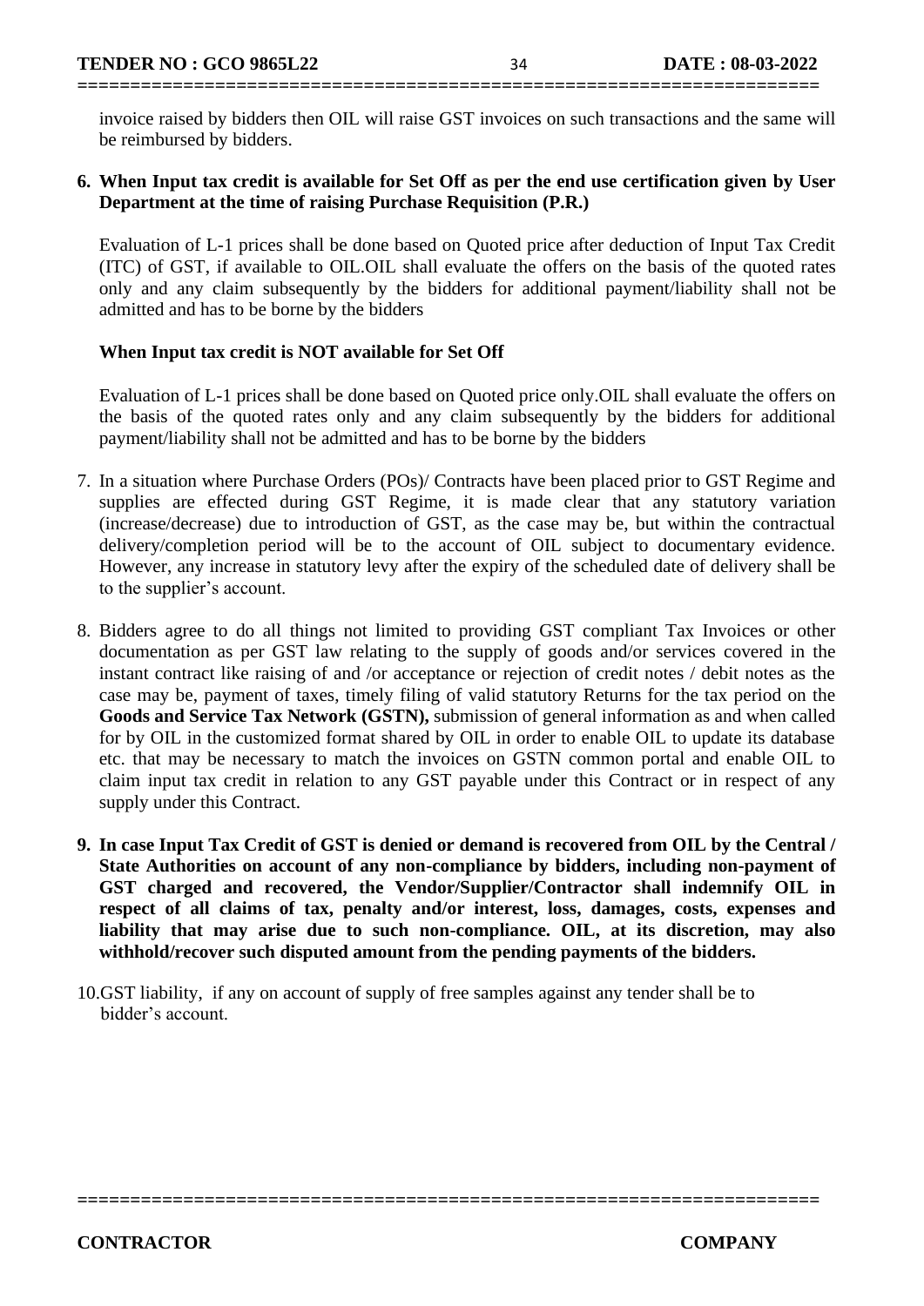invoice raised by bidders then OIL will raise GST invoices on such transactions and the same will be reimbursed by bidders.

**6. When Input tax credit is available for Set Off as per the end use certification given by User Department at the time of raising Purchase Requisition (P.R.)**

Evaluation of L-1 prices shall be done based on Quoted price after deduction of Input Tax Credit (ITC) of GST, if available to OIL.OIL shall evaluate the offers on the basis of the quoted rates only and any claim subsequently by the bidders for additional payment/liability shall not be admitted and has to be borne by the bidders

**When Input tax credit is NOT available for Set Off**

Evaluation of L-1 prices shall be done based on Quoted price only.OIL shall evaluate the offers on the basis of the quoted rates only and any claim subsequently by the bidders for additional payment/liability shall not be admitted and has to be borne by the bidders

7. In a situation where Purchase Orders (POs)/ Contracts have been placed prior to GST Regime and supplies are effected during GST Regime, it is made clear that any statutory variation (increase/decrease) due to introduction of GST, as the case may be, but within the contractual delivery/completion period will be to the account of OIL subject to documentary evidence. However, any increase in statutory levy after the expiry of the scheduled date of delivery shall be to the supplier's account.

8. Bidders agree to do all things not limited to providing GST compliant Tax Invoices or other documentation as per GST law relating to the supply of goods and/or services covered in the instant contract like raising of and /or acceptance or rejection of credit notes / debit notes as the case may be, payment of taxes, timely filing of valid statutory Returns for the tax period on the **Goods and Service Tax Network (GSTN),** submission of general information as and when called for by OIL in the customized format shared by OIL in order to enable OIL to update its database etc. that may be necessary to match the invoices on GSTN common portal and enable OIL to claim input tax credit in relation to any GST payable under this Contract or in respect of any supply under this Contract.

**9. In case Input Tax Credit of GST is denied or demand is recovered from OIL by the Central / State Authorities on account of any non-compliance by bidders, including non-payment of GST charged and recovered, the Vendor/Supplier/Contractor shall indemnify OIL in respect of all claims of tax, penalty and/or interest, loss, damages, costs, expenses and liability that may arise due to such non-compliance. OIL, at its discretion, may also withhold/recover such disputed amount from the pending payments of the bidders.**

10. GST liability, if any on account of supply of free samples against any tender shall be to bidder's account.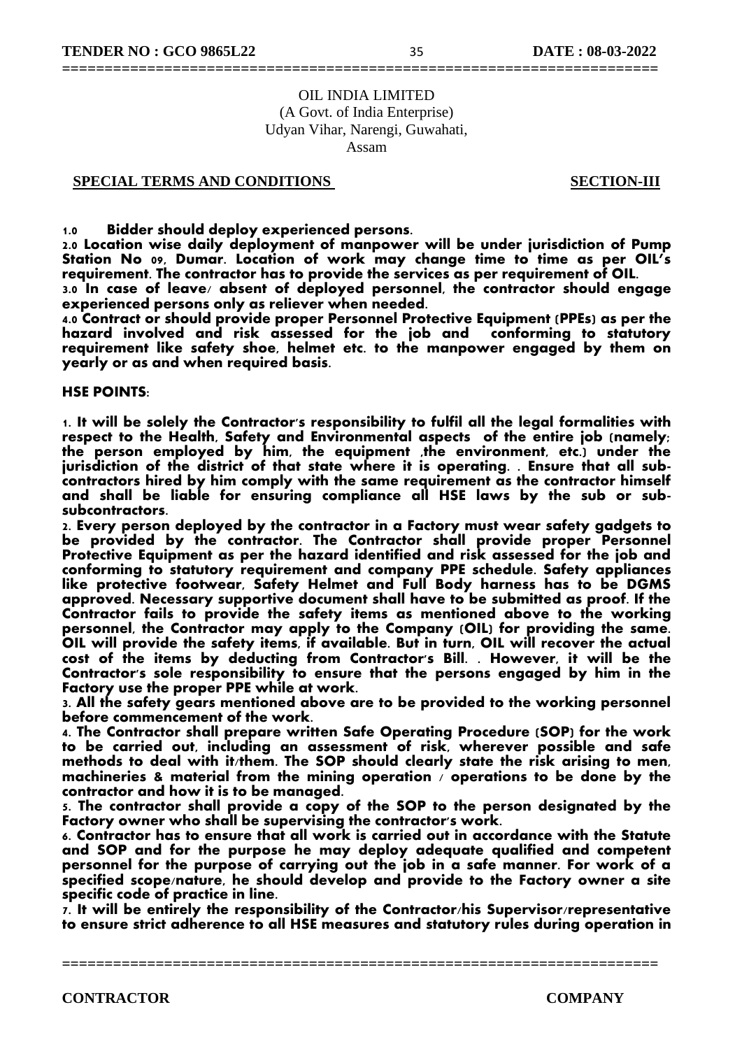OIL INDIA LIMITED
(A Govt. of India Enterprise)
Udyan Vihar, Narengi, Guwahati,
Assam

**SPECIAL TERMS AND CONDITIONS** **SECTION-III**

**1.0 Bidder should deploy experienced persons.**

**2.0 Location wise daily deployment of manpower will be under jurisdiction of Pump Station No 09, Dumar. Location of work may change time to time as per OIL's requirement. The contractor has to provide the services as per requirement of OIL.**

**3.0 In case of leave/ absent of deployed personnel, the contractor should engage experienced persons only as reliever when needed.**

**4.0 Contract or should provide proper Personnel Protective Equipment (PPEs) as per the hazard involved and risk assessed for the job and conforming to statutory requirement like safety shoe, helmet etc. to the manpower engaged by them on yearly or as and when required basis.**

**HSE POINTS:**

**1. It will be solely the Contractor's responsibility to fulfil all the legal formalities with respect to the Health, Safety and Environmental aspects of the entire job (namely; the person employed by him, the equipment ,the environment, etc.) under the jurisdiction of the district of that state where it is operating. . Ensure that all sub-contractors hired by him comply with the same requirement as the contractor himself and shall be liable for ensuring compliance all HSE laws by the sub or sub-subcontractors.**

**2. Every person deployed by the contractor in a Factory must wear safety gadgets to be provided by the contractor. The Contractor shall provide proper Personnel Protective Equipment as per the hazard identified and risk assessed for the job and conforming to statutory requirement and company PPE schedule. Safety appliances like protective footwear, Safety Helmet and Full Body harness has to be DGMS approved. Necessary supportive document shall have to be submitted as proof. If the Contractor fails to provide the safety items as mentioned above to the working personnel, the Contractor may apply to the Company (OIL) for providing the same. OIL will provide the safety items, if available. But in turn, OIL will recover the actual cost of the items by deducting from Contractor's Bill. . However, it will be the Contractor's sole responsibility to ensure that the persons engaged by him in the Factory use the proper PPE while at work.**

**3. All the safety gears mentioned above are to be provided to the working personnel before commencement of the work.**

**4. The Contractor shall prepare written Safe Operating Procedure (SOP) for the work to be carried out, including an assessment of risk, wherever possible and safe methods to deal with it/them. The SOP should clearly state the risk arising to men, machineries & material from the mining operation / operations to be done by the contractor and how it is to be managed.**

**5. The contractor shall provide a copy of the SOP to the person designated by the Factory owner who shall be supervising the contractor's work.**

**6. Contractor has to ensure that all work is carried out in accordance with the Statute and SOP and for the purpose he may deploy adequate qualified and competent personnel for the purpose of carrying out the job in a safe manner. For work of a specified scope/nature, he should develop and provide to the Factory owner a site specific code of practice in line.**

**7. It will be entirely the responsibility of the Contractor/his Supervisor/representative to ensure strict adherence to all HSE measures and statutory rules during operation in**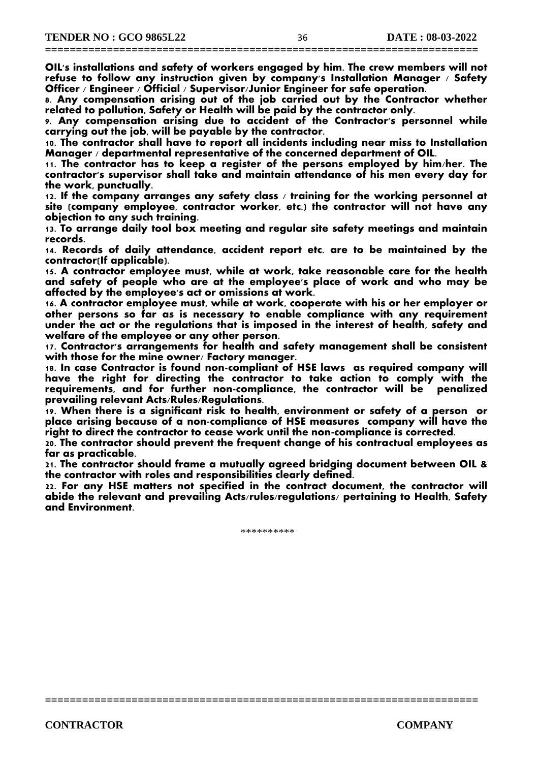**OIL's installations and safety of workers engaged by him. The crew members will not refuse to follow any instruction given by company's Installation Manager / Safety Officer / Engineer / Official / Supervisor/Junior Engineer for safe operation.**

**8. Any compensation arising out of the job carried out by the Contractor whether related to pollution, Safety or Health will be paid by the contractor only.**

**9. Any compensation arising due to accident of the Contractor's personnel while carrying out the job, will be payable by the contractor.**

**10. The contractor shall have to report all incidents including near miss to Installation Manager / departmental representative of the concerned department of OIL.**

**11. The contractor has to keep a register of the persons employed by him/her. The contractor's supervisor shall take and maintain attendance of his men every day for the work, punctually.**

**12. If the company arranges any safety class / training for the working personnel at site (company employee, contractor worker, etc.) the contractor will not have any objection to any such training.**

**13. To arrange daily tool box meeting and regular site safety meetings and maintain records.**

**14. Records of daily attendance, accident report etc. are to be maintained by the contractor(If applicable).**

**15. A contractor employee must, while at work, take reasonable care for the health and safety of people who are at the employee's place of work and who may be affected by the employee's act or omissions at work.**

**16. A contractor employee must, while at work, cooperate with his or her employer or other persons so far as is necessary to enable compliance with any requirement under the act or the regulations that is imposed in the interest of health, safety and welfare of the employee or any other person.**

**17. Contractor's arrangements for health and safety management shall be consistent with those for the mine owner/ Factory manager.**

**18. In case Contractor is found non-compliant of HSE laws as required company will have the right for directing the contractor to take action to comply with the requirements, and for further non-compliance, the contractor will be penalized prevailing relevant Acts/Rules/Regulations.**

**19. When there is a significant risk to health, environment or safety of a person or place arising because of a non-compliance of HSE measures company will have the right to direct the contractor to cease work until the non-compliance is corrected.**

**20. The contractor should prevent the frequent change of his contractual employees as far as practicable.**

**21. The contractor should frame a mutually agreed bridging document between OIL & the contractor with roles and responsibilities clearly defined.**

**22. For any HSE matters not specified in the contract document, the contractor will abide the relevant and prevailing Acts/rules/regulations/ pertaining to Health, Safety and Environment.**

**********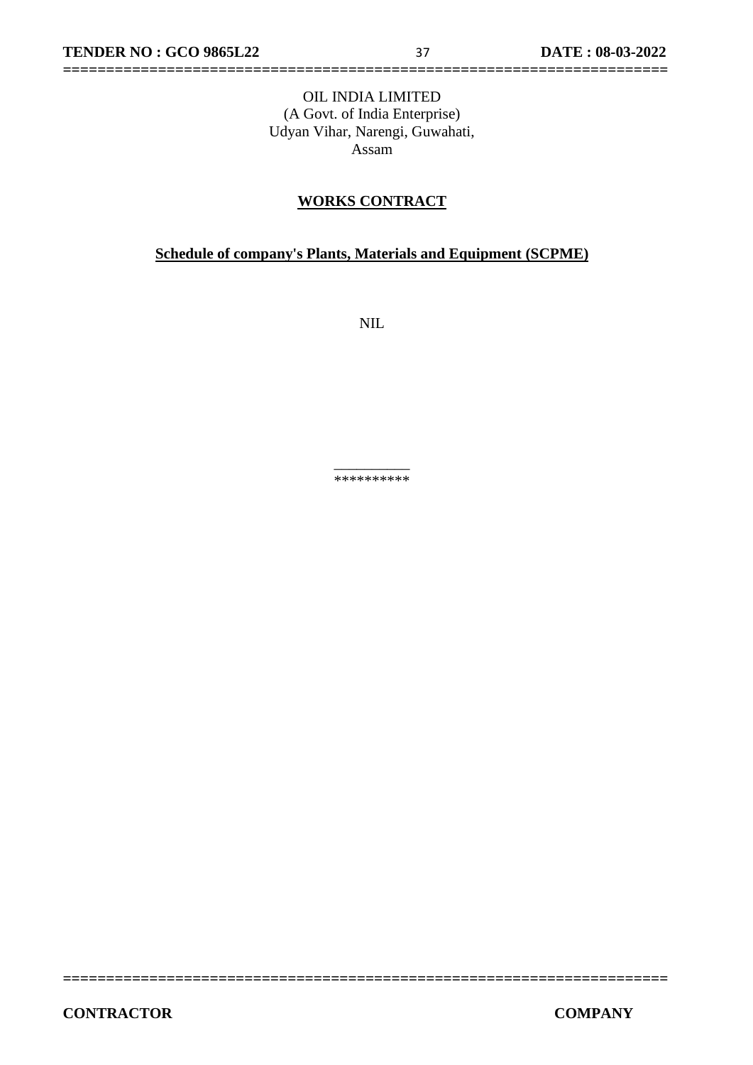OIL INDIA LIMITED
(A Govt. of India Enterprise)
Udyan Vihar, Narengi, Guwahati,
Assam

## WORKS CONTRACT

### Schedule of company's Plants, Materials and Equipment (SCPME)

NIL

**********

**CONTRACTOR** **COMPANY**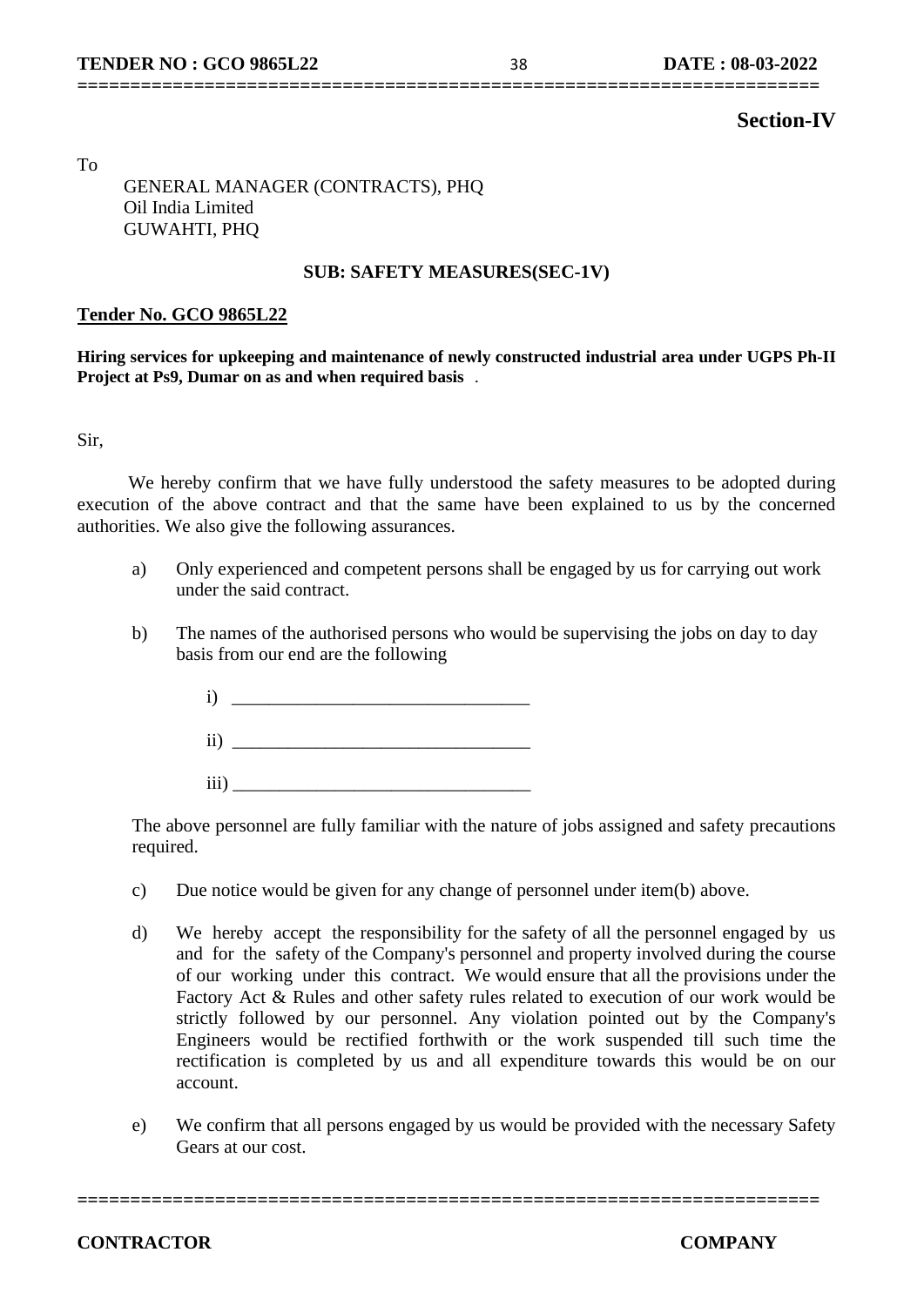## Section-IV

To

GENERAL MANAGER (CONTRACTS), PHQ
Oil India Limited
GUWAHTI, PHQ

**SUB: SAFETY MEASURES(SEC-1V)**

**Tender No. GCO 9865L22**

**Hiring services for upkeeping and maintenance of newly constructed industrial area under UGPS Ph-II Project at Ps9, Dumar on as and when required basis** .

Sir,

We hereby confirm that we have fully understood the safety measures to be adopted during execution of the above contract and that the same have been explained to us by the concerned authorities. We also give the following assurances.

a) Only experienced and competent persons shall be engaged by us for carrying out work under the said contract.

b) The names of the authorised persons who would be supervising the jobs on day to day basis from our end are the following

i) ________________________________

ii) ________________________________

iii) ________________________________

The above personnel are fully familiar with the nature of jobs assigned and safety precautions required.

c) Due notice would be given for any change of personnel under item(b) above.

d) We hereby accept the responsibility for the safety of all the personnel engaged by us and for the safety of the Company's personnel and property involved during the course of our working under this contract. We would ensure that all the provisions under the Factory Act & Rules and other safety rules related to execution of our work would be strictly followed by our personnel. Any violation pointed out by the Company's Engineers would be rectified forthwith or the work suspended till such time the rectification is completed by us and all expenditure towards this would be on our account.

e) We confirm that all persons engaged by us would be provided with the necessary Safety Gears at our cost.

**CONTRACTOR** **COMPANY**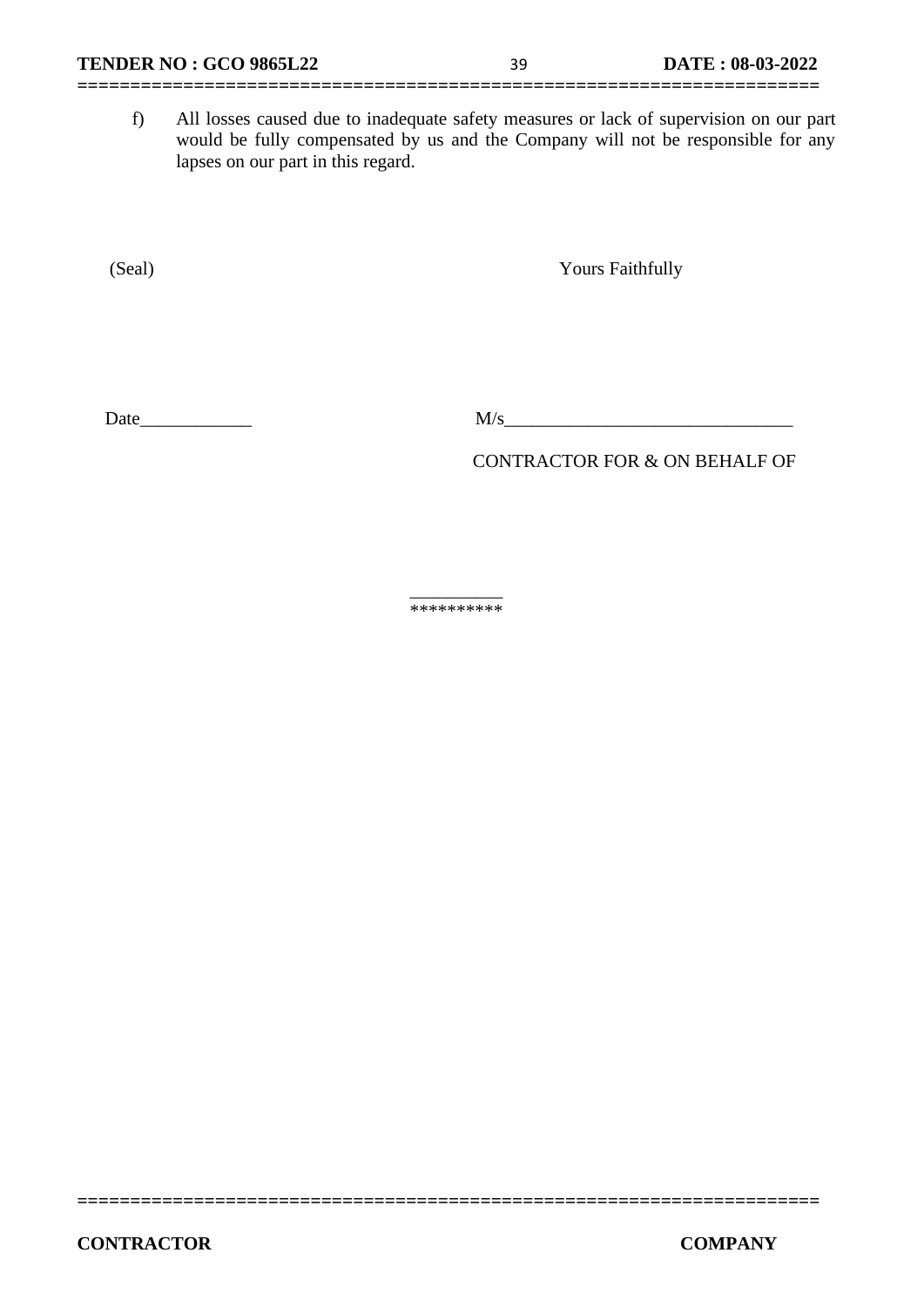f) All losses caused due to inadequate safety measures or lack of supervision on our part would be fully compensated by us and the Company will not be responsible for any lapses on our part in this regard.

(Seal) Yours Faithfully

Date____________ M/s_______________________________

CONTRACTOR FOR & ON BEHALF OF

__________
*********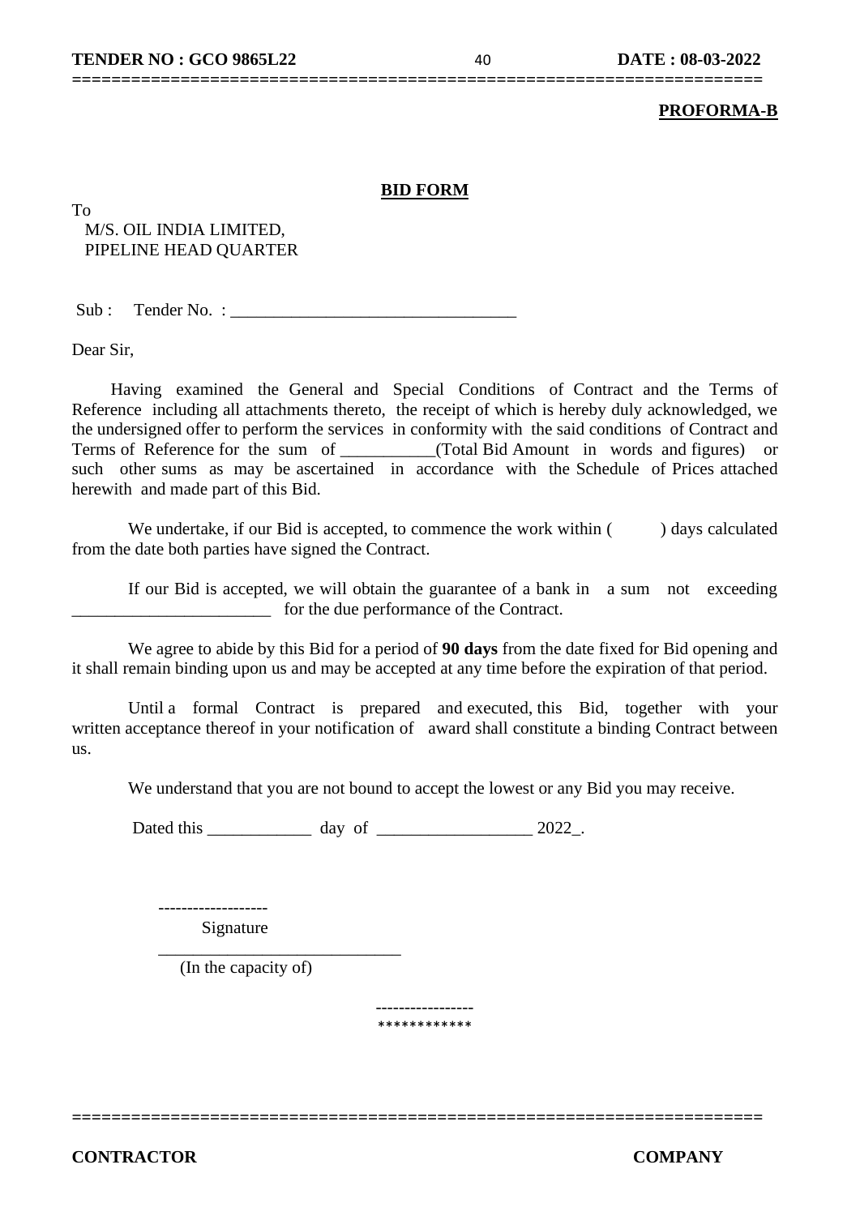**PROFORMA-B**

**BID FORM**

To
M/S. OIL INDIA LIMITED,
PIPELINE HEAD QUARTER

Sub : Tender No. : ________________________________

Dear Sir,

Having examined the General and Special Conditions of Contract and the Terms of Reference including all attachments thereto, the receipt of which is hereby duly acknowledged, we the undersigned offer to perform the services in conformity with the said conditions of Contract and Terms of Reference for the sum of ___________(Total Bid Amount in words and figures) or such other sums as may be ascertained in accordance with the Schedule of Prices attached herewith and made part of this Bid.

We undertake, if our Bid is accepted, to commence the work within ( ) days calculated from the date both parties have signed the Contract.

If our Bid is accepted, we will obtain the guarantee of a bank in a sum not exceeding _______________________ for the due performance of the Contract.

We agree to abide by this Bid for a period of **90 days** from the date fixed for Bid opening and it shall remain binding upon us and may be accepted at any time before the expiration of that period.

Until a formal Contract is prepared and executed, this Bid, together with your written acceptance thereof in your notification of award shall constitute a binding Contract between us.

We understand that you are not bound to accept the lowest or any Bid you may receive.

Dated this ____________ day of __________________ 2022_.

-------------------
Signature

____________________________
(In the capacity of)

-----------------
************

**CONTRACTOR** **COMPANY**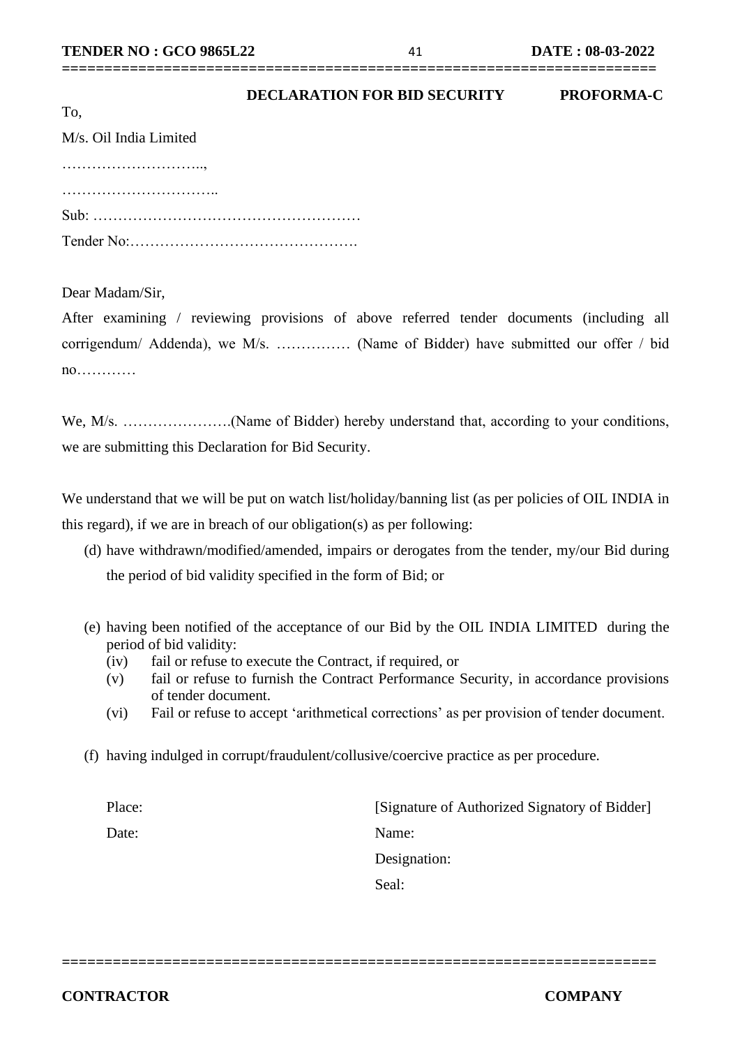**DECLARATION FOR BID SECURITY** **PROFORMA-C**

To,

M/s. Oil India Limited

………………………..,

…………………………..

Sub: ………………………………………………

Tender No:……………………………………….

Dear Madam/Sir,

After examining / reviewing provisions of above referred tender documents (including all corrigendum/ Addenda), we M/s. …………… (Name of Bidder) have submitted our offer / bid no…………

We, M/s. ………………….(Name of Bidder) hereby understand that, according to your conditions, we are submitting this Declaration for Bid Security.

We understand that we will be put on watch list/holiday/banning list (as per policies of OIL INDIA in this regard), if we are in breach of our obligation(s) as per following:

(d) have withdrawn/modified/amended, impairs or derogates from the tender, my/our Bid during the period of bid validity specified in the form of Bid; or

(e) having been notified of the acceptance of our Bid by the OIL INDIA LIMITED during the period of bid validity:
   - (iv) fail or refuse to execute the Contract, if required, or
   - (v) fail or refuse to furnish the Contract Performance Security, in accordance provisions of tender document.
   - (vi) Fail or refuse to accept 'arithmetical corrections' as per provision of tender document.

(f) having indulged in corrupt/fraudulent/collusive/coercive practice as per procedure.

Place: [Signature of Authorized Signatory of Bidder]

Date: Name:

Designation:

Seal:

**CONTRACTOR** **COMPANY**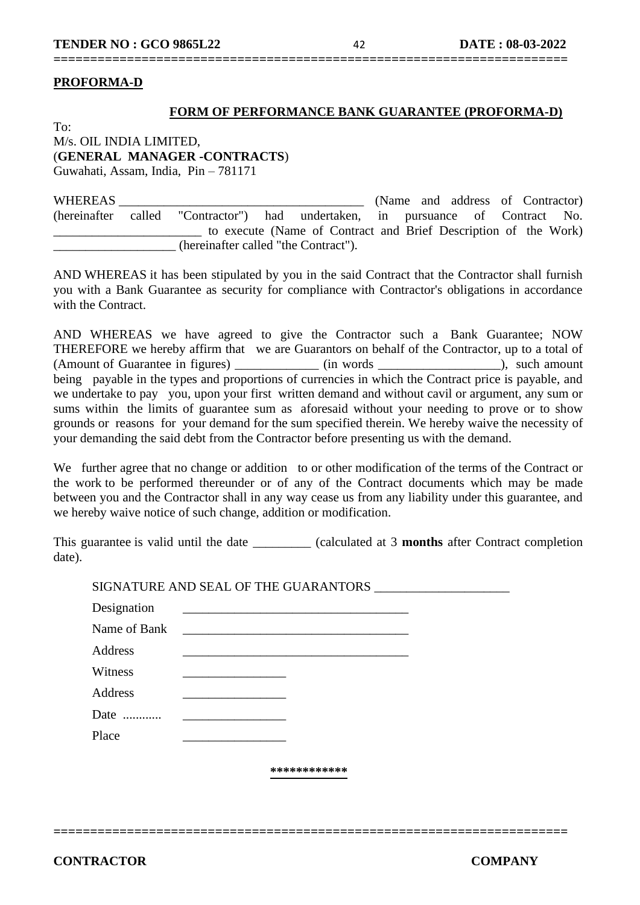**PROFORMA-D**

**FORM OF PERFORMANCE BANK GUARANTEE (PROFORMA-D)**

To:
M/s. OIL INDIA LIMITED,
(**GENERAL MANAGER -CONTRACTS**)
Guwahati, Assam, India, Pin – 781171

WHEREAS ______________________________________ (Name and address of Contractor) (hereinafter called "Contractor") had undertaken, in pursuance of Contract No. _______________________ to execute (Name of Contract and Brief Description of the Work) ___________________ (hereinafter called "the Contract").

AND WHEREAS it has been stipulated by you in the said Contract that the Contractor shall furnish you with a Bank Guarantee as security for compliance with Contractor's obligations in accordance with the Contract.

AND WHEREAS we have agreed to give the Contractor such a Bank Guarantee; NOW THEREFORE we hereby affirm that we are Guarantors on behalf of the Contractor, up to a total of (Amount of Guarantee in figures) _____________ (in words __________________), such amount being payable in the types and proportions of currencies in which the Contract price is payable, and we undertake to pay you, upon your first written demand and without cavil or argument, any sum or sums within the limits of guarantee sum as aforesaid without your needing to prove or to show grounds or reasons for your demand for the sum specified therein. We hereby waive the necessity of your demanding the said debt from the Contractor before presenting us with the demand.

We further agree that no change or addition to or other modification of the terms of the Contract or the work to be performed thereunder or of any of the Contract documents which may be made between you and the Contractor shall in any way cease us from any liability under this guarantee, and we hereby waive notice of such change, addition or modification.

This guarantee is valid until the date _________ (calculated at 3 **months** after Contract completion date).

SIGNATURE AND SEAL OF THE GUARANTORS ____________________

Designation ___________________________________

Name of Bank ___________________________________

Address ___________________________________

Witness ________________

Address ________________

Date ............ ________________

Place ________________

************

**CONTRACTOR** **COMPANY**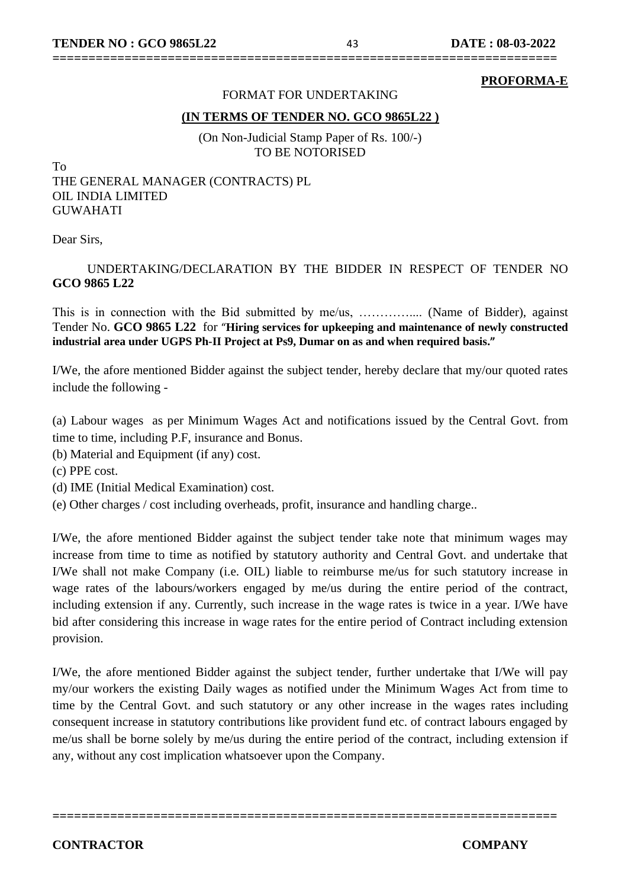**PROFORMA-E**

FORMAT FOR UNDERTAKING

**(IN TERMS OF TENDER NO. GCO 9865L22 )**

(On Non-Judicial Stamp Paper of Rs. 100/-)
TO BE NOTORISED

To
THE GENERAL MANAGER (CONTRACTS) PL
OIL INDIA LIMITED
GUWAHATI

Dear Sirs,

UNDERTAKING/DECLARATION BY THE BIDDER IN RESPECT OF TENDER NO **GCO 9865 L22**

This is in connection with the Bid submitted by me/us, …………..... (Name of Bidder), against Tender No. **GCO 9865 L22** for "**Hiring services for upkeeping and maintenance of newly constructed industrial area under UGPS Ph-II Project at Ps9, Dumar on as and when required basis.**"

I/We, the afore mentioned Bidder against the subject tender, hereby declare that my/our quoted rates include the following -

(a) Labour wages as per Minimum Wages Act and notifications issued by the Central Govt. from time to time, including P.F, insurance and Bonus.
(b) Material and Equipment (if any) cost.
(c) PPE cost.
(d) IME (Initial Medical Examination) cost.
(e) Other charges / cost including overheads, profit, insurance and handling charge..

I/We, the afore mentioned Bidder against the subject tender take note that minimum wages may increase from time to time as notified by statutory authority and Central Govt. and undertake that I/We shall not make Company (i.e. OIL) liable to reimburse me/us for such statutory increase in wage rates of the labours/workers engaged by me/us during the entire period of the contract, including extension if any. Currently, such increase in the wage rates is twice in a year. I/We have bid after considering this increase in wage rates for the entire period of Contract including extension provision.

I/We, the afore mentioned Bidder against the subject tender, further undertake that I/We will pay my/our workers the existing Daily wages as notified under the Minimum Wages Act from time to time by the Central Govt. and such statutory or any other increase in the wages rates including consequent increase in statutory contributions like provident fund etc. of contract labours engaged by me/us shall be borne solely by me/us during the entire period of the contract, including extension if any, without any cost implication whatsoever upon the Company.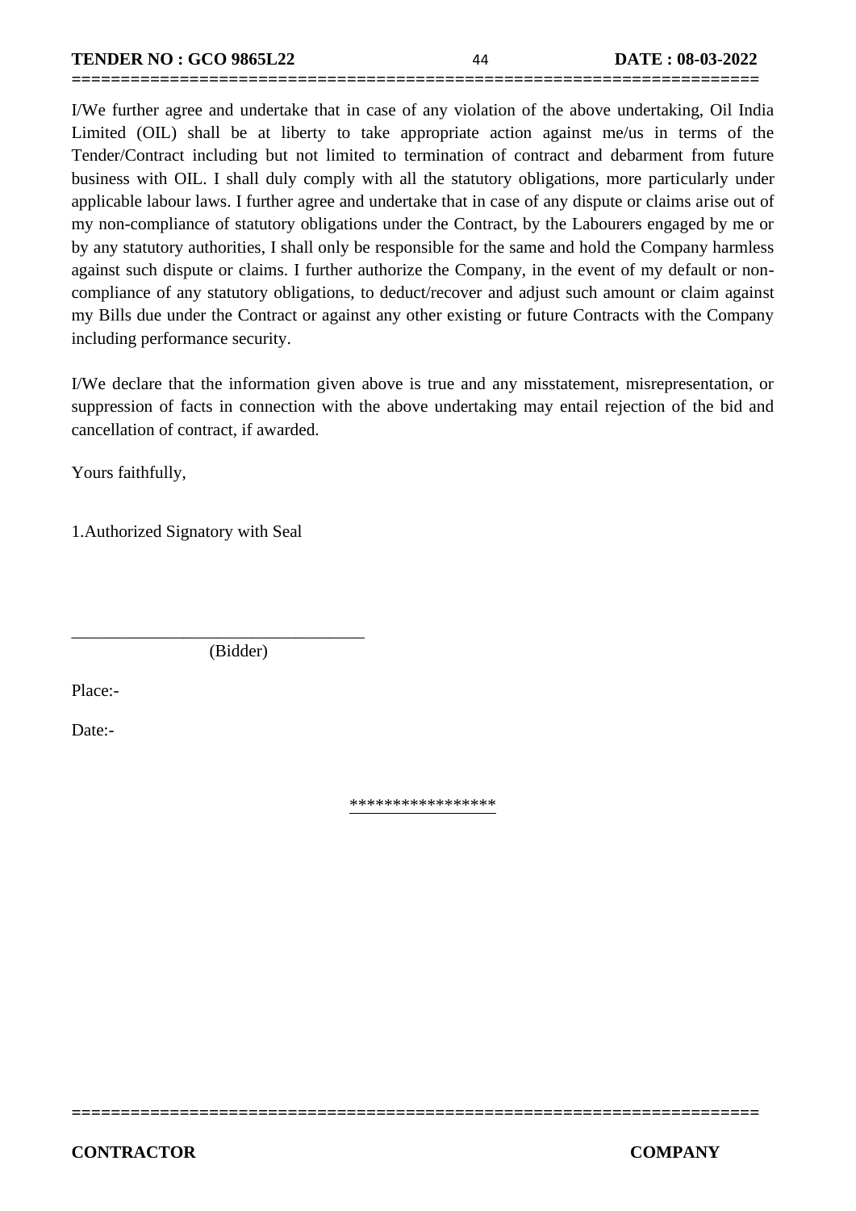I/We further agree and undertake that in case of any violation of the above undertaking, Oil India Limited (OIL) shall be at liberty to take appropriate action against me/us in terms of the Tender/Contract including but not limited to termination of contract and debarment from future business with OIL. I shall duly comply with all the statutory obligations, more particularly under applicable labour laws. I further agree and undertake that in case of any dispute or claims arise out of my non-compliance of statutory obligations under the Contract, by the Labourers engaged by me or by any statutory authorities, I shall only be responsible for the same and hold the Company harmless against such dispute or claims. I further authorize the Company, in the event of my default or non-compliance of any statutory obligations, to deduct/recover and adjust such amount or claim against my Bills due under the Contract or against any other existing or future Contracts with the Company including performance security.

I/We declare that the information given above is true and any misstatement, misrepresentation, or suppression of facts in connection with the above undertaking may entail rejection of the bid and cancellation of contract, if awarded.

Yours faithfully,

1.Authorized Signatory with Seal

\_\_\_\_\_\_\_\_\_\_\_\_\_\_\_\_\_\_\_\_\_\_\_\_\_\_\_\_\_\_\_\_\_\_

(Bidder)

Place:-

Date:-

\*\*\*\*\*\*\*\*\*\*\*\*\*\*\*\*\*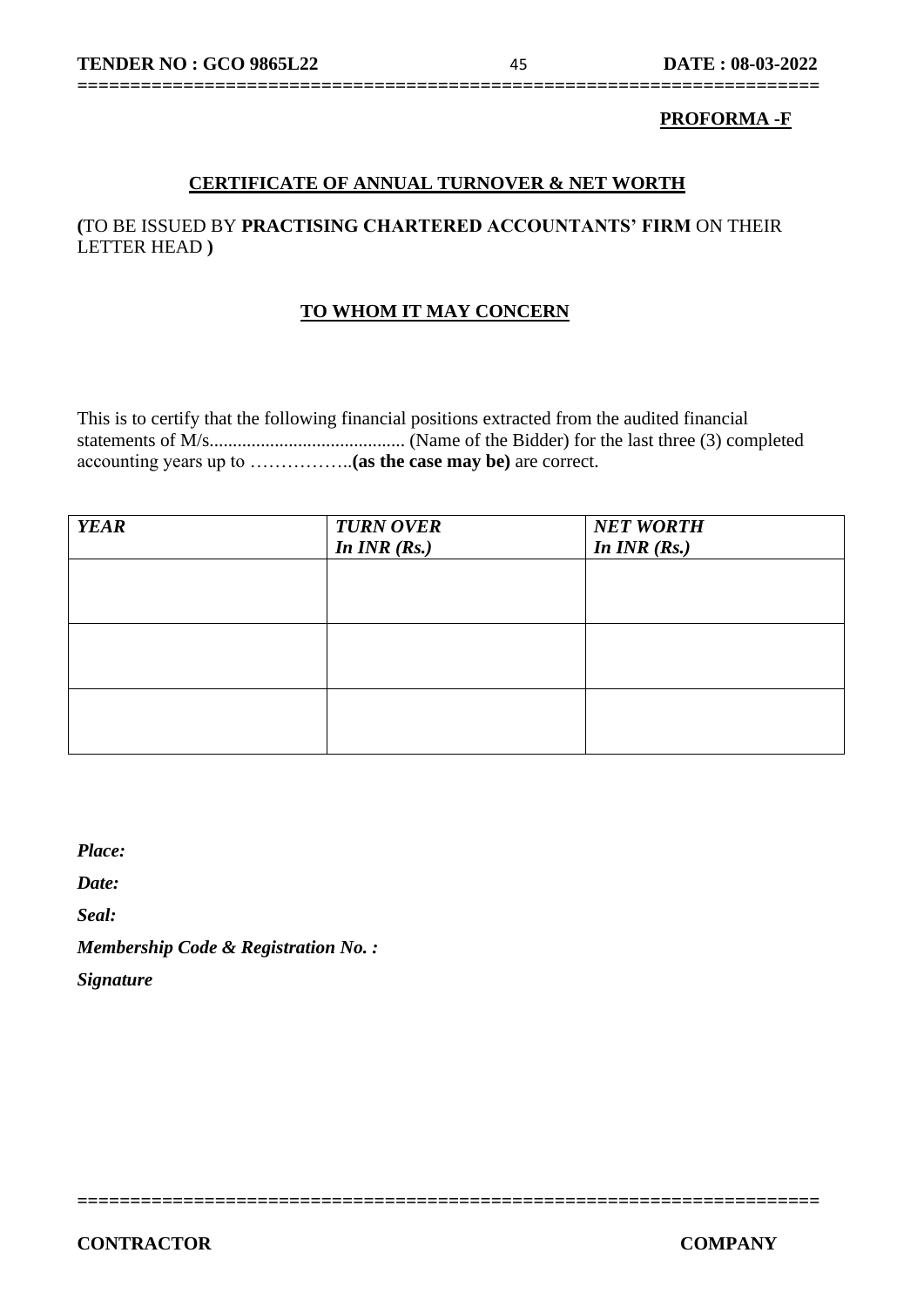**PROFORMA -F**

## CERTIFICATE OF ANNUAL TURNOVER & NET WORTH

**(**TO BE ISSUED BY **PRACTISING CHARTERED ACCOUNTANTS' FIRM** ON THEIR LETTER HEAD **)**

### TO WHOM IT MAY CONCERN

This is to certify that the following financial positions extracted from the audited financial statements of M/s.......................................... (Name of the Bidder) for the last three (3) completed accounting years up to ……………..**(as the case may be)** are correct.

| ***YEAR*** | ***TURN OVER In INR (Rs.)*** | ***NET WORTH In INR (Rs.)*** |
|---|---|---|
| | | |
| | | |
| | | |

***Place:***

***Date:***

***Seal:***

***Membership Code & Registration No. :***

***Signature***

**CONTRACTOR** **COMPANY**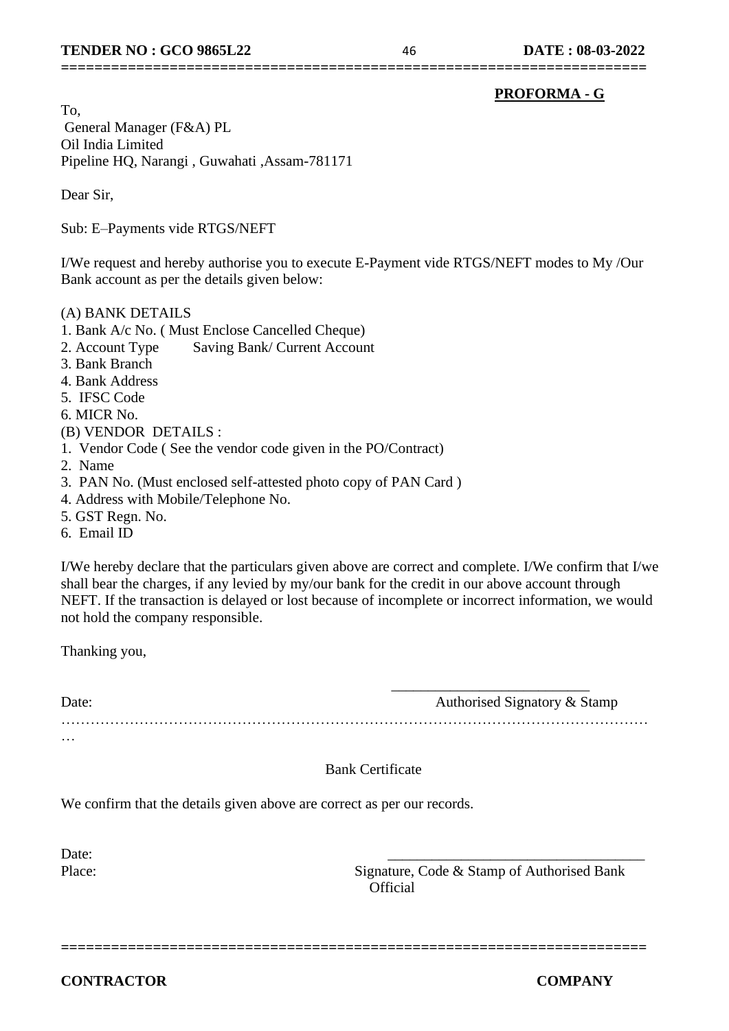**PROFORMA - G**

To,
General Manager (F&A) PL
Oil India Limited
Pipeline HQ, Narangi , Guwahati ,Assam-781171

Dear Sir,

Sub: E–Payments vide RTGS/NEFT

I/We request and hereby authorise you to execute E-Payment vide RTGS/NEFT modes to My /Our Bank account as per the details given below:

(A) BANK DETAILS
1. Bank A/c No. ( Must Enclose Cancelled Cheque)
2. Account Type Saving Bank/ Current Account
3. Bank Branch
4. Bank Address
5. IFSC Code
6. MICR No.

(B) VENDOR DETAILS :
1. Vendor Code ( See the vendor code given in the PO/Contract)
2. Name
3. PAN No. (Must enclosed self-attested photo copy of PAN Card )
4. Address with Mobile/Telephone No.
5. GST Regn. No.
6. Email ID

I/We hereby declare that the particulars given above are correct and complete. I/We confirm that I/we shall bear the charges, if any levied by my/our bank for the credit in our above account through NEFT. If the transaction is delayed or lost because of incomplete or incorrect information, we would not hold the company responsible.

Thanking you,

Date: \_\_\_\_\_\_\_\_\_\_\_\_\_\_\_\_\_\_\_\_\_\_\_\_\_\_
Authorised Signatory & Stamp

…………………………………………………………………………………………………………

Bank Certificate

We confirm that the details given above are correct as per our records.

Date: \_\_\_\_\_\_\_\_\_\_\_\_\_\_\_\_\_\_\_\_\_\_\_\_\_\_\_\_\_\_\_\_\_\_
Place: Signature, Code & Stamp of Authorised Bank Official

**CONTRACTOR** **COMPANY**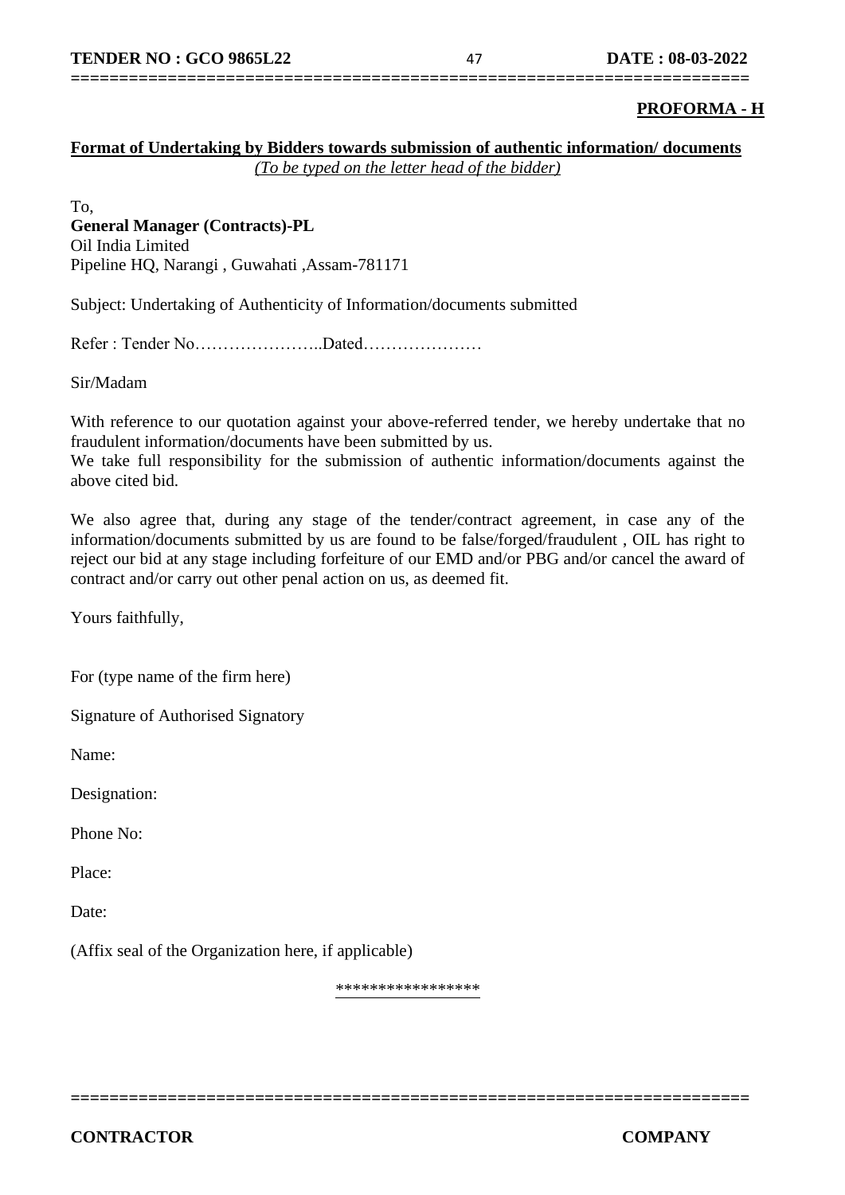**PROFORMA - H**

**Format of Undertaking by Bidders towards submission of authentic information/ documents**

*(To be typed on the letter head of the bidder)*

To,

**General Manager (Contracts)-PL**
Oil India Limited
Pipeline HQ, Narangi , Guwahati ,Assam-781171

Subject: Undertaking of Authenticity of Information/documents submitted

Refer : Tender No…………………..Dated…………………

Sir/Madam

With reference to our quotation against your above-referred tender, we hereby undertake that no fraudulent information/documents have been submitted by us.
We take full responsibility for the submission of authentic information/documents against the above cited bid.

We also agree that, during any stage of the tender/contract agreement, in case any of the information/documents submitted by us are found to be false/forged/fraudulent , OIL has right to reject our bid at any stage including forfeiture of our EMD and/or PBG and/or cancel the award of contract and/or carry out other penal action on us, as deemed fit.

Yours faithfully,

For (type name of the firm here)

Signature of Authorised Signatory

Name:

Designation:

Phone No:

Place:

Date:

(Affix seal of the Organization here, if applicable)

*****************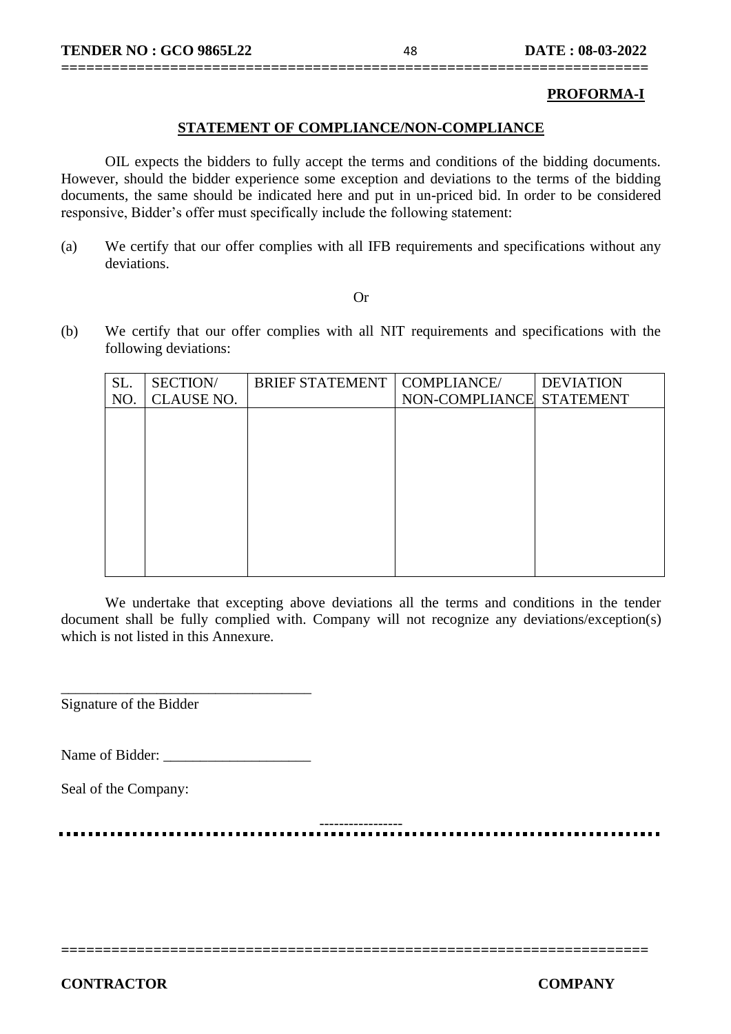**PROFORMA-I**

**STATEMENT OF COMPLIANCE/NON-COMPLIANCE**

OIL expects the bidders to fully accept the terms and conditions of the bidding documents. However, should the bidder experience some exception and deviations to the terms of the bidding documents, the same should be indicated here and put in un-priced bid. In order to be considered responsive, Bidder's offer must specifically include the following statement:

(a) We certify that our offer complies with all IFB requirements and specifications without any deviations.

Or

(b) We certify that our offer complies with all NIT requirements and specifications with the following deviations:

| SL. NO. | SECTION/ CLAUSE NO. | BRIEF STATEMENT | COMPLIANCE/ NON-COMPLIANCE | DEVIATION STATEMENT |
|---|---|---|---|---|
| | | | | |

We undertake that excepting above deviations all the terms and conditions in the tender document shall be fully complied with. Company will not recognize any deviations/exception(s) which is not listed in this Annexure.

\_\_\_\_\_\_\_\_\_\_\_\_\_\_\_\_\_\_\_\_\_\_\_\_\_\_\_\_\_\_\_\_\_\_

Signature of the Bidder

Name of Bidder: \_\_\_\_\_\_\_\_\_\_\_\_\_\_\_\_\_\_\_\_

Seal of the Company:

-----------------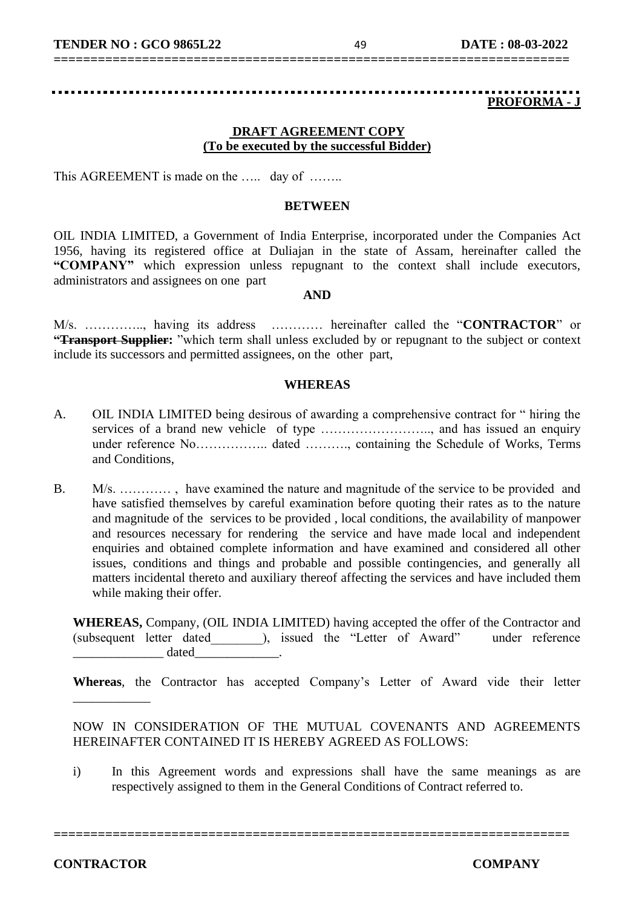**PROFORMA - J**

**DRAFT AGREEMENT COPY**
**(To be executed by the successful Bidder)**

This AGREEMENT is made on the ….. day of ……..

**BETWEEN**

OIL INDIA LIMITED, a Government of India Enterprise, incorporated under the Companies Act 1956, having its registered office at Duliajan in the state of Assam, hereinafter called the **"COMPANY"** which expression unless repugnant to the context shall include executors, administrators and assignees on one part

**AND**

M/s. ………….., having its address ………… hereinafter called the "**CONTRACTOR**" or **"~~Transport Supplier~~:** "which term shall unless excluded by or repugnant to the subject or context include its successors and permitted assignees, on the other part,

**WHEREAS**

A. OIL INDIA LIMITED being desirous of awarding a comprehensive contract for " hiring the services of a brand new vehicle of type …………………….., and has issued an enquiry under reference No…………….. dated ………., containing the Schedule of Works, Terms and Conditions,

B. M/s. ………… , have examined the nature and magnitude of the service to be provided and have satisfied themselves by careful examination before quoting their rates as to the nature and magnitude of the services to be provided , local conditions, the availability of manpower and resources necessary for rendering the service and have made local and independent enquiries and obtained complete information and have examined and considered all other issues, conditions and things and probable and possible contingencies, and generally all matters incidental thereto and auxiliary thereof affecting the services and have included them while making their offer.

**WHEREAS,** Company, (OIL INDIA LIMITED) having accepted the offer of the Contractor and (subsequent letter dated________), issued the "Letter of Award" under reference ______________ dated_____________.

**Whereas**, the Contractor has accepted Company's Letter of Award vide their letter ____________

NOW IN CONSIDERATION OF THE MUTUAL COVENANTS AND AGREEMENTS HEREINAFTER CONTAINED IT IS HEREBY AGREED AS FOLLOWS:

i) In this Agreement words and expressions shall have the same meanings as are respectively assigned to them in the General Conditions of Contract referred to.

**CONTRACTOR** **COMPANY**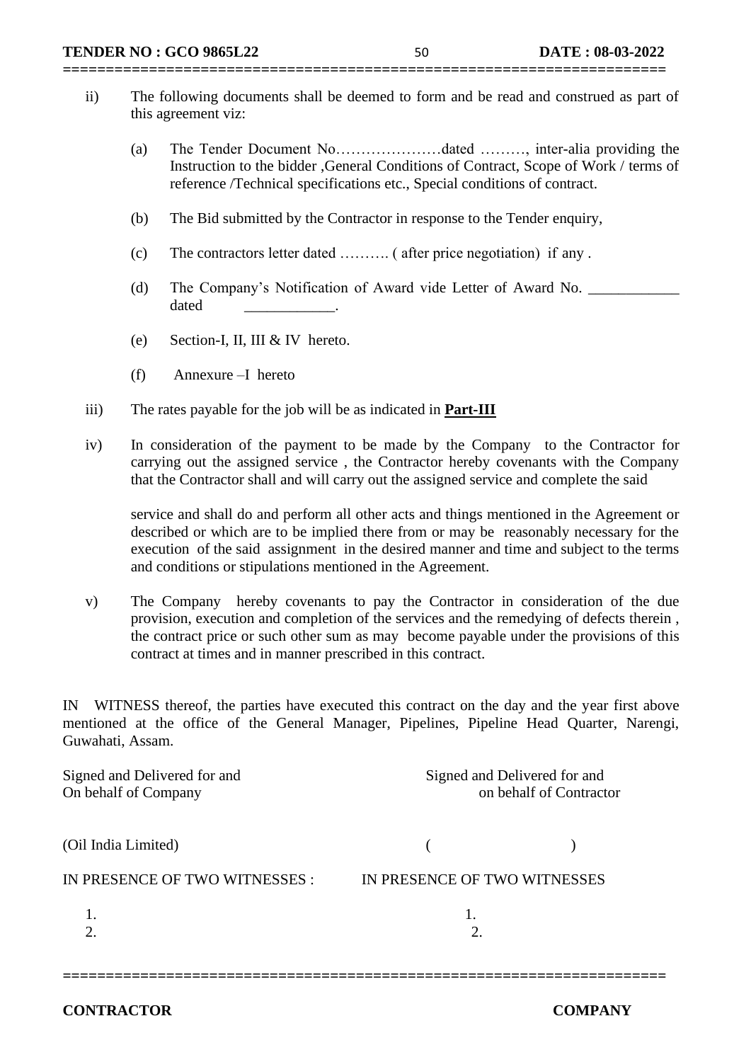ii) The following documents shall be deemed to form and be read and construed as part of this agreement viz:

(a) The Tender Document No…………………dated ………, inter-alia providing the Instruction to the bidder ,General Conditions of Contract, Scope of Work / terms of reference /Technical specifications etc., Special conditions of contract.

(b) The Bid submitted by the Contractor in response to the Tender enquiry,

(c) The contractors letter dated ………. ( after price negotiation) if any .

(d) The Company's Notification of Award vide Letter of Award No. ____________ dated ____________.

(e) Section-I, II, III & IV hereto.

(f) Annexure –I hereto

iii) The rates payable for the job will be as indicated in **Part-III**

iv) In consideration of the payment to be made by the Company to the Contractor for carrying out the assigned service , the Contractor hereby covenants with the Company that the Contractor shall and will carry out the assigned service and complete the said

service and shall do and perform all other acts and things mentioned in the Agreement or described or which are to be implied there from or may be reasonably necessary for the execution of the said assignment in the desired manner and time and subject to the terms and conditions or stipulations mentioned in the Agreement.

v) The Company hereby covenants to pay the Contractor in consideration of the due provision, execution and completion of the services and the remedying of defects therein , the contract price or such other sum as may become payable under the provisions of this contract at times and in manner prescribed in this contract.

IN WITNESS thereof, the parties have executed this contract on the day and the year first above mentioned at the office of the General Manager, Pipelines, Pipeline Head Quarter, Narengi, Guwahati, Assam.

| Signed and Delivered for and On behalf of Company | Signed and Delivered for and on behalf of Contractor |
|---|---|
| (Oil India Limited) | (                    ) |
| IN PRESENCE OF TWO WITNESSES : | IN PRESENCE OF TWO WITNESSES |
| 1. | 1. |
| 2. | 2. |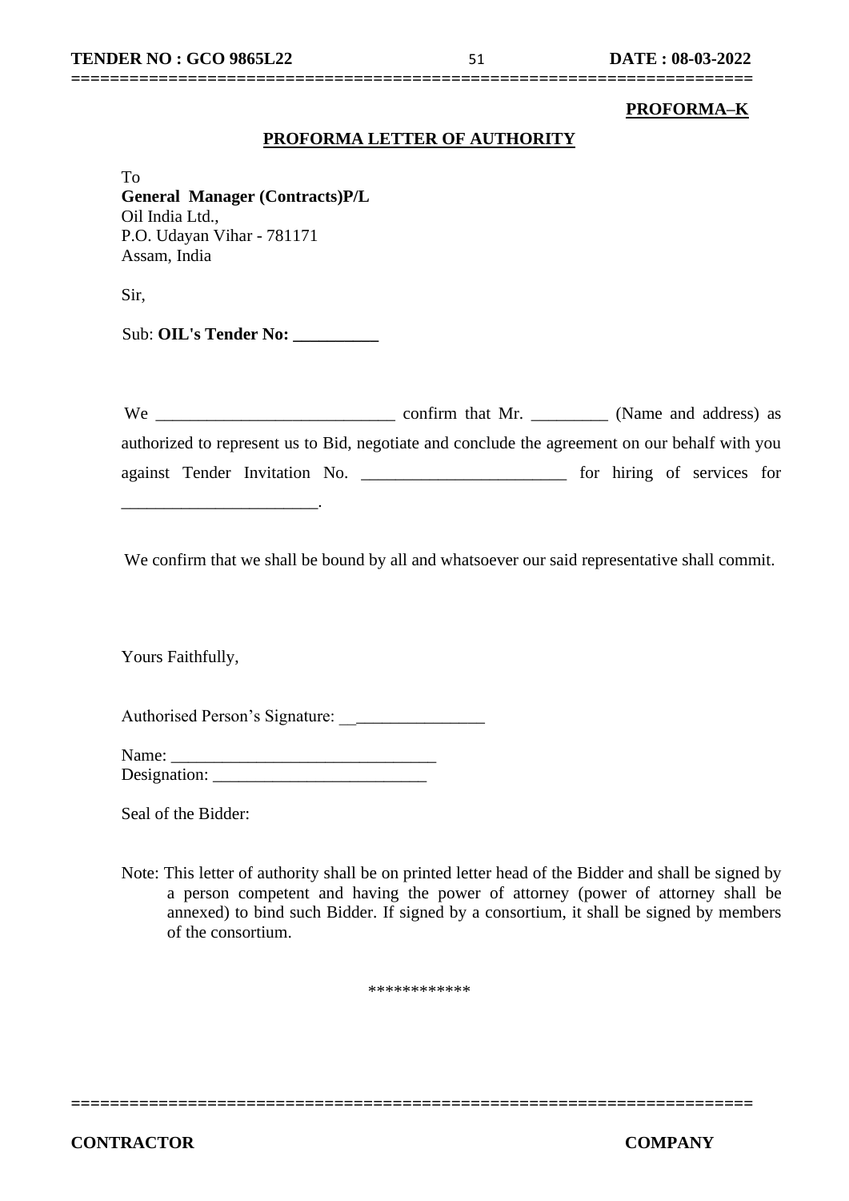**PROFORMA–K**

**PROFORMA LETTER OF AUTHORITY**

To
**General Manager (Contracts)P/L**
Oil India Ltd.,
P.O. Udayan Vihar - 781171
Assam, India

Sir,

Sub: **OIL's Tender No: __________**

We ____________________________ confirm that Mr. _________ (Name and address) as authorized to represent us to Bid, negotiate and conclude the agreement on our behalf with you against Tender Invitation No. ________________________ for hiring of services for _______________________.

We confirm that we shall be bound by all and whatsoever our said representative shall commit.

Yours Faithfully,

Authorised Person's Signature: ________________

Name: _______________________________
Designation: _________________________

Seal of the Bidder:

Note: This letter of authority shall be on printed letter head of the Bidder and shall be signed by a person competent and having the power of attorney (power of attorney shall be annexed) to bind such Bidder. If signed by a consortium, it shall be signed by members of the consortium.

************

CONTRACTOR COMPANY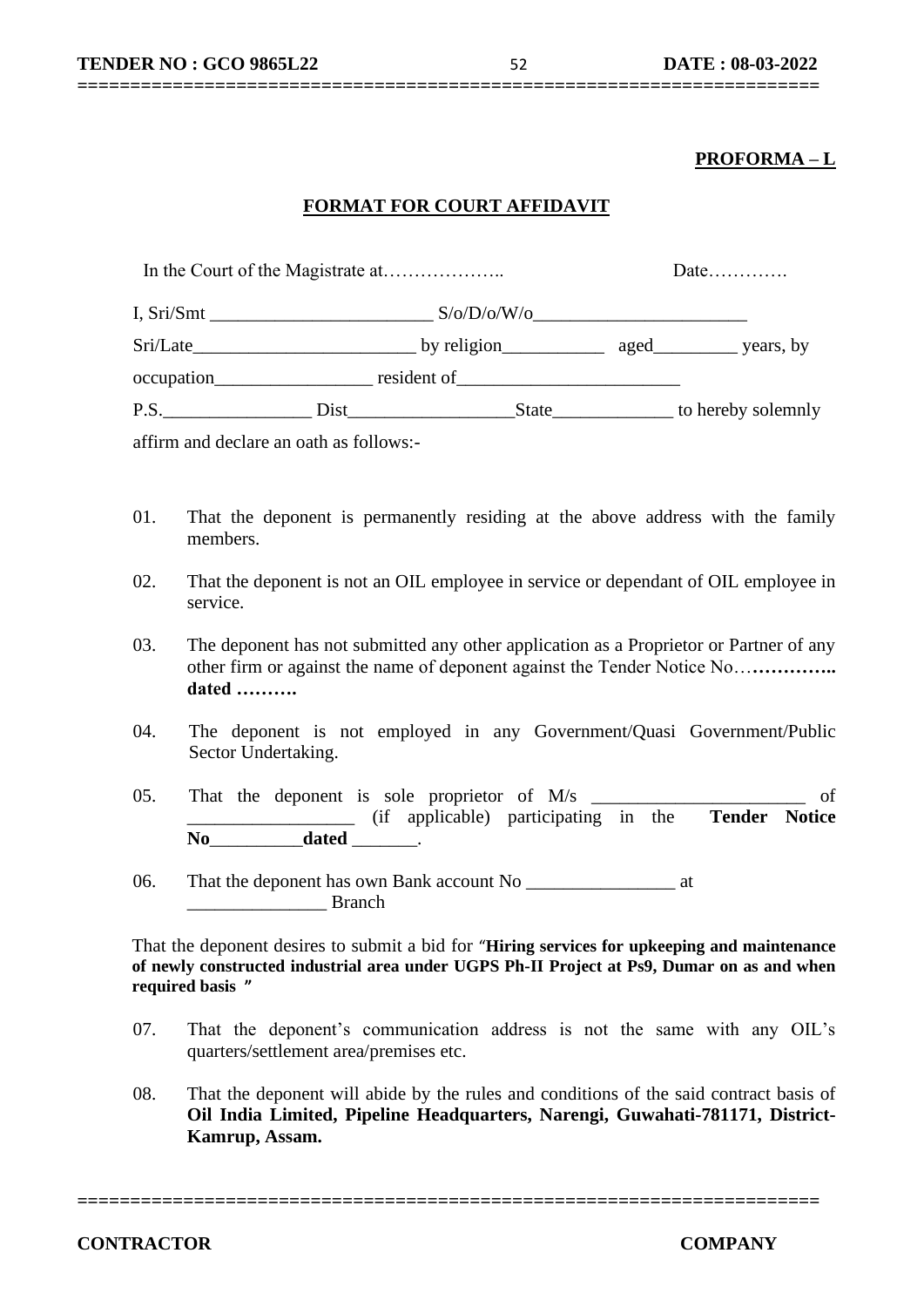**PROFORMA – L**

**FORMAT FOR COURT AFFIDAVIT**

In the Court of the Magistrate at……………….. Date………….

I, Sri/Smt ________________________ S/o/D/o/W/o_______________________

Sri/Late________________________ by religion___________ aged_________ years, by

occupation_________________ resident of________________________

P.S.________________ Dist__________________State_____________ to hereby solemnly

affirm and declare an oath as follows:-

01. That the deponent is permanently residing at the above address with the family members.

02. That the deponent is not an OIL employee in service or dependant of OIL employee in service.

03. The deponent has not submitted any other application as a Proprietor or Partner of any other firm or against the name of deponent against the Tender Notice No…**………….. dated ……….**

04. The deponent is not employed in any Government/Quasi Government/Public Sector Undertaking.

05. That the deponent is sole proprietor of M/s _______________________ of __________________ (if applicable) participating in the **Tender Notice No__________dated** _______.

06. That the deponent has own Bank account No ________________ at _______________ Branch

That the deponent desires to submit a bid for "**Hiring services for upkeeping and maintenance of newly constructed industrial area under UGPS Ph-II Project at Ps9, Dumar on as and when required basis "**

07. That the deponent's communication address is not the same with any OIL's quarters/settlement area/premises etc.

08. That the deponent will abide by the rules and conditions of the said contract basis of **Oil India Limited, Pipeline Headquarters, Narengi, Guwahati-781171, District-Kamrup, Assam.**

**CONTRACTOR** **COMPANY**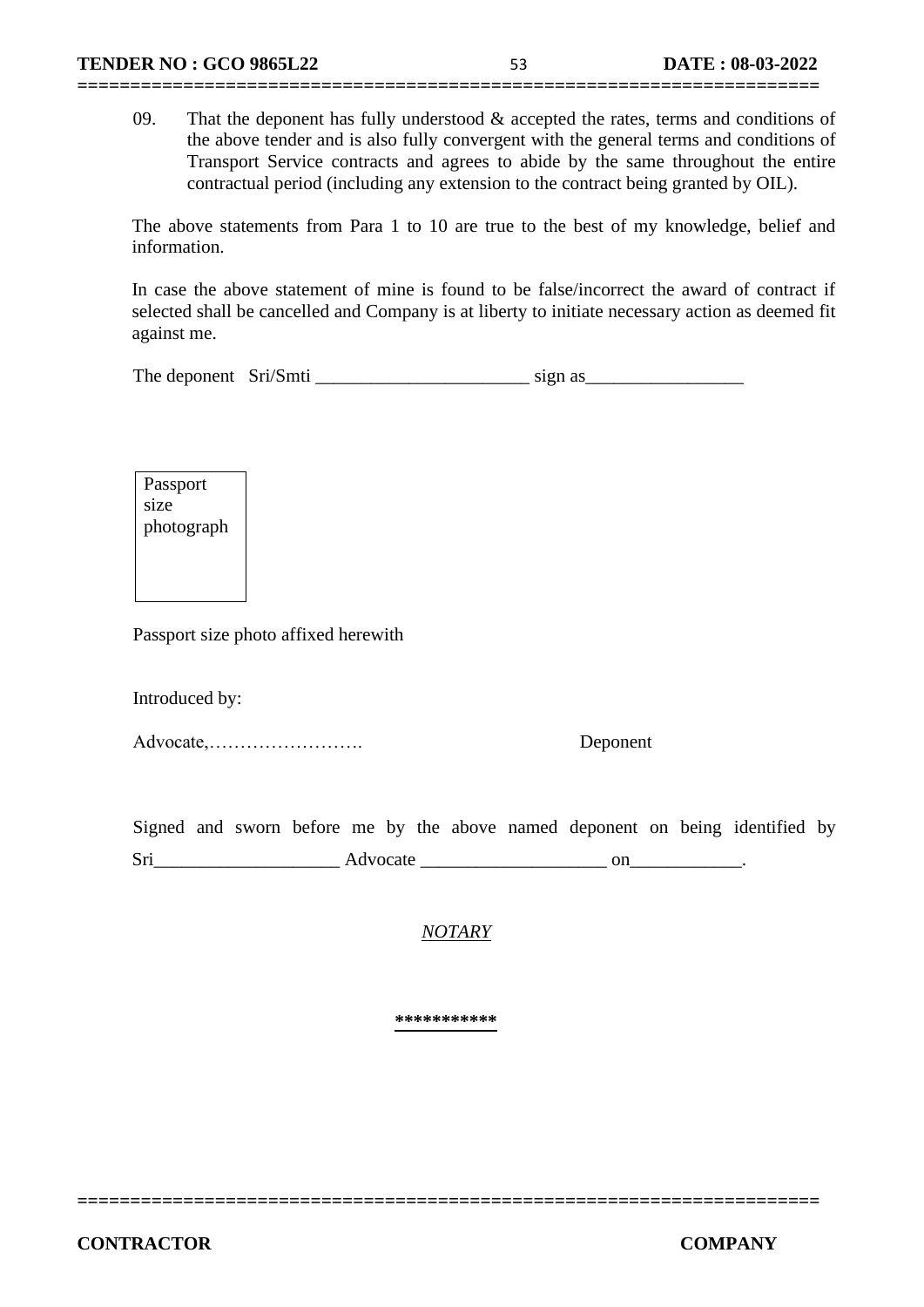09. That the deponent has fully understood & accepted the rates, terms and conditions of the above tender and is also fully convergent with the general terms and conditions of Transport Service contracts and agrees to abide by the same throughout the entire contractual period (including any extension to the contract being granted by OIL).

The above statements from Para 1 to 10 are true to the best of my knowledge, belief and information.

In case the above statement of mine is found to be false/incorrect the award of contract if selected shall be cancelled and Company is at liberty to initiate necessary action as deemed fit against me.

The deponent Sri/Smti _______________________ sign as_________________

| Passport size photograph |
|---|

Passport size photo affixed herewith

Introduced by:

Advocate,……………………. Deponent

Signed and sworn before me by the above named deponent on being identified by Sri____________________ Advocate ____________________ on____________.

*NOTARY*

**\*\*\*\*\*\*\*\*\*\*\***

**CONTRACTOR** **COMPANY**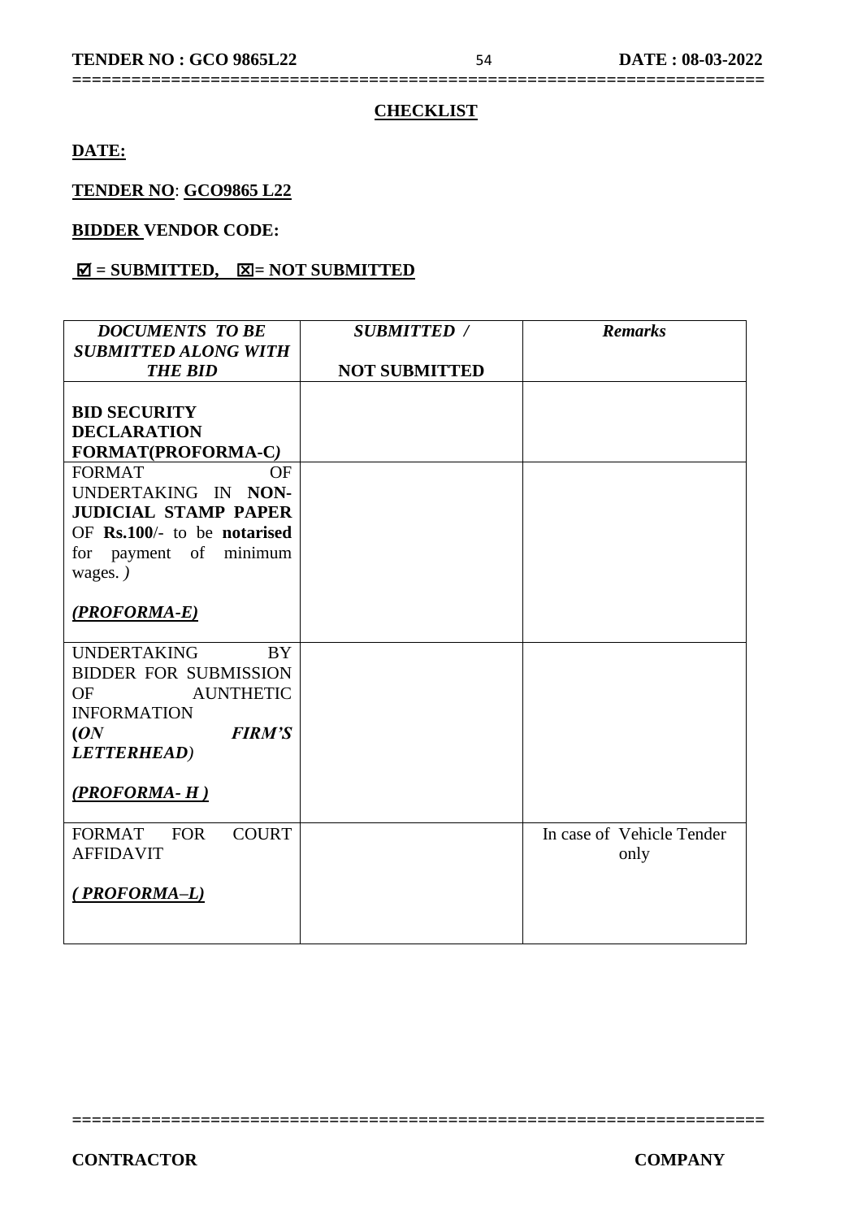## CHECKLIST

**DATE:**

**TENDER NO**: **GCO9865 L22**

**BIDDER VENDOR CODE:**

**☑ = SUBMITTED, ☒= NOT SUBMITTED**

| ***DOCUMENTS TO BE SUBMITTED ALONG WITH THE BID*** | ***SUBMITTED /*** **NOT SUBMITTED** | ***Remarks*** |
|---|---|---|
| **BID SECURITY DECLARATION FORMAT(PROFORMA-C*)*** | | |
| FORMAT OF UNDERTAKING IN **NON-JUDICIAL STAMP PAPER** OF **Rs.100**/- to be **notarised** for payment of minimum wages. *)* ***(PROFORMA-E)*** | | |
| UNDERTAKING BY BIDDER FOR SUBMISSION OF AUNTHETIC INFORMATION **(*ON FIRM'S LETTERHEAD)*** ***(PROFORMA- H )*** | | |
| FORMAT FOR COURT AFFIDAVIT ***( PROFORMA–L)*** | | In case of Vehicle Tender only |

**CONTRACTOR** **COMPANY**